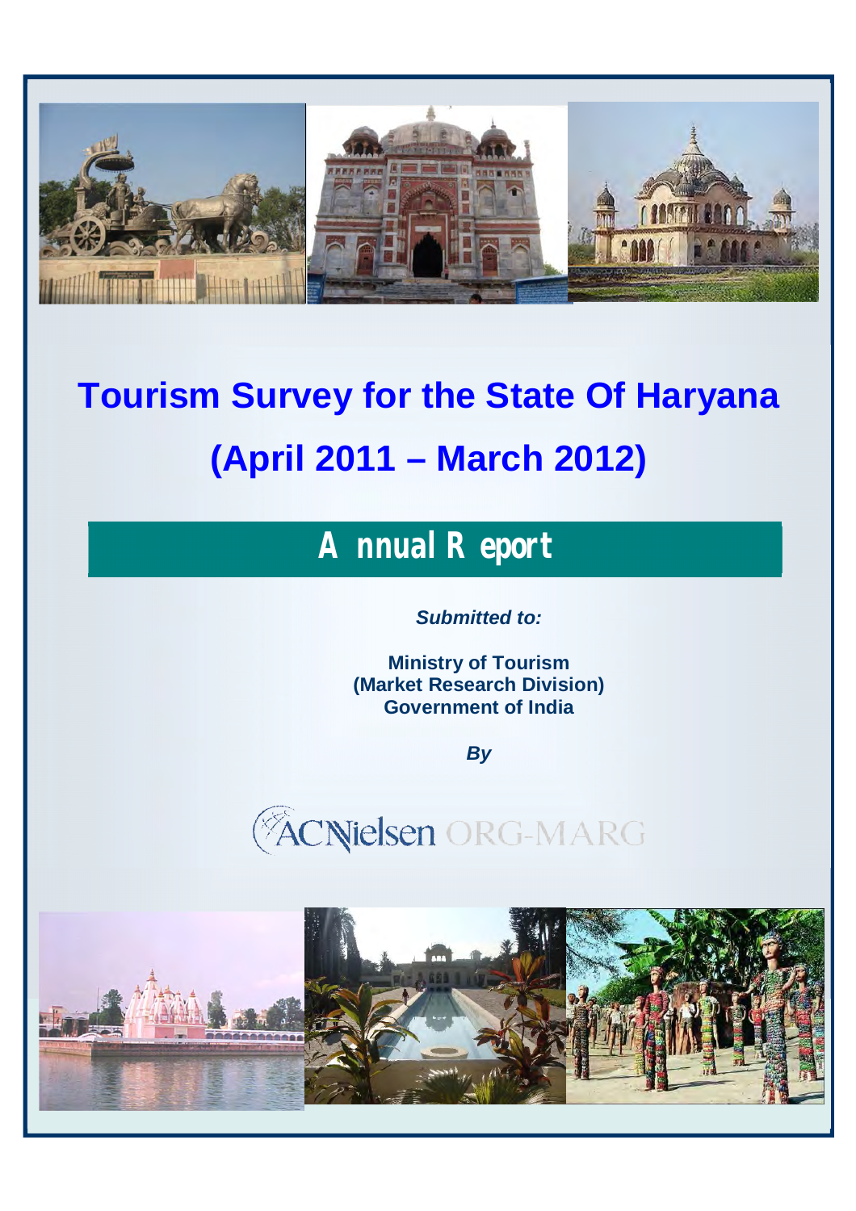# Tourism Survey for the State Of Haryana

# (April 2011 – March 2012)

## Annual Report

***Submitted to:***

**Ministry of Tourism**
**(Market Research Division)**
**Government of India**

***By***

ACNielsen ORG-MARG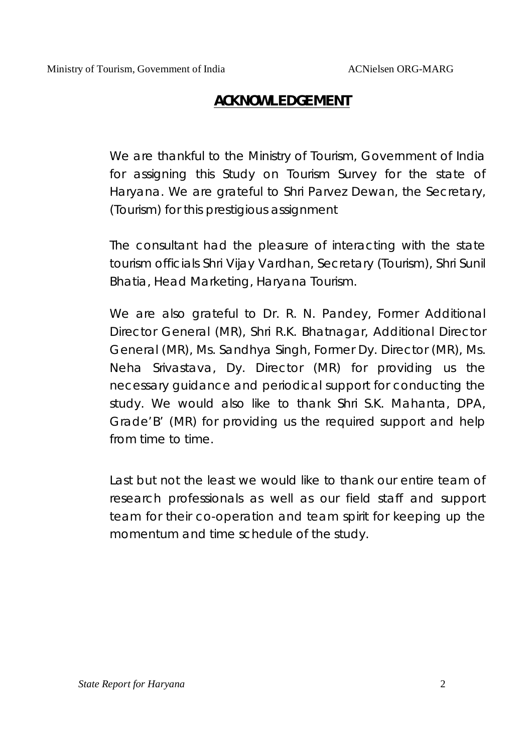## ACKNOWLEDGEMENT

We are thankful to the Ministry of Tourism, Government of India for assigning this Study on Tourism Survey for the state of Haryana. We are grateful to Shri Parvez Dewan, the Secretary, (Tourism) for this prestigious assignment

The consultant had the pleasure of interacting with the state tourism officials Shri Vijay Vardhan, Secretary (Tourism), Shri Sunil Bhatia, Head Marketing, Haryana Tourism.

We are also grateful to Dr. R. N. Pandey, Former Additional Director General (MR), Shri R.K. Bhatnagar, Additional Director General (MR), Ms. Sandhya Singh, Former Dy. Director (MR), Ms. Neha Srivastava, Dy. Director (MR) for providing us the necessary guidance and periodical support for conducting the study. We would also like to thank Shri S.K. Mahanta, DPA, Grade'B' (MR) for providing us the required support and help from time to time.

Last but not the least we would like to thank our entire team of research professionals as well as our field staff and support team for their co-operation and team spirit for keeping up the momentum and time schedule of the study.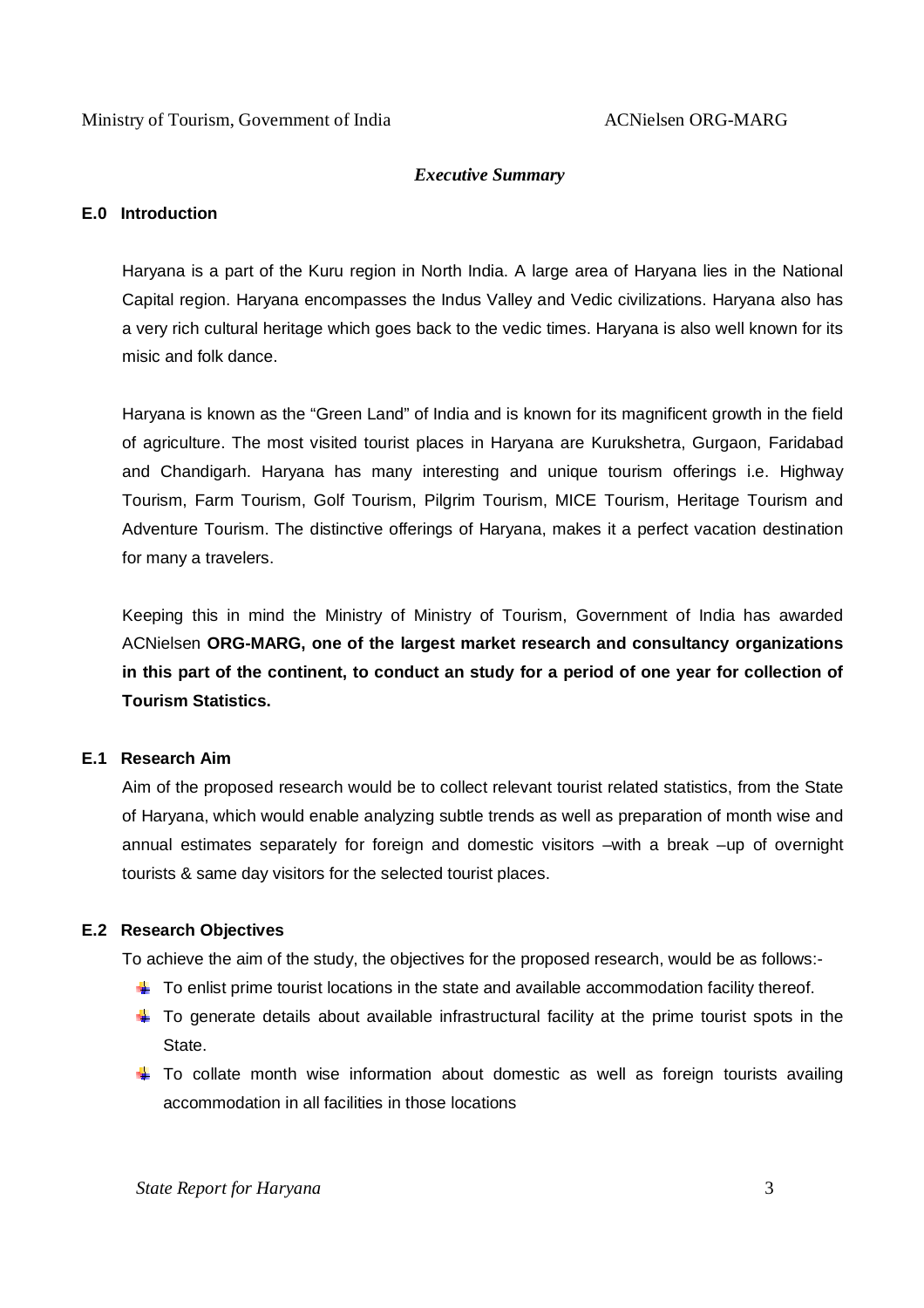## *Executive Summary*

### E.0 Introduction

Haryana is a part of the Kuru region in North India. A large area of Haryana lies in the National Capital region. Haryana encompasses the Indus Valley and Vedic civilizations. Haryana also has a very rich cultural heritage which goes back to the vedic times. Haryana is also well known for its misic and folk dance.

Haryana is known as the "Green Land" of India and is known for its magnificent growth in the field of agriculture. The most visited tourist places in Haryana are Kurukshetra, Gurgaon, Faridabad and Chandigarh. Haryana has many interesting and unique tourism offerings i.e. Highway Tourism, Farm Tourism, Golf Tourism, Pilgrim Tourism, MICE Tourism, Heritage Tourism and Adventure Tourism. The distinctive offerings of Haryana, makes it a perfect vacation destination for many a travelers.

Keeping this in mind the Ministry of Ministry of Tourism, Government of India has awarded ACNielsen **ORG-MARG, one of the largest market research and consultancy organizations in this part of the continent, to conduct an study for a period of one year for collection of Tourism Statistics.**

### E.1 Research Aim

Aim of the proposed research would be to collect relevant tourist related statistics, from the State of Haryana, which would enable analyzing subtle trends as well as preparation of month wise and annual estimates separately for foreign and domestic visitors –with a break –up of overnight tourists & same day visitors for the selected tourist places.

### E.2 Research Objectives

To achieve the aim of the study, the objectives for the proposed research, would be as follows:-

- To enlist prime tourist locations in the state and available accommodation facility thereof.
- To generate details about available infrastructural facility at the prime tourist spots in the State.
- To collate month wise information about domestic as well as foreign tourists availing accommodation in all facilities in those locations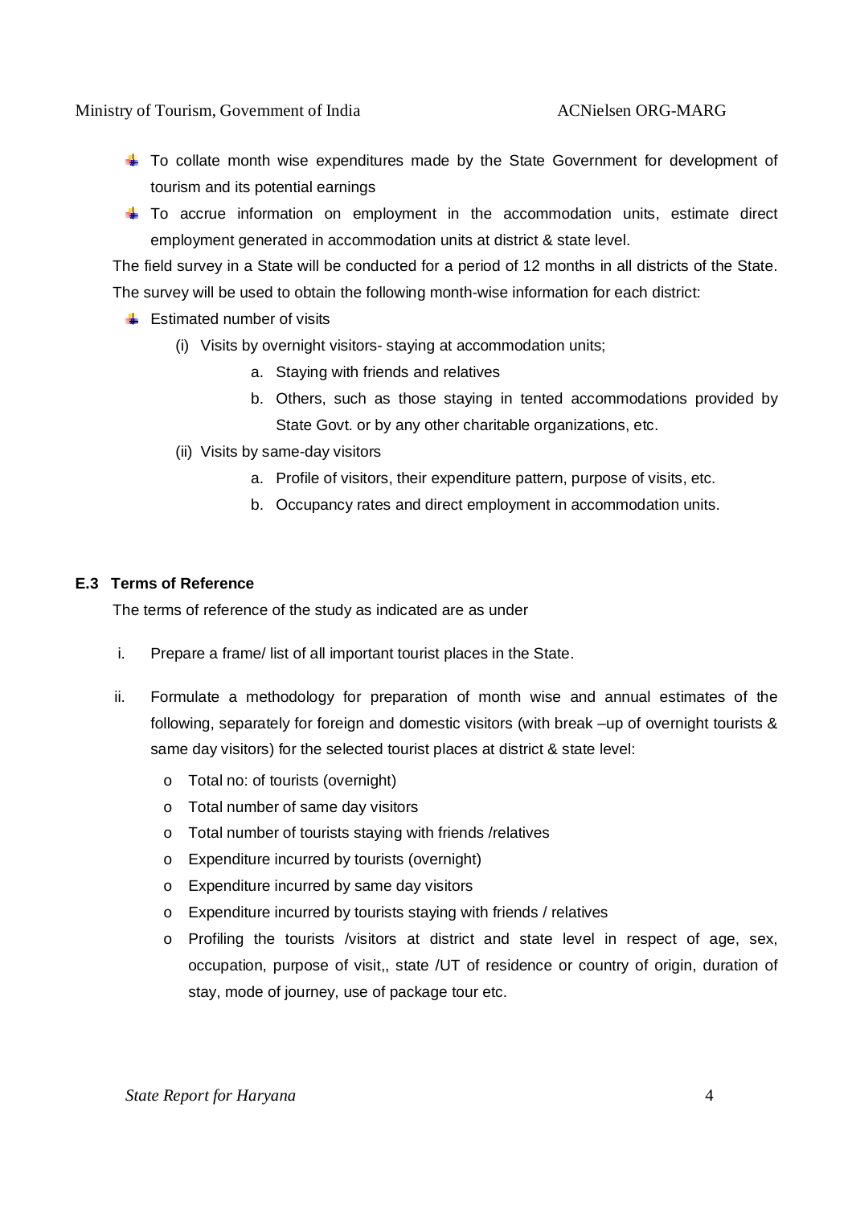- To collate month wise expenditures made by the State Government for development of tourism and its potential earnings
- To accrue information on employment in the accommodation units, estimate direct employment generated in accommodation units at district & state level.

The field survey in a State will be conducted for a period of 12 months in all districts of the State. The survey will be used to obtain the following month-wise information for each district:

- Estimated number of visits
  - (i) Visits by overnight visitors- staying at accommodation units;
    - a. Staying with friends and relatives
    - b. Others, such as those staying in tented accommodations provided by State Govt. or by any other charitable organizations, etc.
  - (ii) Visits by same-day visitors
    - a. Profile of visitors, their expenditure pattern, purpose of visits, etc.
    - b. Occupancy rates and direct employment in accommodation units.

### E.3 Terms of Reference

The terms of reference of the study as indicated are as under

i. Prepare a frame/ list of all important tourist places in the State.

ii. Formulate a methodology for preparation of month wise and annual estimates of the following, separately for foreign and domestic visitors (with break –up of overnight tourists & same day visitors) for the selected tourist places at district & state level:

   - Total no: of tourists (overnight)
   - Total number of same day visitors
   - Total number of tourists staying with friends /relatives
   - Expenditure incurred by tourists (overnight)
   - Expenditure incurred by same day visitors
   - Expenditure incurred by tourists staying with friends / relatives
   - Profiling the tourists /visitors at district and state level in respect of age, sex, occupation, purpose of visit,, state /UT of residence or country of origin, duration of stay, mode of journey, use of package tour etc.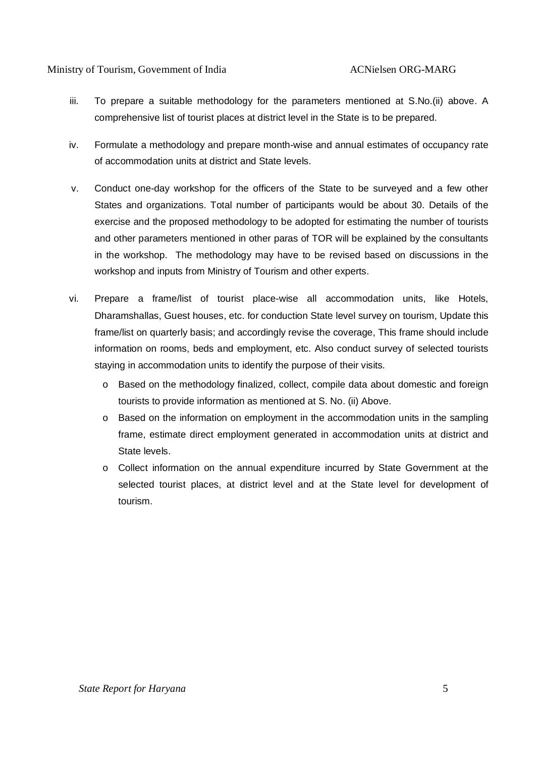iii. To prepare a suitable methodology for the parameters mentioned at S.No.(ii) above. A comprehensive list of tourist places at district level in the State is to be prepared.

iv. Formulate a methodology and prepare month-wise and annual estimates of occupancy rate of accommodation units at district and State levels.

v. Conduct one-day workshop for the officers of the State to be surveyed and a few other States and organizations. Total number of participants would be about 30. Details of the exercise and the proposed methodology to be adopted for estimating the number of tourists and other parameters mentioned in other paras of TOR will be explained by the consultants in the workshop. The methodology may have to be revised based on discussions in the workshop and inputs from Ministry of Tourism and other experts.

vi. Prepare a frame/list of tourist place-wise all accommodation units, like Hotels, Dharamshallas, Guest houses, etc. for conduction State level survey on tourism, Update this frame/list on quarterly basis; and accordingly revise the coverage, This frame should include information on rooms, beds and employment, etc. Also conduct survey of selected tourists staying in accommodation units to identify the purpose of their visits.

   - Based on the methodology finalized, collect, compile data about domestic and foreign tourists to provide information as mentioned at S. No. (ii) Above.
   - Based on the information on employment in the accommodation units in the sampling frame, estimate direct employment generated in accommodation units at district and State levels.
   - Collect information on the annual expenditure incurred by State Government at the selected tourist places, at district level and at the State level for development of tourism.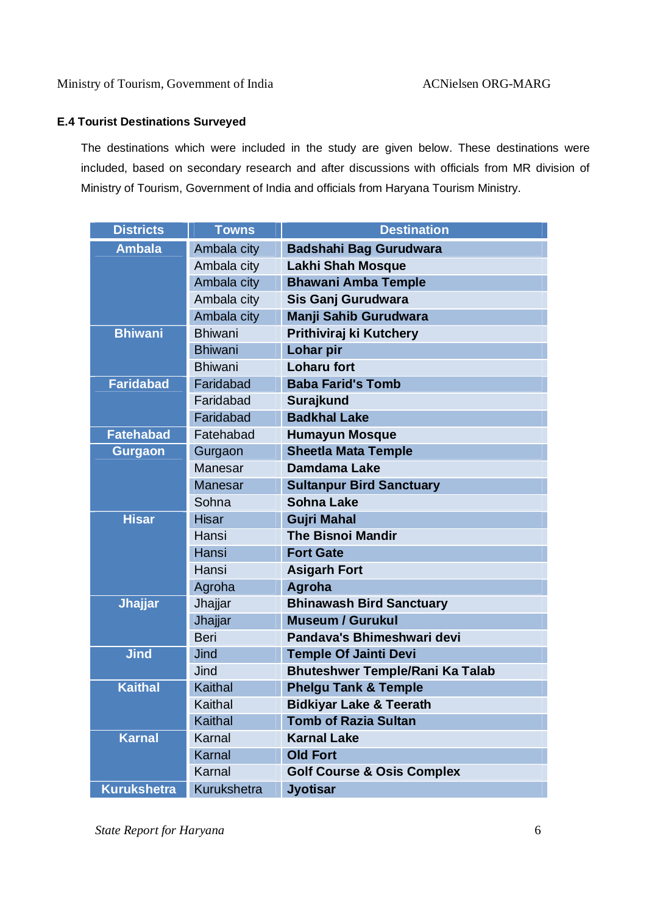### E.4 Tourist Destinations Surveyed

The destinations which were included in the study are given below. These destinations were included, based on secondary research and after discussions with officials from MR division of Ministry of Tourism, Government of India and officials from Haryana Tourism Ministry.

| Districts | Towns | Destination |
|---|---|---|
| Ambala | Ambala city | Badshahi Bag Gurudwara |
| | Ambala city | Lakhi Shah Mosque |
| | Ambala city | Bhawani Amba Temple |
| | Ambala city | Sis Ganj Gurudwara |
| | Ambala city | Manji Sahib Gurudwara |
| Bhiwani | Bhiwani | Prithiviraj ki Kutchery |
| | Bhiwani | Lohar pir |
| | Bhiwani | Loharu fort |
| Faridabad | Faridabad | Baba Farid's Tomb |
| | Faridabad | Surajkund |
| | Faridabad | Badkhal Lake |
| Fatehabad | Fatehabad | Humayun Mosque |
| Gurgaon | Gurgaon | Sheetla Mata Temple |
| | Manesar | Damdama Lake |
| | Manesar | Sultanpur Bird Sanctuary |
| | Sohna | Sohna Lake |
| Hisar | Hisar | Gujri Mahal |
| | Hansi | The Bisnoi Mandir |
| | Hansi | Fort Gate |
| | Hansi | Asigarh Fort |
| | Agroha | Agroha |
| Jhajjar | Jhajjar | Bhinawash Bird Sanctuary |
| | Jhajjar | Museum / Gurukul |
| | Beri | Pandava's Bhimeshwari devi |
| Jind | Jind | Temple Of Jainti Devi |
| | Jind | Bhuteshwer Temple/Rani Ka Talab |
| Kaithal | Kaithal | Phelgu Tank & Temple |
| | Kaithal | Bidkiyar Lake & Teerath |
| | Kaithal | Tomb of Razia Sultan |
| Karnal | Karnal | Karnal Lake |
| | Karnal | Old Fort |
| | Karnal | Golf Course & Osis Complex |
| Kurukshetra | Kurukshetra | Jyotisar |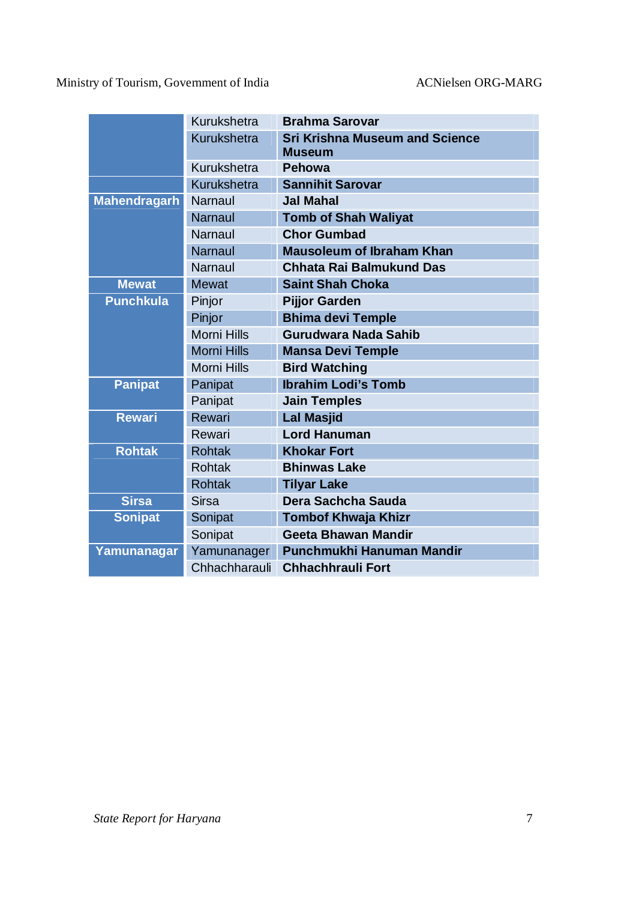| | | |
|---|---|---|
| | Kurukshetra | **Brahma Sarovar** |
| | Kurukshetra | **Sri Krishna Museum and Science Museum** |
| | Kurukshetra | **Pehowa** |
| | Kurukshetra | **Sannihit Sarovar** |
| **Mahendragarh** | Narnaul | **Jal Mahal** |
| | Narnaul | **Tomb of Shah Waliyat** |
| | Narnaul | **Chor Gumbad** |
| | Narnaul | **Mausoleum of Ibraham Khan** |
| | Narnaul | **Chhata Rai Balmukund Das** |
| **Mewat** | Mewat | **Saint Shah Choka** |
| **Punchkula** | Pinjor | **Pijjor Garden** |
| | Pinjor | **Bhima devi Temple** |
| | Morni Hills | **Gurudwara Nada Sahib** |
| | Morni Hills | **Mansa Devi Temple** |
| | Morni Hills | **Bird Watching** |
| **Panipat** | Panipat | **Ibrahim Lodi's Tomb** |
| | Panipat | **Jain Temples** |
| **Rewari** | Rewari | **Lal Masjid** |
| | Rewari | **Lord Hanuman** |
| **Rohtak** | Rohtak | **Khokar Fort** |
| | Rohtak | **Bhinwas Lake** |
| | Rohtak | **Tilyar Lake** |
| **Sirsa** | Sirsa | **Dera Sachcha Sauda** |
| **Sonipat** | Sonipat | **Tombof Khwaja Khizr** |
| | Sonipat | **Geeta Bhawan Mandir** |
| **Yamunanagar** | Yamunanager | **Punchmukhi Hanuman Mandir** |
| | Chhachharauli | **Chhachhrauli Fort** |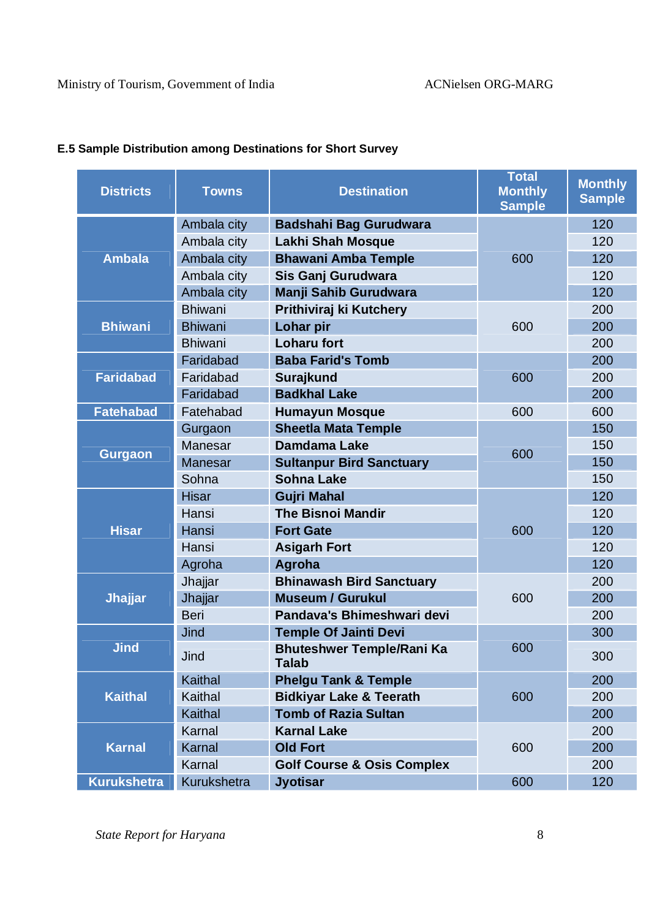### E.5 Sample Distribution among Destinations for Short Survey

| Districts | Towns | Destination | Total Monthly Sample | Monthly Sample |
|---|---|---|---|---|
| Ambala | Ambala city | Badshahi Bag Gurudwara | 600 | 120 |
| | Ambala city | Lakhi Shah Mosque | | 120 |
| | Ambala city | Bhawani Amba Temple | | 120 |
| | Ambala city | Sis Ganj Gurudwara | | 120 |
| | Ambala city | Manji Sahib Gurudwara | | 120 |
| Bhiwani | Bhiwani | Prithiviraj ki Kutchery | 600 | 200 |
| | Bhiwani | Lohar pir | | 200 |
| | Bhiwani | Loharu fort | | 200 |
| Faridabad | Faridabad | Baba Farid's Tomb | 600 | 200 |
| | Faridabad | Surajkund | | 200 |
| | Faridabad | Badkhal Lake | | 200 |
| Fatehabad | Fatehabad | Humayun Mosque | 600 | 600 |
| Gurgaon | Gurgaon | Sheetla Mata Temple | 600 | 150 |
| | Manesar | Damdama Lake | | 150 |
| | Manesar | Sultanpur Bird Sanctuary | | 150 |
| | Sohna | Sohna Lake | | 150 |
| Hisar | Hisar | Gujri Mahal | 600 | 120 |
| | Hansi | The Bisnoi Mandir | | 120 |
| | Hansi | Fort Gate | | 120 |
| | Hansi | Asigarh Fort | | 120 |
| | Agroha | Agroha | | 120 |
| Jhajjar | Jhajjar | Bhinawash Bird Sanctuary | 600 | 200 |
| | Jhajjar | Museum / Gurukul | | 200 |
| | Beri | Pandava's Bhimeshwari devi | | 200 |
| Jind | Jind | Temple Of Jainti Devi | 600 | 300 |
| | Jind | Bhuteshwer Temple/Rani Ka Talab | | 300 |
| Kaithal | Kaithal | Phelgu Tank & Temple | 600 | 200 |
| | Kaithal | Bidkiyar Lake & Teerath | | 200 |
| | Kaithal | Tomb of Razia Sultan | | 200 |
| Karnal | Karnal | Karnal Lake | 600 | 200 |
| | Karnal | Old Fort | | 200 |
| | Karnal | Golf Course & Osis Complex | | 200 |
| Kurukshetra | Kurukshetra | Jyotisar | 600 | 120 |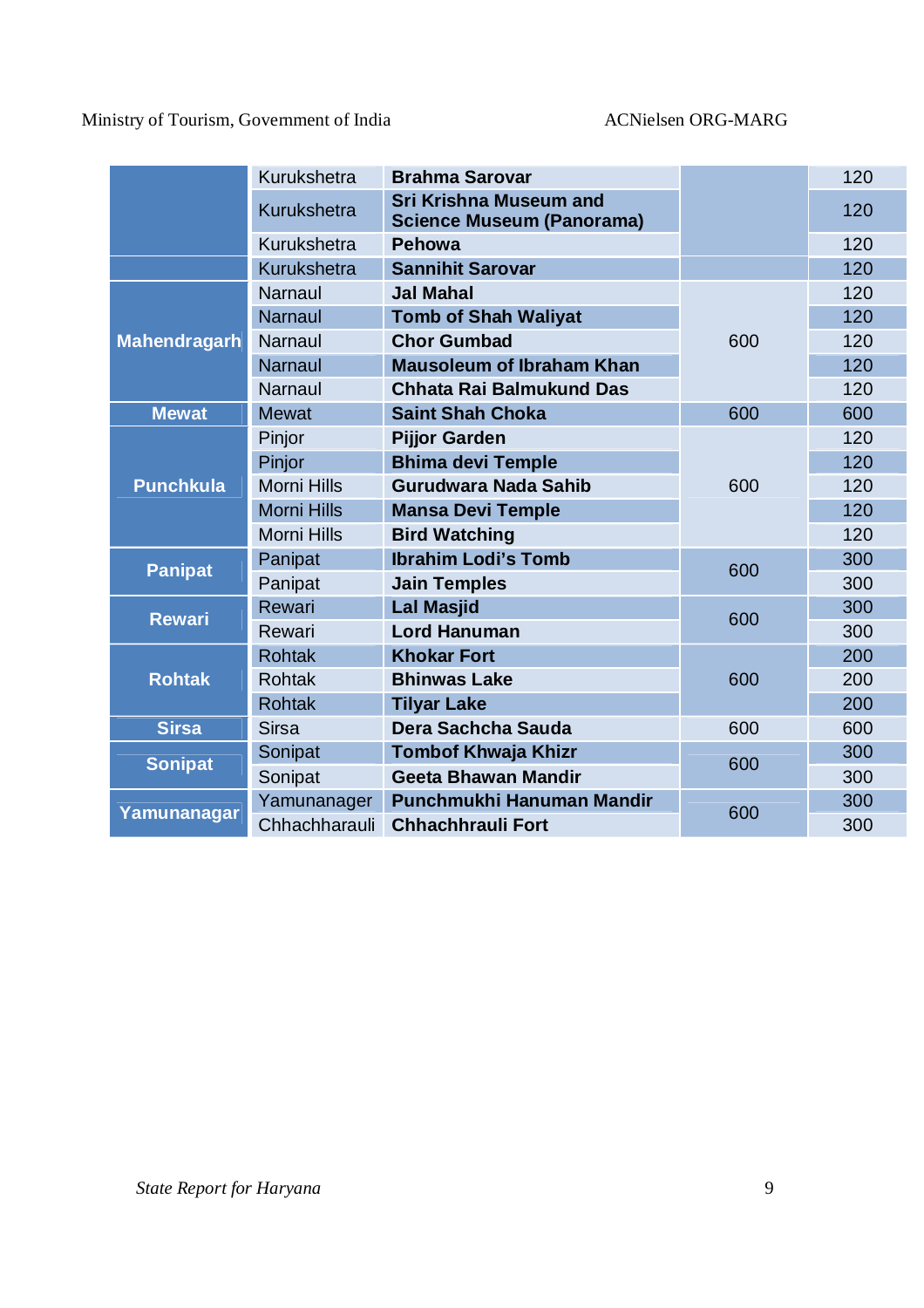| | | | | |
|---|---|---|---|---|
| | Kurukshetra | **Brahma Sarovar** | | 120 |
| | Kurukshetra | **Sri Krishna Museum and Science Museum (Panorama)** | | 120 |
| | Kurukshetra | **Pehowa** | | 120 |
| | Kurukshetra | **Sannihit Sarovar** | | 120 |
| **Mahendragarh** | Narnaul | **Jal Mahal** | 600 | 120 |
| | Narnaul | **Tomb of Shah Waliyat** | | 120 |
| | Narnaul | **Chor Gumbad** | | 120 |
| | Narnaul | **Mausoleum of Ibrahim Khan** | | 120 |
| | Narnaul | **Chhata Rai Balmukund Das** | | 120 |
| **Mewat** | Mewat | **Saint Shah Choka** | 600 | 600 |
| **Punchkula** | Pinjor | **Pijjor Garden** | 600 | 120 |
| | Pinjor | **Bhima devi Temple** | | 120 |
| | Morni Hills | **Gurudwara Nada Sahib** | | 120 |
| | Morni Hills | **Mansa Devi Temple** | | 120 |
| | Morni Hills | **Bird Watching** | | 120 |
| **Panipat** | Panipat | **Ibrahim Lodi's Tomb** | 600 | 300 |
| | Panipat | **Jain Temples** | | 300 |
| **Rewari** | Rewari | **Lal Masjid** | 600 | 300 |
| | Rewari | **Lord Hanuman** | | 300 |
| **Rohtak** | Rohtak | **Khokar Fort** | 600 | 200 |
| | Rohtak | **Bhinwas Lake** | | 200 |
| | Rohtak | **Tilyar Lake** | | 200 |
| **Sirsa** | Sirsa | **Dera Sachcha Sauda** | 600 | 600 |
| **Sonipat** | Sonipat | **Tombof Khwaja Khizr** | 600 | 300 |
| | Sonipat | **Geeta Bhawan Mandir** | | 300 |
| **Yamunanagar** | Yamunanager | **Punchmukhi Hanuman Mandir** | 600 | 300 |
| | Chhachharauli | **Chhachhrauli Fort** | | 300 |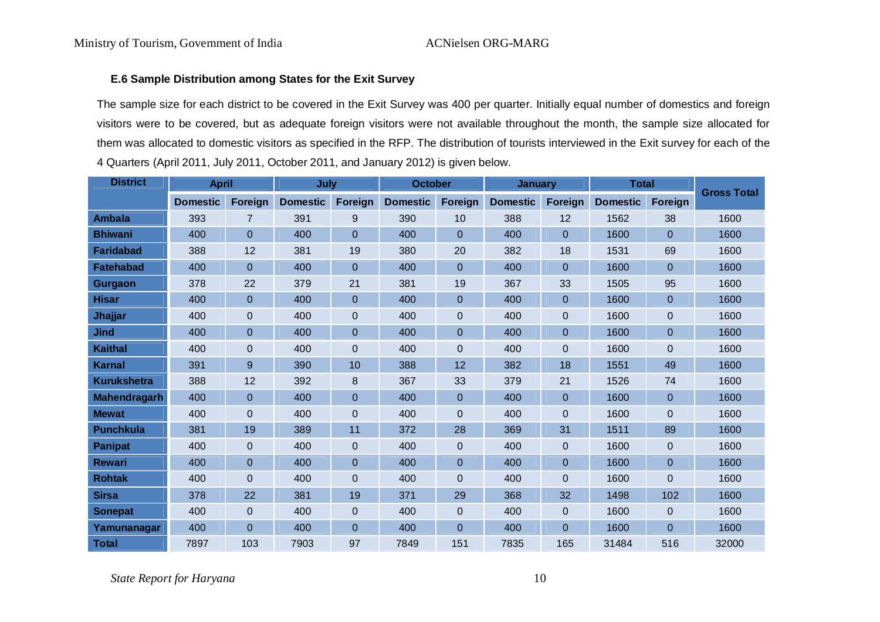### E.6 Sample Distribution among States for the Exit Survey

The sample size for each district to be covered in the Exit Survey was 400 per quarter. Initially equal number of domestics and foreign visitors were to be covered, but as adequate foreign visitors were not available throughout the month, the sample size allocated for them was allocated to domestic visitors as specified in the RFP. The distribution of tourists interviewed in the Exit survey for each of the 4 Quarters (April 2011, July 2011, October 2011, and January 2012) is given below.

| District | April | | July | | October | | January | | Total | | Gross Total |
|---|---|---|---|---|---|---|---|---|---|---|---|
| | Domestic | Foreign | Domestic | Foreign | Domestic | Foreign | Domestic | Foreign | Domestic | Foreign | |
| Ambala | 393 | 7 | 391 | 9 | 390 | 10 | 388 | 12 | 1562 | 38 | 1600 |
| Bhiwani | 400 | 0 | 400 | 0 | 400 | 0 | 400 | 0 | 1600 | 0 | 1600 |
| Faridabad | 388 | 12 | 381 | 19 | 380 | 20 | 382 | 18 | 1531 | 69 | 1600 |
| Fatehabad | 400 | 0 | 400 | 0 | 400 | 0 | 400 | 0 | 1600 | 0 | 1600 |
| Gurgaon | 378 | 22 | 379 | 21 | 381 | 19 | 367 | 33 | 1505 | 95 | 1600 |
| Hisar | 400 | 0 | 400 | 0 | 400 | 0 | 400 | 0 | 1600 | 0 | 1600 |
| Jhajjar | 400 | 0 | 400 | 0 | 400 | 0 | 400 | 0 | 1600 | 0 | 1600 |
| Jind | 400 | 0 | 400 | 0 | 400 | 0 | 400 | 0 | 1600 | 0 | 1600 |
| Kaithal | 400 | 0 | 400 | 0 | 400 | 0 | 400 | 0 | 1600 | 0 | 1600 |
| Karnal | 391 | 9 | 390 | 10 | 388 | 12 | 382 | 18 | 1551 | 49 | 1600 |
| Kurukshetra | 388 | 12 | 392 | 8 | 367 | 33 | 379 | 21 | 1526 | 74 | 1600 |
| Mahendragarh | 400 | 0 | 400 | 0 | 400 | 0 | 400 | 0 | 1600 | 0 | 1600 |
| Mewat | 400 | 0 | 400 | 0 | 400 | 0 | 400 | 0 | 1600 | 0 | 1600 |
| Punchkula | 381 | 19 | 389 | 11 | 372 | 28 | 369 | 31 | 1511 | 89 | 1600 |
| Panipat | 400 | 0 | 400 | 0 | 400 | 0 | 400 | 0 | 1600 | 0 | 1600 |
| Rewari | 400 | 0 | 400 | 0 | 400 | 0 | 400 | 0 | 1600 | 0 | 1600 |
| Rohtak | 400 | 0 | 400 | 0 | 400 | 0 | 400 | 0 | 1600 | 0 | 1600 |
| Sirsa | 378 | 22 | 381 | 19 | 371 | 29 | 368 | 32 | 1498 | 102 | 1600 |
| Sonepat | 400 | 0 | 400 | 0 | 400 | 0 | 400 | 0 | 1600 | 0 | 1600 |
| Yamunanagar | 400 | 0 | 400 | 0 | 400 | 0 | 400 | 0 | 1600 | 0 | 1600 |
| Total | 7897 | 103 | 7903 | 97 | 7849 | 151 | 7835 | 165 | 31484 | 516 | 32000 |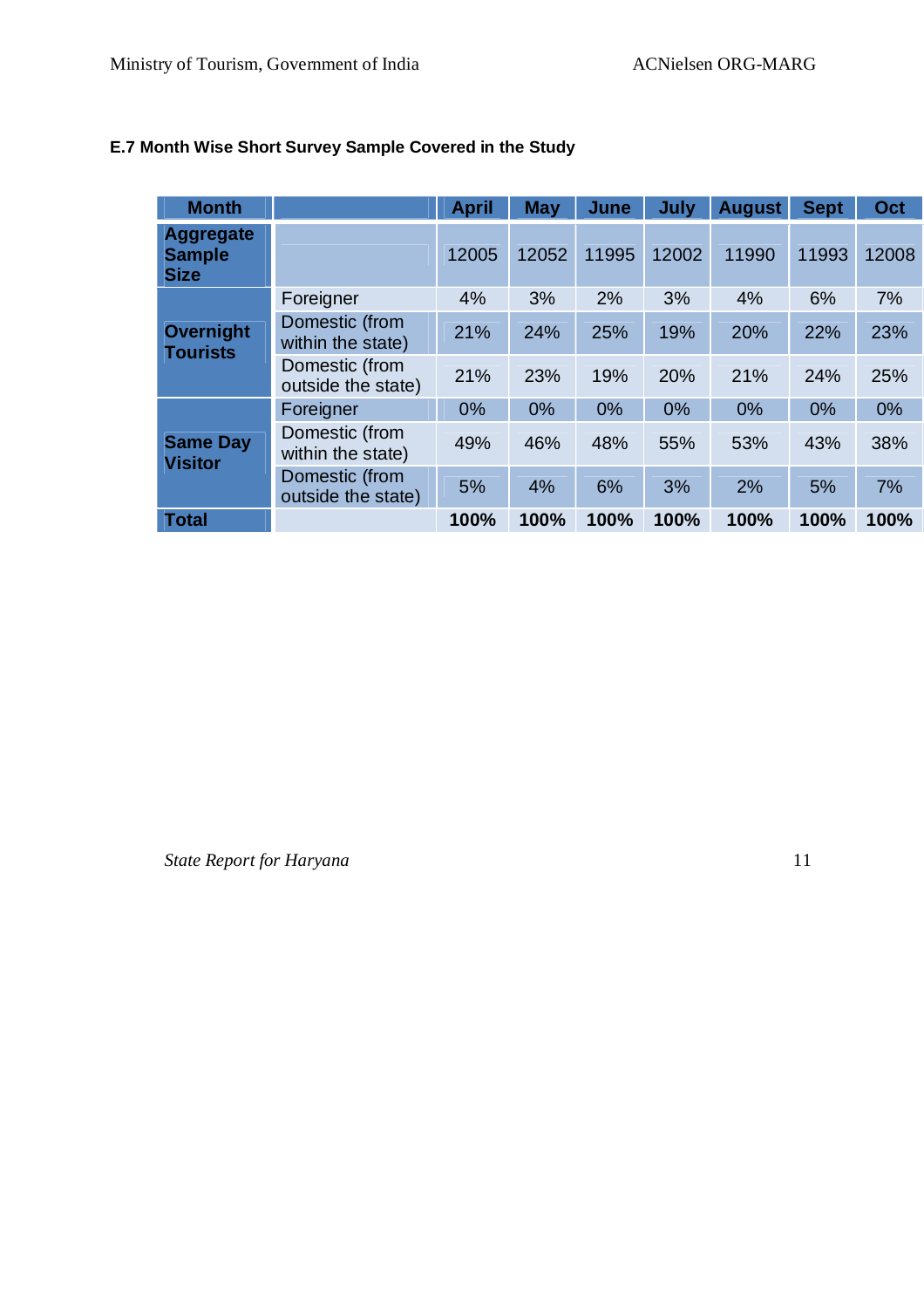**E.7 Month Wise Short Survey Sample Covered in the Study**

| Month | | April | May | June | July | August | Sept | Oct |
|---|---|---|---|---|---|---|---|---|
| **Aggregate Sample Size** | | 12005 | 12052 | 11995 | 12002 | 11990 | 11993 | 12008 |
| **Overnight Tourists** | Foreigner | 4% | 3% | 2% | 3% | 4% | 6% | 7% |
| | Domestic (from within the state) | 21% | 24% | 25% | 19% | 20% | 22% | 23% |
| | Domestic (from outside the state) | 21% | 23% | 19% | 20% | 21% | 24% | 25% |
| **Same Day Visitor** | Foreigner | 0% | 0% | 0% | 0% | 0% | 0% | 0% |
| | Domestic (from within the state) | 49% | 46% | 48% | 55% | 53% | 43% | 38% |
| | Domestic (from outside the state) | 5% | 4% | 6% | 3% | 2% | 5% | 7% |
| **Total** | | **100%** | **100%** | **100%** | **100%** | **100%** | **100%** | **100%** |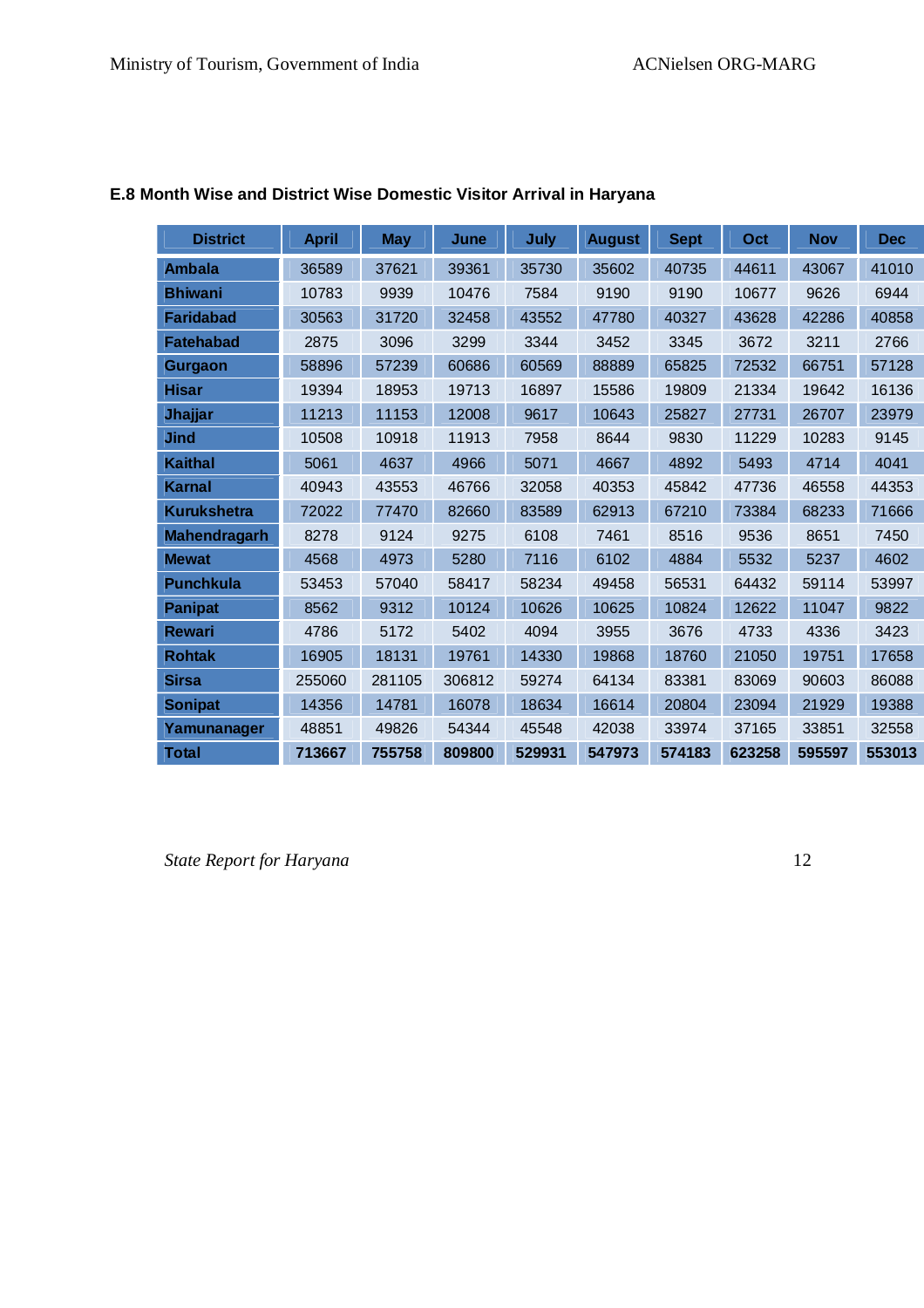### E.8 Month Wise and District Wise Domestic Visitor Arrival in Haryana

| District | April | May | June | July | August | Sept | Oct | Nov | Dec |
|---|---|---|---|---|---|---|---|---|---|
| **Ambala** | 36589 | 37621 | 39361 | 35730 | 35602 | 40735 | 44611 | 43067 | 41010 |
| **Bhiwani** | 10783 | 9939 | 10476 | 7584 | 9190 | 9190 | 10677 | 9626 | 6944 |
| **Faridabad** | 30563 | 31720 | 32458 | 43552 | 47780 | 40327 | 43628 | 42286 | 40858 |
| **Fatehabad** | 2875 | 3096 | 3299 | 3344 | 3452 | 3345 | 3672 | 3211 | 2766 |
| **Gurgaon** | 58896 | 57239 | 60686 | 60569 | 88889 | 65825 | 72532 | 66751 | 57128 |
| **Hisar** | 19394 | 18953 | 19713 | 16897 | 15586 | 19809 | 21334 | 19642 | 16136 |
| **Jhajjar** | 11213 | 11153 | 12008 | 9617 | 10643 | 25827 | 27731 | 26707 | 23979 |
| **Jind** | 10508 | 10918 | 11913 | 7958 | 8644 | 9830 | 11229 | 10283 | 9145 |
| **Kaithal** | 5061 | 4637 | 4966 | 5071 | 4667 | 4892 | 5493 | 4714 | 4041 |
| **Karnal** | 40943 | 43553 | 46766 | 32058 | 40353 | 45842 | 47736 | 46558 | 44353 |
| **Kurukshetra** | 72022 | 77470 | 82660 | 83589 | 62913 | 67210 | 73384 | 68233 | 71666 |
| **Mahendragarh** | 8278 | 9124 | 9275 | 6108 | 7461 | 8516 | 9536 | 8651 | 7450 |
| **Mewat** | 4568 | 4973 | 5280 | 7116 | 6102 | 4884 | 5532 | 5237 | 4602 |
| **Punchkula** | 53453 | 57040 | 58417 | 58234 | 49458 | 56531 | 64432 | 59114 | 53997 |
| **Panipat** | 8562 | 9312 | 10124 | 10626 | 10625 | 10824 | 12622 | 11047 | 9822 |
| **Rewari** | 4786 | 5172 | 5402 | 4094 | 3955 | 3676 | 4733 | 4336 | 3423 |
| **Rohtak** | 16905 | 18131 | 19761 | 14330 | 19868 | 18760 | 21050 | 19751 | 17658 |
| **Sirsa** | 255060 | 281105 | 306812 | 59274 | 64134 | 83381 | 83069 | 90603 | 86088 |
| **Sonipat** | 14356 | 14781 | 16078 | 18634 | 16614 | 20804 | 23094 | 21929 | 19388 |
| **Yamunanager** | 48851 | 49826 | 54344 | 45548 | 42038 | 33974 | 37165 | 33851 | 32558 |
| **Total** | **713667** | **755758** | **809800** | **529931** | **547973** | **574183** | **623258** | **595597** | **553013** |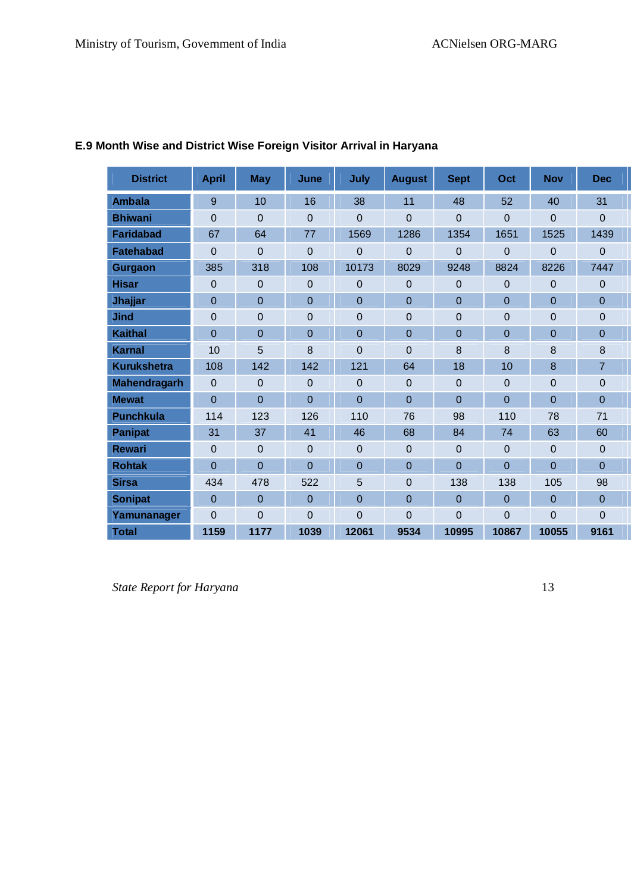**E.9 Month Wise and District Wise Foreign Visitor Arrival in Haryana**

| District | April | May | June | July | August | Sept | Oct | Nov | Dec |
|---|---|---|---|---|---|---|---|---|---|
| Ambala | 9 | 10 | 16 | 38 | 11 | 48 | 52 | 40 | 31 |
| Bhiwani | 0 | 0 | 0 | 0 | 0 | 0 | 0 | 0 | 0 |
| Faridabad | 67 | 64 | 77 | 1569 | 1286 | 1354 | 1651 | 1525 | 1439 |
| Fatehabad | 0 | 0 | 0 | 0 | 0 | 0 | 0 | 0 | 0 |
| Gurgaon | 385 | 318 | 108 | 10173 | 8029 | 9248 | 8824 | 8226 | 7447 |
| Hisar | 0 | 0 | 0 | 0 | 0 | 0 | 0 | 0 | 0 |
| Jhajjar | 0 | 0 | 0 | 0 | 0 | 0 | 0 | 0 | 0 |
| Jind | 0 | 0 | 0 | 0 | 0 | 0 | 0 | 0 | 0 |
| Kaithal | 0 | 0 | 0 | 0 | 0 | 0 | 0 | 0 | 0 |
| Karnal | 10 | 5 | 8 | 0 | 0 | 8 | 8 | 8 | 8 |
| Kurukshetra | 108 | 142 | 142 | 121 | 64 | 18 | 10 | 8 | 7 |
| Mahendragarh | 0 | 0 | 0 | 0 | 0 | 0 | 0 | 0 | 0 |
| Mewat | 0 | 0 | 0 | 0 | 0 | 0 | 0 | 0 | 0 |
| Punchkula | 114 | 123 | 126 | 110 | 76 | 98 | 110 | 78 | 71 |
| Panipat | 31 | 37 | 41 | 46 | 68 | 84 | 74 | 63 | 60 |
| Rewari | 0 | 0 | 0 | 0 | 0 | 0 | 0 | 0 | 0 |
| Rohtak | 0 | 0 | 0 | 0 | 0 | 0 | 0 | 0 | 0 |
| Sirsa | 434 | 478 | 522 | 5 | 0 | 138 | 138 | 105 | 98 |
| Sonipat | 0 | 0 | 0 | 0 | 0 | 0 | 0 | 0 | 0 |
| Yamunanager | 0 | 0 | 0 | 0 | 0 | 0 | 0 | 0 | 0 |
| **Total** | **1159** | **1177** | **1039** | **12061** | **9534** | **10995** | **10867** | **10055** | **9161** |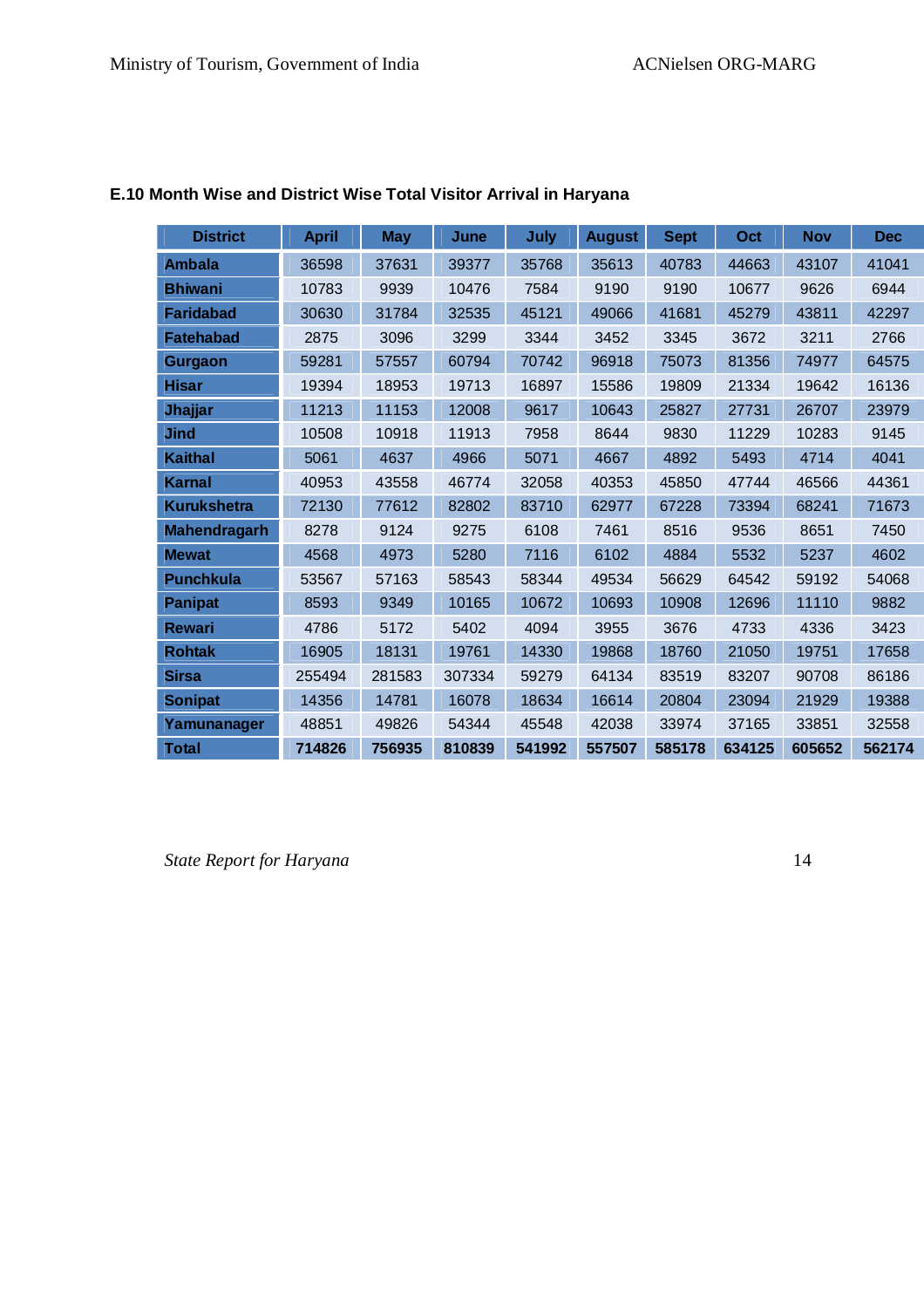**E.10 Month Wise and District Wise Total Visitor Arrival in Haryana**

| District | April | May | June | July | August | Sept | Oct | Nov | Dec |
|---|---|---|---|---|---|---|---|---|---|
| Ambala | 36598 | 37631 | 39377 | 35768 | 35613 | 40783 | 44663 | 43107 | 41041 |
| Bhiwani | 10783 | 9939 | 10476 | 7584 | 9190 | 9190 | 10677 | 9626 | 6944 |
| Faridabad | 30630 | 31784 | 32535 | 45121 | 49066 | 41681 | 45279 | 43811 | 42297 |
| Fatehabad | 2875 | 3096 | 3299 | 3344 | 3452 | 3345 | 3672 | 3211 | 2766 |
| Gurgaon | 59281 | 57557 | 60794 | 70742 | 96918 | 75073 | 81356 | 74977 | 64575 |
| Hisar | 19394 | 18953 | 19713 | 16897 | 15586 | 19809 | 21334 | 19642 | 16136 |
| Jhajjar | 11213 | 11153 | 12008 | 9617 | 10643 | 25827 | 27731 | 26707 | 23979 |
| Jind | 10508 | 10918 | 11913 | 7958 | 8644 | 9830 | 11229 | 10283 | 9145 |
| Kaithal | 5061 | 4637 | 4966 | 5071 | 4667 | 4892 | 5493 | 4714 | 4041 |
| Karnal | 40953 | 43558 | 46774 | 32058 | 40353 | 45850 | 47744 | 46566 | 44361 |
| Kurukshetra | 72130 | 77612 | 82802 | 83710 | 62977 | 67228 | 73394 | 68241 | 71673 |
| Mahendragarh | 8278 | 9124 | 9275 | 6108 | 7461 | 8516 | 9536 | 8651 | 7450 |
| Mewat | 4568 | 4973 | 5280 | 7116 | 6102 | 4884 | 5532 | 5237 | 4602 |
| Punchkula | 53567 | 57163 | 58543 | 58344 | 49534 | 56629 | 64542 | 59192 | 54068 |
| Panipat | 8593 | 9349 | 10165 | 10672 | 10693 | 10908 | 12696 | 11110 | 9882 |
| Rewari | 4786 | 5172 | 5402 | 4094 | 3955 | 3676 | 4733 | 4336 | 3423 |
| Rohtak | 16905 | 18131 | 19761 | 14330 | 19868 | 18760 | 21050 | 19751 | 17658 |
| Sirsa | 255494 | 281583 | 307334 | 59279 | 64134 | 83519 | 83207 | 90708 | 86186 |
| Sonipat | 14356 | 14781 | 16078 | 18634 | 16614 | 20804 | 23094 | 21929 | 19388 |
| Yamunanager | 48851 | 49826 | 54344 | 45548 | 42038 | 33974 | 37165 | 33851 | 32558 |
| **Total** | **714826** | **756935** | **810839** | **541992** | **557507** | **585178** | **634125** | **605652** | **562174** |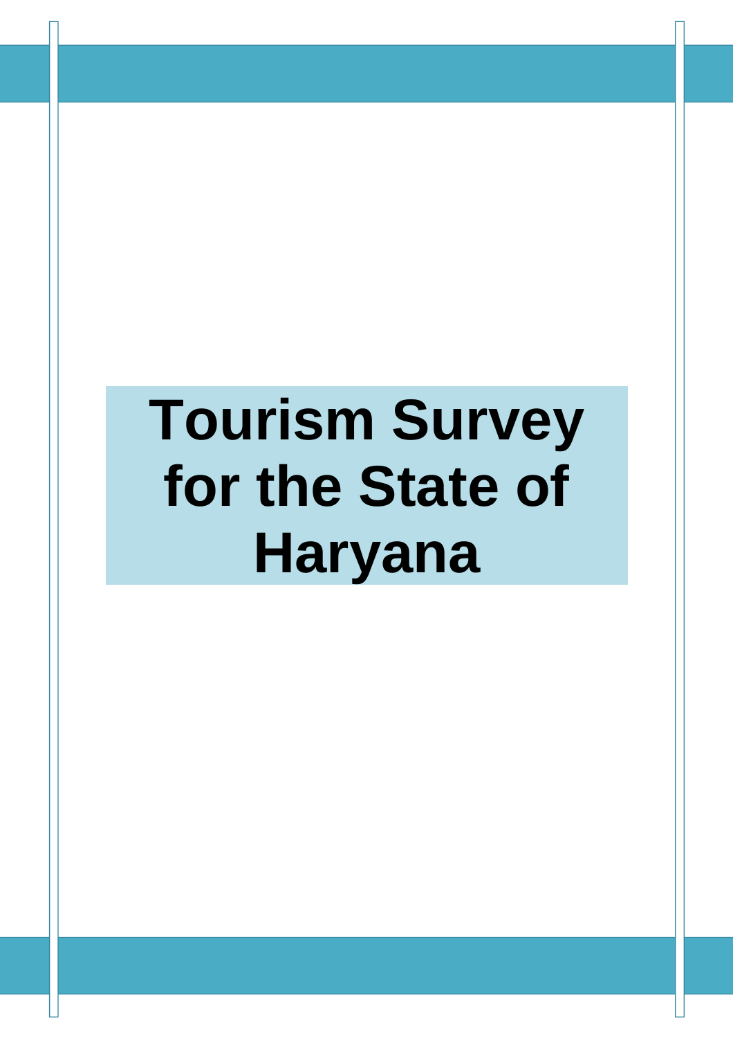# Tourism Survey for the State of Haryana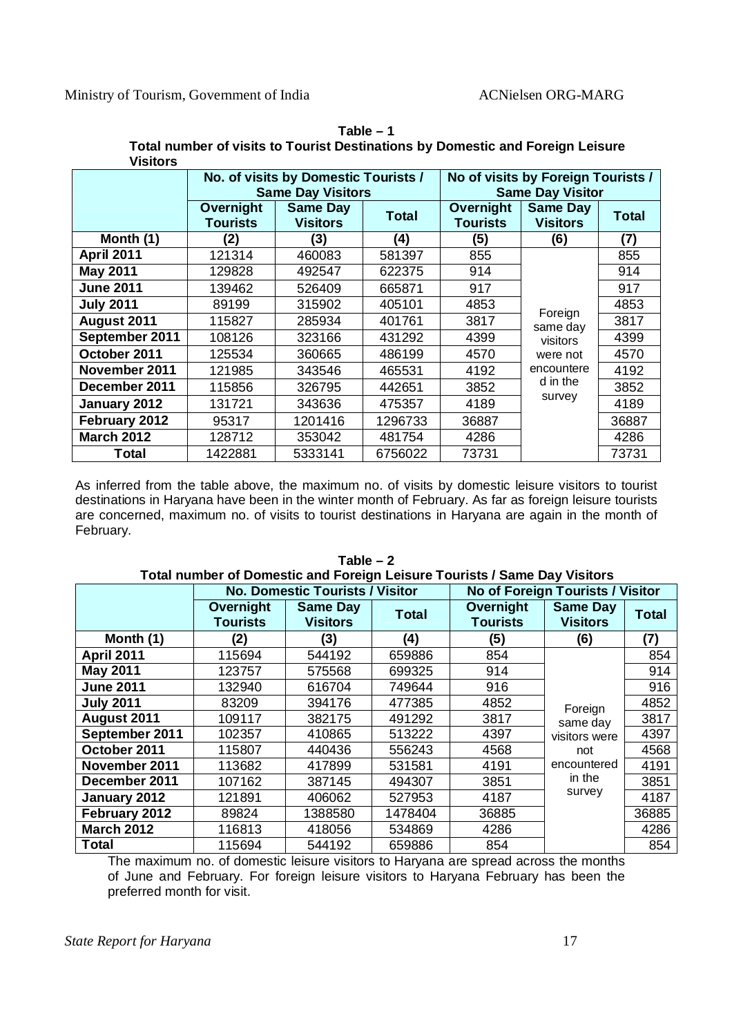**Table – 1**

**Total number of visits to Tourist Destinations by Domestic and Foreign Leisure Visitors**

| | No. of visits by Domestic Tourists / Same Day Visitors | | | No of visits by Foreign Tourists / Same Day Visitor | | |
|---|---|---|---|---|---|---|
| | Overnight Tourists | Same Day Visitors | Total | Overnight Tourists | Same Day Visitors | Total |
| **Month (1)** | **(2)** | **(3)** | **(4)** | **(5)** | **(6)** | **(7)** |
| **April 2011** | 121314 | 460083 | 581397 | 855 | Foreign same day visitors were not encountered in the survey | 855 |
| **May 2011** | 129828 | 492547 | 622375 | 914 | | 914 |
| **June 2011** | 139462 | 526409 | 665871 | 917 | | 917 |
| **July 2011** | 89199 | 315902 | 405101 | 4853 | | 4853 |
| **August 2011** | 115827 | 285934 | 401761 | 3817 | | 3817 |
| **September 2011** | 108126 | 323166 | 431292 | 4399 | | 4399 |
| **October 2011** | 125534 | 360665 | 486199 | 4570 | | 4570 |
| **November 2011** | 121985 | 343546 | 465531 | 4192 | | 4192 |
| **December 2011** | 115856 | 326795 | 442651 | 3852 | | 3852 |
| **January 2012** | 131721 | 343636 | 475357 | 4189 | | 4189 |
| **February 2012** | 95317 | 1201416 | 1296733 | 36887 | | 36887 |
| **March 2012** | 128712 | 353042 | 481754 | 4286 | | 4286 |
| **Total** | 1422881 | 5333141 | 6756022 | 73731 | | 73731 |

As inferred from the table above, the maximum no. of visits by domestic leisure visitors to tourist destinations in Haryana have been in the winter month of February. As far as foreign leisure tourists are concerned, maximum no. of visits to tourist destinations in Haryana are again in the month of February.

**Table – 2**

**Total number of Domestic and Foreign Leisure Tourists / Same Day Visitors**

| | No. Domestic Tourists / Visitor | | | No of Foreign Tourists / Visitor | | |
|---|---|---|---|---|---|---|
| | Overnight Tourists | Same Day Visitors | Total | Overnight Tourists | Same Day Visitors | Total |
| **Month (1)** | **(2)** | **(3)** | **(4)** | **(5)** | **(6)** | **(7)** |
| **April 2011** | 115694 | 544192 | 659886 | 854 | Foreign same day visitors were not encountered in the survey | 854 |
| **May 2011** | 123757 | 575568 | 699325 | 914 | | 914 |
| **June 2011** | 132940 | 616704 | 749644 | 916 | | 916 |
| **July 2011** | 83209 | 394176 | 477385 | 4852 | | 4852 |
| **August 2011** | 109117 | 382175 | 491292 | 3817 | | 3817 |
| **September 2011** | 102357 | 410865 | 513222 | 4397 | | 4397 |
| **October 2011** | 115807 | 440436 | 556243 | 4568 | | 4568 |
| **November 2011** | 113682 | 417899 | 531581 | 4191 | | 4191 |
| **December 2011** | 107162 | 387145 | 494307 | 3851 | | 3851 |
| **January 2012** | 121891 | 406062 | 527953 | 4187 | | 4187 |
| **February 2012** | 89824 | 1388580 | 1478404 | 36885 | | 36885 |
| **March 2012** | 116813 | 418056 | 534869 | 4286 | | 4286 |
| **Total** | 115694 | 544192 | 659886 | 854 | | 854 |

The maximum no. of domestic leisure visitors to Haryana are spread across the months of June and February. For foreign leisure visitors to Haryana February has been the preferred month for visit.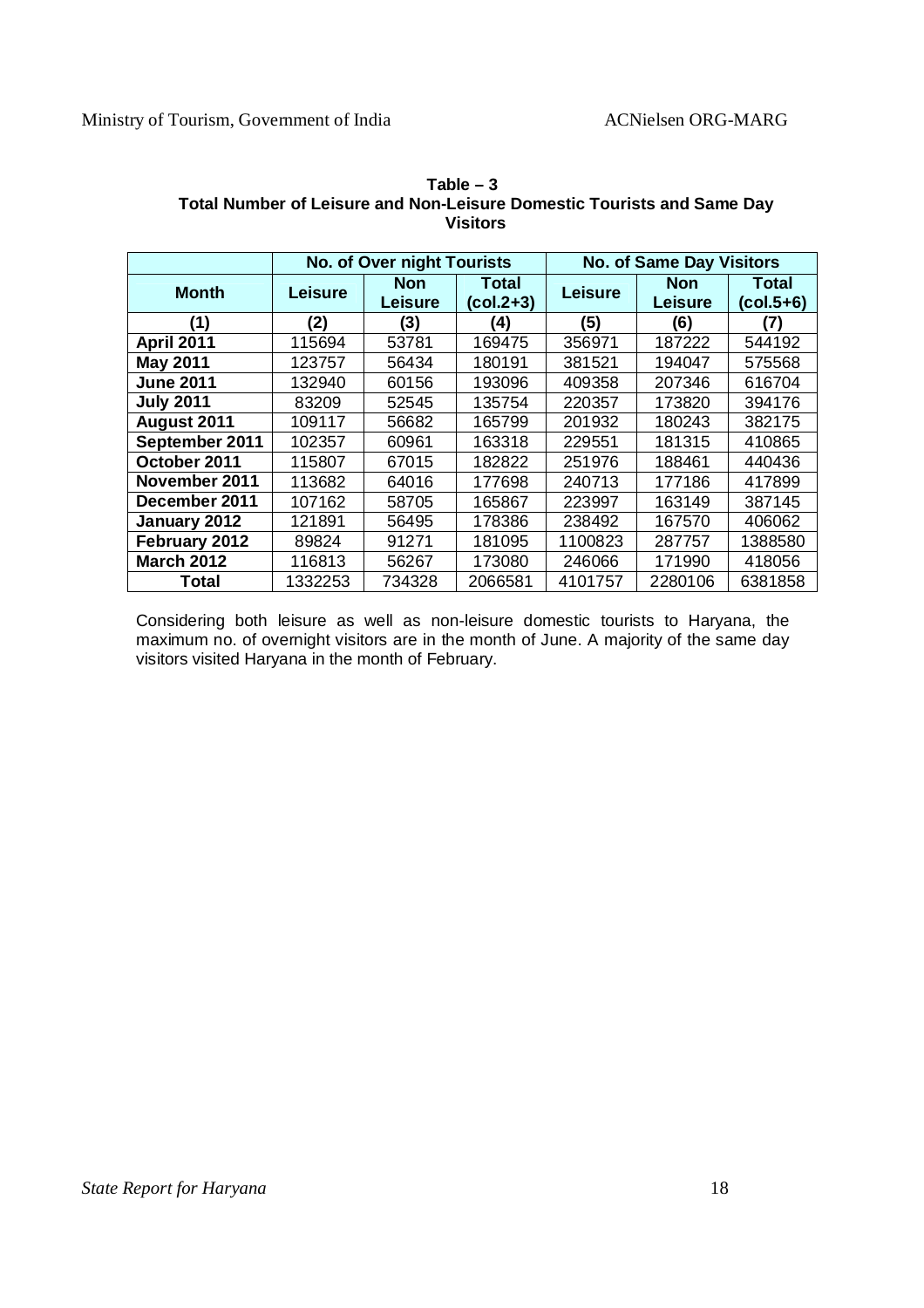**Table – 3**
**Total Number of Leisure and Non-Leisure Domestic Tourists and Same Day Visitors**

| | No. of Over night Tourists | | | No. of Same Day Visitors | | |
|---|---|---|---|---|---|---|
| **Month** | **Leisure** | **Non Leisure** | **Total (col.2+3)** | **Leisure** | **Non Leisure** | **Total (col.5+6)** |
| **(1)** | **(2)** | **(3)** | **(4)** | **(5)** | **(6)** | **(7)** |
| **April 2011** | 115694 | 53781 | 169475 | 356971 | 187222 | 544192 |
| **May 2011** | 123757 | 56434 | 180191 | 381521 | 194047 | 575568 |
| **June 2011** | 132940 | 60156 | 193096 | 409358 | 207346 | 616704 |
| **July 2011** | 83209 | 52545 | 135754 | 220357 | 173820 | 394176 |
| **August 2011** | 109117 | 56682 | 165799 | 201932 | 180243 | 382175 |
| **September 2011** | 102357 | 60961 | 163318 | 229551 | 181315 | 410865 |
| **October 2011** | 115807 | 67015 | 182822 | 251976 | 188461 | 440436 |
| **November 2011** | 113682 | 64016 | 177698 | 240713 | 177186 | 417899 |
| **December 2011** | 107162 | 58705 | 165867 | 223997 | 163149 | 387145 |
| **January 2012** | 121891 | 56495 | 178386 | 238492 | 167570 | 406062 |
| **February 2012** | 89824 | 91271 | 181095 | 1100823 | 287757 | 1388580 |
| **March 2012** | 116813 | 56267 | 173080 | 246066 | 171990 | 418056 |
| **Total** | 1332253 | 734328 | 2066581 | 4101757 | 2280106 | 6381858 |

Considering both leisure as well as non-leisure domestic tourists to Haryana, the maximum no. of overnight visitors are in the month of June. A majority of the same day visitors visited Haryana in the month of February.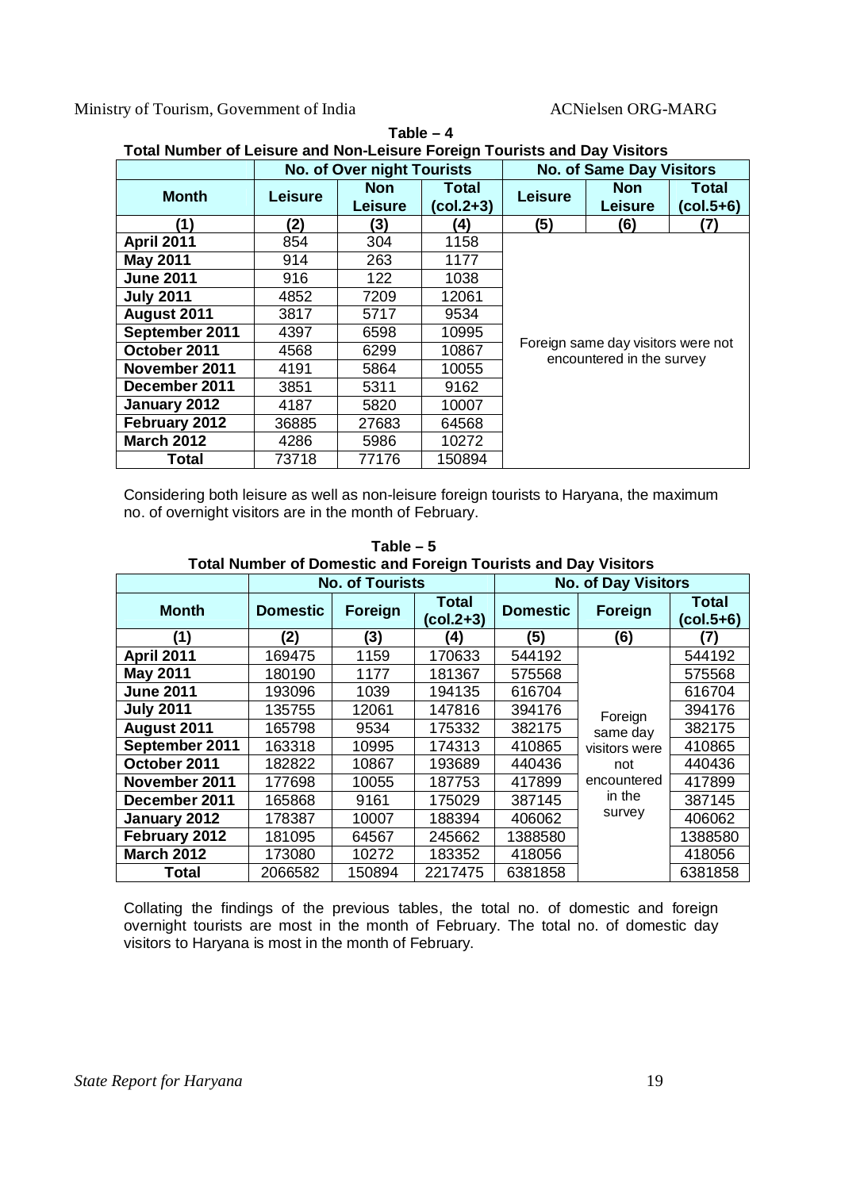**Table – 4**

**Total Number of Leisure and Non-Leisure Foreign Tourists and Day Visitors**

| | No. of Over night Tourists | | | No. of Same Day Visitors | | |
|---|---|---|---|---|---|---|
| **Month** | **Leisure** | **Non Leisure** | **Total (col.2+3)** | **Leisure** | **Non Leisure** | **Total (col.5+6)** |
| **(1)** | **(2)** | **(3)** | **(4)** | **(5)** | **(6)** | **(7)** |
| **April 2011** | 854 | 304 | 1158 | Foreign same day visitors were not encountered in the survey | | |
| **May 2011** | 914 | 263 | 1177 | | | |
| **June 2011** | 916 | 122 | 1038 | | | |
| **July 2011** | 4852 | 7209 | 12061 | | | |
| **August 2011** | 3817 | 5717 | 9534 | | | |
| **September 2011** | 4397 | 6598 | 10995 | | | |
| **October 2011** | 4568 | 6299 | 10867 | | | |
| **November 2011** | 4191 | 5864 | 10055 | | | |
| **December 2011** | 3851 | 5311 | 9162 | | | |
| **January 2012** | 4187 | 5820 | 10007 | | | |
| **February 2012** | 36885 | 27683 | 64568 | | | |
| **March 2012** | 4286 | 5986 | 10272 | | | |
| **Total** | 73718 | 77176 | 150894 | | | |

Considering both leisure as well as non-leisure foreign tourists to Haryana, the maximum no. of overnight visitors are in the month of February.

**Table – 5**

**Total Number of Domestic and Foreign Tourists and Day Visitors**

| | No. of Tourists | | | No. of Day Visitors | | |
|---|---|---|---|---|---|---|
| **Month** | **Domestic** | **Foreign** | **Total (col.2+3)** | **Domestic** | **Foreign** | **Total (col.5+6)** |
| **(1)** | **(2)** | **(3)** | **(4)** | **(5)** | **(6)** | **(7)** |
| **April 2011** | 169475 | 1159 | 170633 | 544192 | Foreign same day visitors were not encountered in the survey | 544192 |
| **May 2011** | 180190 | 1177 | 181367 | 575568 | | 575568 |
| **June 2011** | 193096 | 1039 | 194135 | 616704 | | 616704 |
| **July 2011** | 135755 | 12061 | 147816 | 394176 | | 394176 |
| **August 2011** | 165798 | 9534 | 175332 | 382175 | | 382175 |
| **September 2011** | 163318 | 10995 | 174313 | 410865 | | 410865 |
| **October 2011** | 182822 | 10867 | 193689 | 440436 | | 440436 |
| **November 2011** | 177698 | 10055 | 187753 | 417899 | | 417899 |
| **December 2011** | 165868 | 9161 | 175029 | 387145 | | 387145 |
| **January 2012** | 178387 | 10007 | 188394 | 406062 | | 406062 |
| **February 2012** | 181095 | 64567 | 245662 | 1388580 | | 1388580 |
| **March 2012** | 173080 | 10272 | 183352 | 418056 | | 418056 |
| **Total** | 2066582 | 150894 | 2217475 | 6381858 | | 6381858 |

Collating the findings of the previous tables, the total no. of domestic and foreign overnight tourists are most in the month of February. The total no. of domestic day visitors to Haryana is most in the month of February.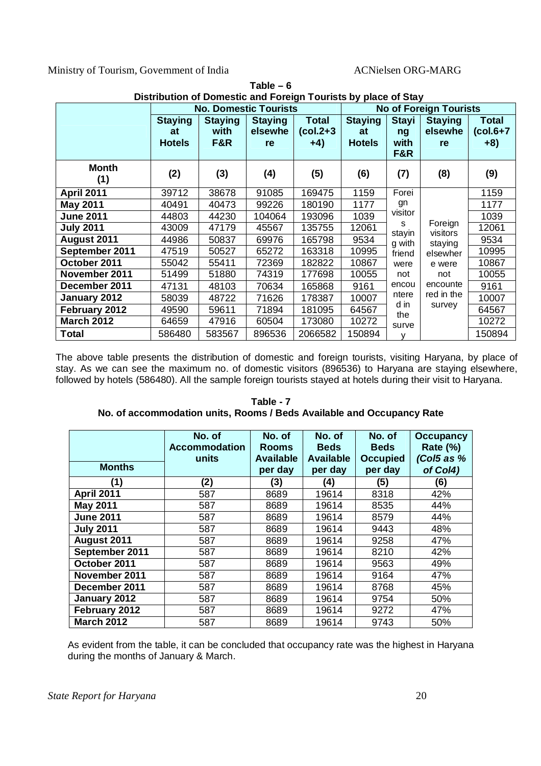**Table – 6**
**Distribution of Domestic and Foreign Tourists by place of Stay**

| | No. Domestic Tourists | | | | No of Foreign Tourists | | | |
|---|---|---|---|---|---|---|---|---|
| | Staying at Hotels | Staying with F&R | Staying elsewhere | Total (col.2+3+4) | Staying at Hotels | Staying with F&R | Staying elsewhere | Total (col.6+7+8) |
| Month (1) | (2) | (3) | (4) | (5) | (6) | (7) | (8) | (9) |
| **April 2011** | 39712 | 38678 | 91085 | 169475 | 1159 | Foreign visitors staying with friend were not encountered in the survey | Foreign visitors staying elsewhere were not encountered in the survey | 1159 |
| **May 2011** | 40491 | 40473 | 99226 | 180190 | 1177 | | | 1177 |
| **June 2011** | 44803 | 44230 | 104064 | 193096 | 1039 | | | 1039 |
| **July 2011** | 43009 | 47179 | 45567 | 135755 | 12061 | | | 12061 |
| **August 2011** | 44986 | 50837 | 69976 | 165798 | 9534 | | | 9534 |
| **September 2011** | 47519 | 50527 | 65272 | 163318 | 10995 | | | 10995 |
| **October 2011** | 55042 | 55411 | 72369 | 182822 | 10867 | | | 10867 |
| **November 2011** | 51499 | 51880 | 74319 | 177698 | 10055 | | | 10055 |
| **December 2011** | 47131 | 48103 | 70634 | 165868 | 9161 | | | 9161 |
| **January 2012** | 58039 | 48722 | 71626 | 178387 | 10007 | | | 10007 |
| **February 2012** | 49590 | 59611 | 71894 | 181095 | 64567 | | | 64567 |
| **March 2012** | 64659 | 47916 | 60504 | 173080 | 10272 | | | 10272 |
| **Total** | 586480 | 583567 | 896536 | 2066582 | 150894 | | | 150894 |

The above table presents the distribution of domestic and foreign tourists, visiting Haryana, by place of stay. As we can see the maximum no. of domestic visitors (896536) to Haryana are staying elsewhere, followed by hotels (586480). All the sample foreign tourists stayed at hotels during their visit to Haryana.

**Table - 7**
**No. of accommodation units, Rooms / Beds Available and Occupancy Rate**

| Months | No. of Accommodation units | No. of Rooms Available per day | No. of Beds Available per day | No. of Beds Occupied per day | Occupancy Rate (%) *(Col5 as % of Col4)* |
|---|---|---|---|---|---|
| (1) | (2) | (3) | (4) | (5) | (6) |
| **April 2011** | 587 | 8689 | 19614 | 8318 | 42% |
| **May 2011** | 587 | 8689 | 19614 | 8535 | 44% |
| **June 2011** | 587 | 8689 | 19614 | 8579 | 44% |
| **July 2011** | 587 | 8689 | 19614 | 9443 | 48% |
| **August 2011** | 587 | 8689 | 19614 | 9258 | 47% |
| **September 2011** | 587 | 8689 | 19614 | 8210 | 42% |
| **October 2011** | 587 | 8689 | 19614 | 9563 | 49% |
| **November 2011** | 587 | 8689 | 19614 | 9164 | 47% |
| **December 2011** | 587 | 8689 | 19614 | 8768 | 45% |
| **January 2012** | 587 | 8689 | 19614 | 9754 | 50% |
| **February 2012** | 587 | 8689 | 19614 | 9272 | 47% |
| **March 2012** | 587 | 8689 | 19614 | 9743 | 50% |

As evident from the table, it can be concluded that occupancy rate was the highest in Haryana during the months of January & March.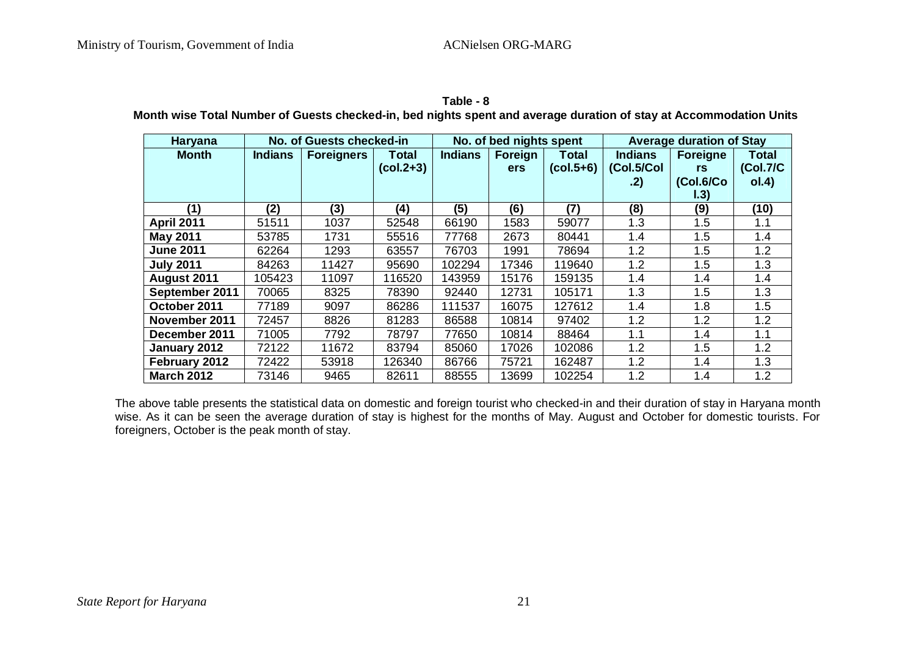**Table - 8**

**Month wise Total Number of Guests checked-in, bed nights spent and average duration of stay at Accommodation Units**

| Haryana | No. of Guests checked-in | | | No. of bed nights spent | | | Average duration of Stay | | |
|---|---|---|---|---|---|---|---|---|---|
| Month | Indians | Foreigners | Total (col.2+3) | Indians | Foreigners | Total (col.5+6) | Indians (Col.5/Col.2) | Foreigners (Col.6/Col.3) | Total (Col.7/Col.4) |
| (1) | (2) | (3) | (4) | (5) | (6) | (7) | (8) | (9) | (10) |
| April 2011 | 51511 | 1037 | 52548 | 66190 | 1583 | 59077 | 1.3 | 1.5 | 1.1 |
| May 2011 | 53785 | 1731 | 55516 | 77768 | 2673 | 80441 | 1.4 | 1.5 | 1.4 |
| June 2011 | 62264 | 1293 | 63557 | 76703 | 1991 | 78694 | 1.2 | 1.5 | 1.2 |
| July 2011 | 84263 | 11427 | 95690 | 102294 | 17346 | 119640 | 1.2 | 1.5 | 1.3 |
| August 2011 | 105423 | 11097 | 116520 | 143959 | 15176 | 159135 | 1.4 | 1.4 | 1.4 |
| September 2011 | 70065 | 8325 | 78390 | 92440 | 12731 | 105171 | 1.3 | 1.5 | 1.3 |
| October 2011 | 77189 | 9097 | 86286 | 111537 | 16075 | 127612 | 1.4 | 1.8 | 1.5 |
| November 2011 | 72457 | 8826 | 81283 | 86588 | 10814 | 97402 | 1.2 | 1.2 | 1.2 |
| December 2011 | 71005 | 7792 | 78797 | 77650 | 10814 | 88464 | 1.1 | 1.4 | 1.1 |
| January 2012 | 72122 | 11672 | 83794 | 85060 | 17026 | 102086 | 1.2 | 1.5 | 1.2 |
| February 2012 | 72422 | 53918 | 126340 | 86766 | 75721 | 162487 | 1.2 | 1.4 | 1.3 |
| March 2012 | 73146 | 9465 | 82611 | 88555 | 13699 | 102254 | 1.2 | 1.4 | 1.2 |

The above table presents the statistical data on domestic and foreign tourist who checked-in and their duration of stay in Haryana month wise. As it can be seen the average duration of stay is highest for the months of May. August and October for domestic tourists. For foreigners, October is the peak month of stay.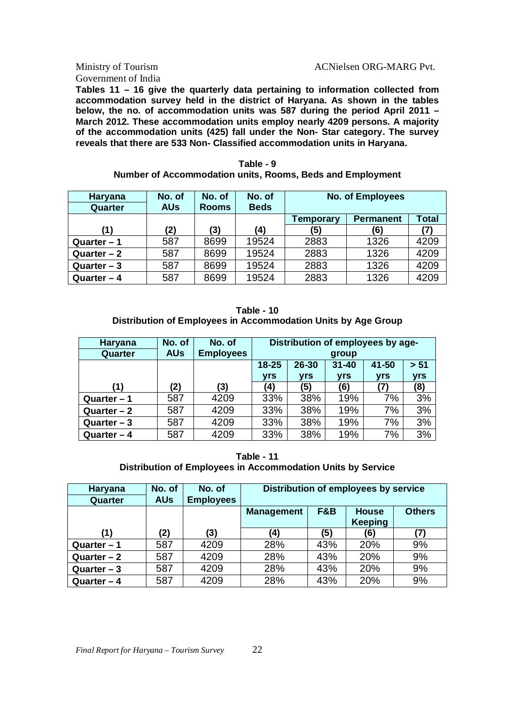**Tables 11 – 16 give the quarterly data pertaining to information collected from accommodation survey held in the district of Haryana. As shown in the tables below, the no. of accommodation units was 587 during the period April 2011 – March 2012. These accommodation units employ nearly 4209 persons. A majority of the accommodation units (425) fall under the Non- Star category. The survey reveals that there are 533 Non- Classified accommodation units in Haryana.**

**Table - 9**
**Number of Accommodation units, Rooms, Beds and Employment**

| Haryana Quarter | No. of AUs | No. of Rooms | No. of Beds | No. of Employees | | |
|---|---|---|---|---|---|---|
| | | | | Temporary | Permanent | Total |
| (1) | (2) | (3) | (4) | (5) | (6) | (7) |
| Quarter – 1 | 587 | 8699 | 19524 | 2883 | 1326 | 4209 |
| Quarter – 2 | 587 | 8699 | 19524 | 2883 | 1326 | 4209 |
| Quarter – 3 | 587 | 8699 | 19524 | 2883 | 1326 | 4209 |
| Quarter – 4 | 587 | 8699 | 19524 | 2883 | 1326 | 4209 |

**Table - 10**
**Distribution of Employees in Accommodation Units by Age Group**

| Haryana Quarter | No. of AUs | No. of Employees | Distribution of employees by age-group | | | | |
|---|---|---|---|---|---|---|---|
| | | | 18-25 yrs | 26-30 yrs | 31-40 yrs | 41-50 yrs | > 51 yrs |
| (1) | (2) | (3) | (4) | (5) | (6) | (7) | (8) |
| Quarter – 1 | 587 | 4209 | 33% | 38% | 19% | 7% | 3% |
| Quarter – 2 | 587 | 4209 | 33% | 38% | 19% | 7% | 3% |
| Quarter – 3 | 587 | 4209 | 33% | 38% | 19% | 7% | 3% |
| Quarter – 4 | 587 | 4209 | 33% | 38% | 19% | 7% | 3% |

**Table - 11**
**Distribution of Employees in Accommodation Units by Service**

| Haryana Quarter | No. of AUs | No. of Employees | Distribution of employees by service | | | |
|---|---|---|---|---|---|---|
| | | | Management | F&B | House Keeping | Others |
| (1) | (2) | (3) | (4) | (5) | (6) | (7) |
| Quarter – 1 | 587 | 4209 | 28% | 43% | 20% | 9% |
| Quarter – 2 | 587 | 4209 | 28% | 43% | 20% | 9% |
| Quarter – 3 | 587 | 4209 | 28% | 43% | 20% | 9% |
| Quarter – 4 | 587 | 4209 | 28% | 43% | 20% | 9% |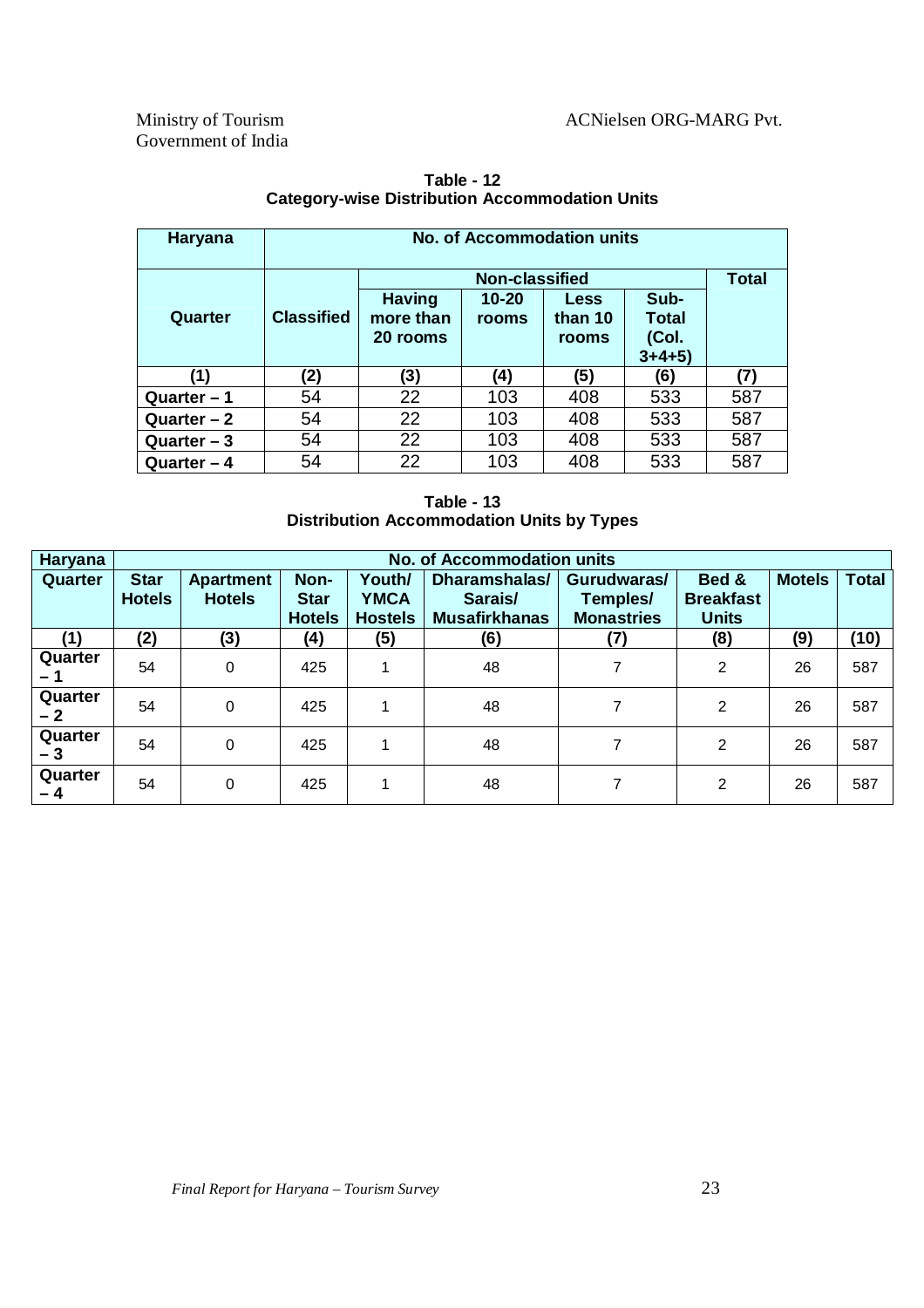**Table - 12**
**Category-wise Distribution Accommodation Units**

| Haryana | No. of Accommodation units | | | | | |
|---|---|---|---|---|---|---|
| Quarter | Classified | Non-classified | | | | Total |
| | | Having more than 20 rooms | 10-20 rooms | Less than 10 rooms | Sub-Total (Col. 3+4+5) | |
| (1) | (2) | (3) | (4) | (5) | (6) | (7) |
| Quarter – 1 | 54 | 22 | 103 | 408 | 533 | 587 |
| Quarter – 2 | 54 | 22 | 103 | 408 | 533 | 587 |
| Quarter – 3 | 54 | 22 | 103 | 408 | 533 | 587 |
| Quarter – 4 | 54 | 22 | 103 | 408 | 533 | 587 |

**Table - 13**
**Distribution Accommodation Units by Types**

| Haryana | No. of Accommodation units | | | | | | | | |
|---|---|---|---|---|---|---|---|---|---|
| Quarter | Star Hotels | Apartment Hotels | Non-Star Hotels | Youth/ YMCA Hostels | Dharamshalas/ Sarais/ Musafirkhanas | Gurudwaras/ Temples/ Monastries | Bed & Breakfast Units | Motels | Total |
| (1) | (2) | (3) | (4) | (5) | (6) | (7) | (8) | (9) | (10) |
| Quarter – 1 | 54 | 0 | 425 | 1 | 48 | 7 | 2 | 26 | 587 |
| Quarter – 2 | 54 | 0 | 425 | 1 | 48 | 7 | 2 | 26 | 587 |
| Quarter – 3 | 54 | 0 | 425 | 1 | 48 | 7 | 2 | 26 | 587 |
| Quarter – 4 | 54 | 0 | 425 | 1 | 48 | 7 | 2 | 26 | 587 |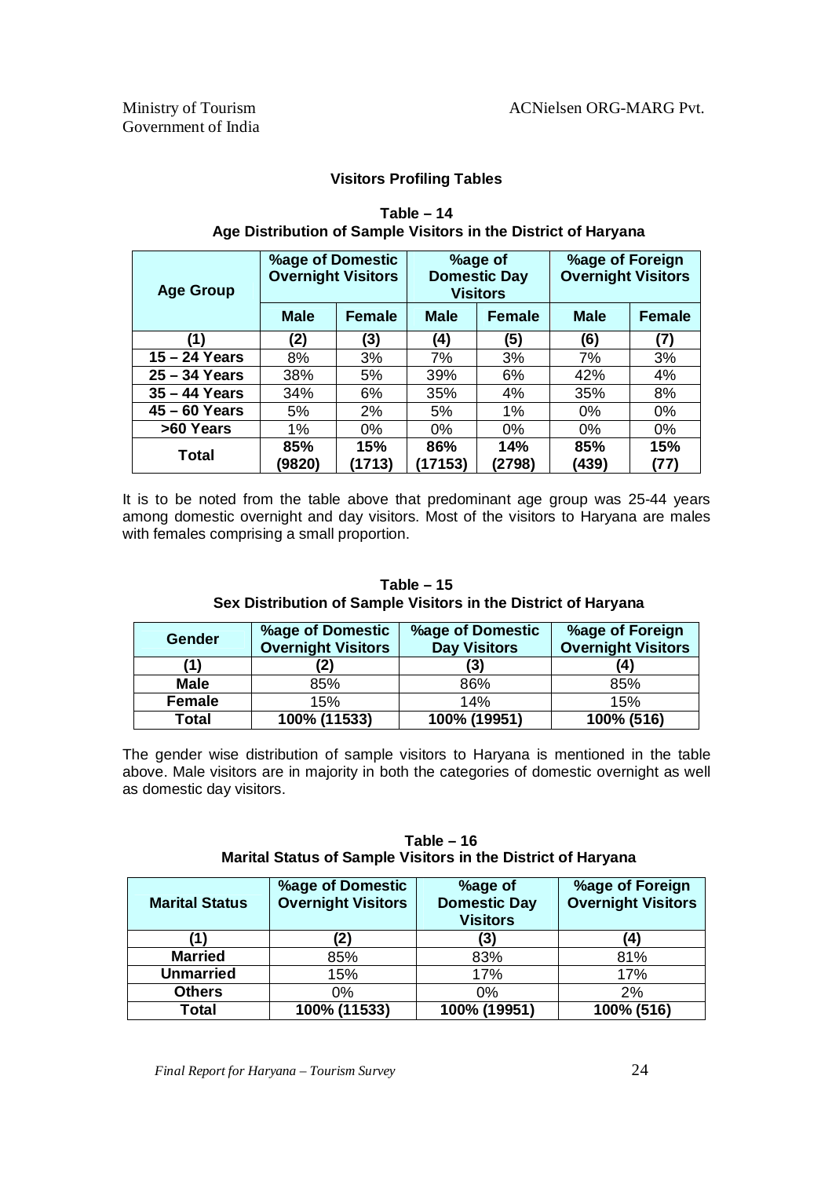### Visitors Profiling Tables

**Table – 14**
**Age Distribution of Sample Visitors in the District of Haryana**

| Age Group | %age of Domestic Overnight Visitors | | %age of Domestic Day Visitors | | %age of Foreign Overnight Visitors | |
|---|---|---|---|---|---|---|
| | Male | Female | Male | Female | Male | Female |
| (1) | (2) | (3) | (4) | (5) | (6) | (7) |
| 15 – 24 Years | 8% | 3% | 7% | 3% | 7% | 3% |
| 25 – 34 Years | 38% | 5% | 39% | 6% | 42% | 4% |
| 35 – 44 Years | 34% | 6% | 35% | 4% | 35% | 8% |
| 45 – 60 Years | 5% | 2% | 5% | 1% | 0% | 0% |
| >60 Years | 1% | 0% | 0% | 0% | 0% | 0% |
| **Total** | **85% (9820)** | **15% (1713)** | **86% (17153)** | **14% (2798)** | **85% (439)** | **15% (77)** |

It is to be noted from the table above that predominant age group was 25-44 years among domestic overnight and day visitors. Most of the visitors to Haryana are males with females comprising a small proportion.

**Table – 15**
**Sex Distribution of Sample Visitors in the District of Haryana**

| Gender | %age of Domestic Overnight Visitors | %age of Domestic Day Visitors | %age of Foreign Overnight Visitors |
|---|---|---|---|
| (1) | (2) | (3) | (4) |
| **Male** | 85% | 86% | 85% |
| **Female** | 15% | 14% | 15% |
| **Total** | **100% (11533)** | **100% (19951)** | **100% (516)** |

The gender wise distribution of sample visitors to Haryana is mentioned in the table above. Male visitors are in majority in both the categories of domestic overnight as well as domestic day visitors.

**Table – 16**
**Marital Status of Sample Visitors in the District of Haryana**

| Marital Status | %age of Domestic Overnight Visitors | %age of Domestic Day Visitors | %age of Foreign Overnight Visitors |
|---|---|---|---|
| (1) | (2) | (3) | (4) |
| **Married** | 85% | 83% | 81% |
| **Unmarried** | 15% | 17% | 17% |
| **Others** | 0% | 0% | 2% |
| **Total** | **100% (11533)** | **100% (19951)** | **100% (516)** |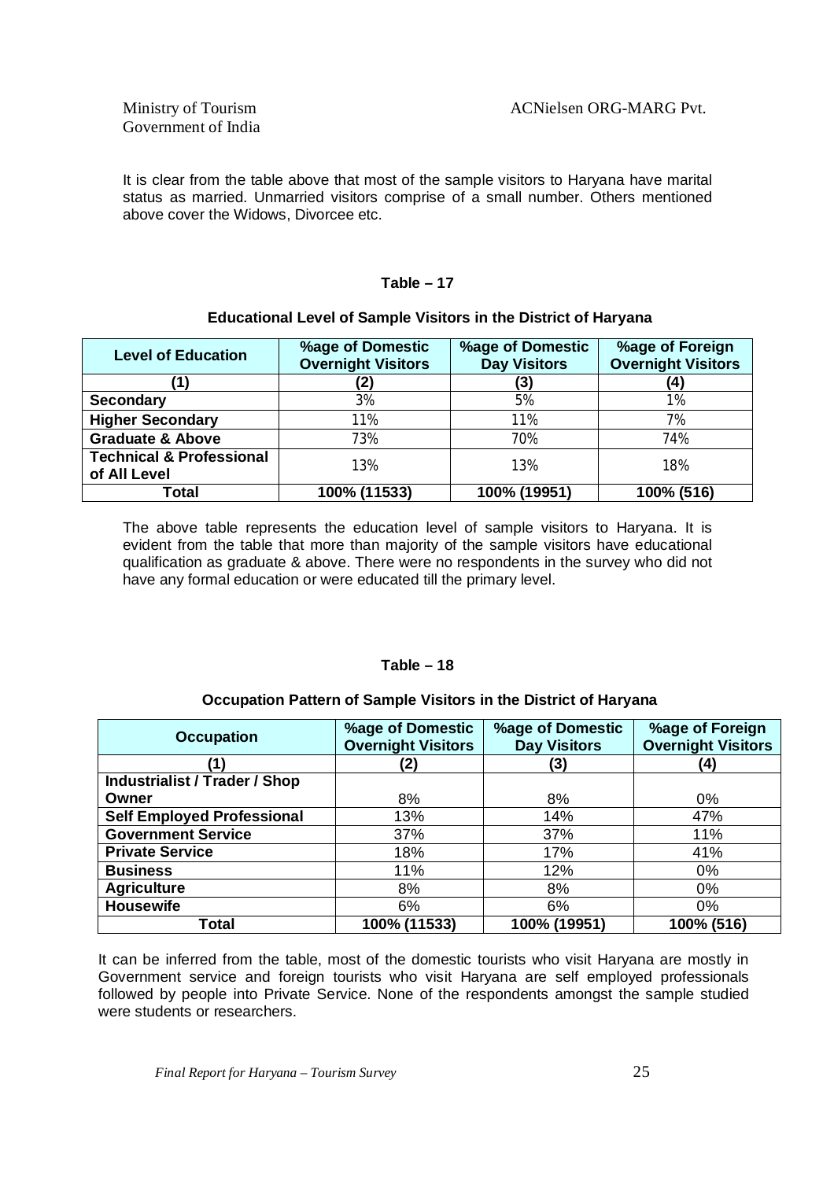It is clear from the table above that most of the sample visitors to Haryana have marital status as married. Unmarried visitors comprise of a small number. Others mentioned above cover the Widows, Divorcee etc.

**Table – 17**

**Educational Level of Sample Visitors in the District of Haryana**

| Level of Education | %age of Domestic Overnight Visitors | %age of Domestic Day Visitors | %age of Foreign Overnight Visitors |
|---|---|---|---|
| (1) | (2) | (3) | (4) |
| **Secondary** | 3% | 5% | 1% |
| **Higher Secondary** | 11% | 11% | 7% |
| **Graduate & Above** | 73% | 70% | 74% |
| **Technical & Professional of All Level** | 13% | 13% | 18% |
| **Total** | **100% (11533)** | **100% (19951)** | **100% (516)** |

The above table represents the education level of sample visitors to Haryana. It is evident from the table that more than majority of the sample visitors have educational qualification as graduate & above. There were no respondents in the survey who did not have any formal education or were educated till the primary level.

**Table – 18**

**Occupation Pattern of Sample Visitors in the District of Haryana**

| Occupation | %age of Domestic Overnight Visitors | %age of Domestic Day Visitors | %age of Foreign Overnight Visitors |
|---|---|---|---|
| (1) | (2) | (3) | (4) |
| **Industrialist / Trader / Shop Owner** | 8% | 8% | 0% |
| **Self Employed Professional** | 13% | 14% | 47% |
| **Government Service** | 37% | 37% | 11% |
| **Private Service** | 18% | 17% | 41% |
| **Business** | 11% | 12% | 0% |
| **Agriculture** | 8% | 8% | 0% |
| **Housewife** | 6% | 6% | 0% |
| **Total** | **100% (11533)** | **100% (19951)** | **100% (516)** |

It can be inferred from the table, most of the domestic tourists who visit Haryana are mostly in Government service and foreign tourists who visit Haryana are self employed professionals followed by people into Private Service. None of the respondents amongst the sample studied were students or researchers.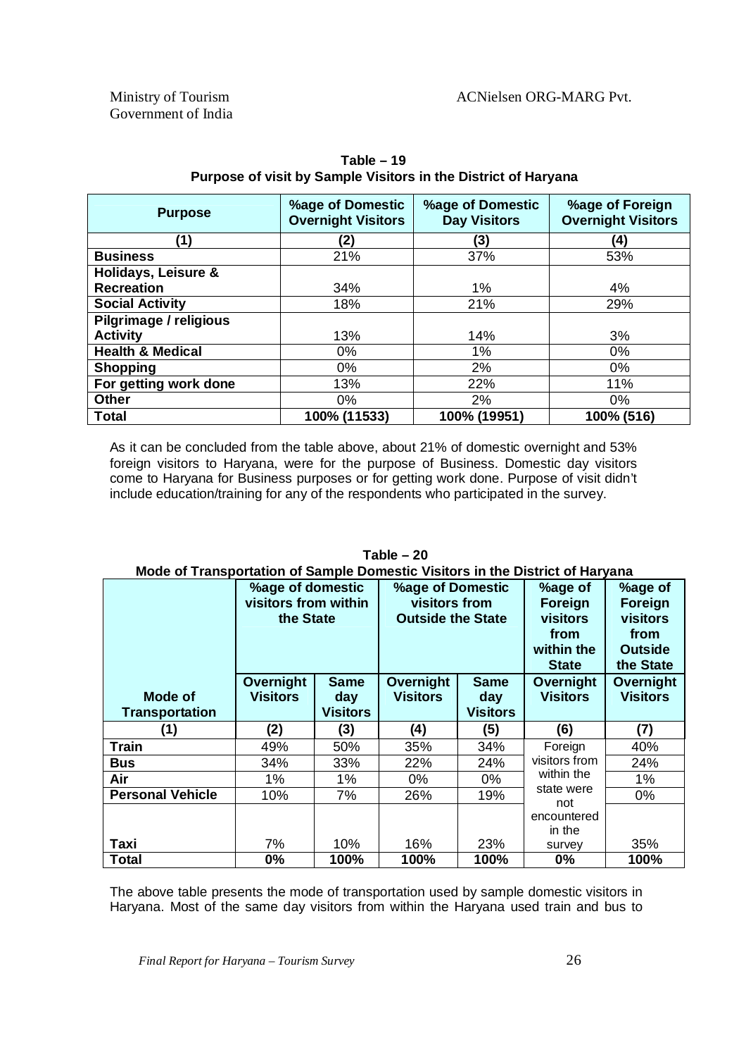**Table – 19**
**Purpose of visit by Sample Visitors in the District of Haryana**

| Purpose | %age of Domestic Overnight Visitors | %age of Domestic Day Visitors | %age of Foreign Overnight Visitors |
|---|---|---|---|
| (1) | (2) | (3) | (4) |
| **Business** | 21% | 37% | 53% |
| **Holidays, Leisure & Recreation** | 34% | 1% | 4% |
| **Social Activity** | 18% | 21% | 29% |
| **Pilgrimage / religious Activity** | 13% | 14% | 3% |
| **Health & Medical** | 0% | 1% | 0% |
| **Shopping** | 0% | 2% | 0% |
| **For getting work done** | 13% | 22% | 11% |
| **Other** | 0% | 2% | 0% |
| **Total** | **100% (11533)** | **100% (19951)** | **100% (516)** |

As it can be concluded from the table above, about 21% of domestic overnight and 53% foreign visitors to Haryana, were for the purpose of Business. Domestic day visitors come to Haryana for Business purposes or for getting work done. Purpose of visit didn't include education/training for any of the respondents who participated in the survey.

**Table – 20**
**Mode of Transportation of Sample Domestic Visitors in the District of Haryana**

| Mode of Transportation | %age of domestic visitors from within the State | | %age of Domestic visitors from Outside the State | | %age of Foreign visitors from within the State | %age of Foreign visitors from Outside the State |
|---|---|---|---|---|---|---|
| | Overnight Visitors | Same day Visitors | Overnight Visitors | Same day Visitors | Overnight Visitors | Overnight Visitors |
| (1) | (2) | (3) | (4) | (5) | (6) | (7) |
| **Train** | 49% | 50% | 35% | 34% | Foreign visitors from within the state were not encountered in the survey | 40% |
| **Bus** | 34% | 33% | 22% | 24% | | 24% |
| **Air** | 1% | 1% | 0% | 0% | | 1% |
| **Personal Vehicle** | 10% | 7% | 26% | 19% | | 0% |
| **Taxi** | 7% | 10% | 16% | 23% | | 35% |
| **Total** | **0%** | **100%** | **100%** | **100%** | **0%** | **100%** |

The above table presents the mode of transportation used by sample domestic visitors in Haryana. Most of the same day visitors from within the Haryana used train and bus to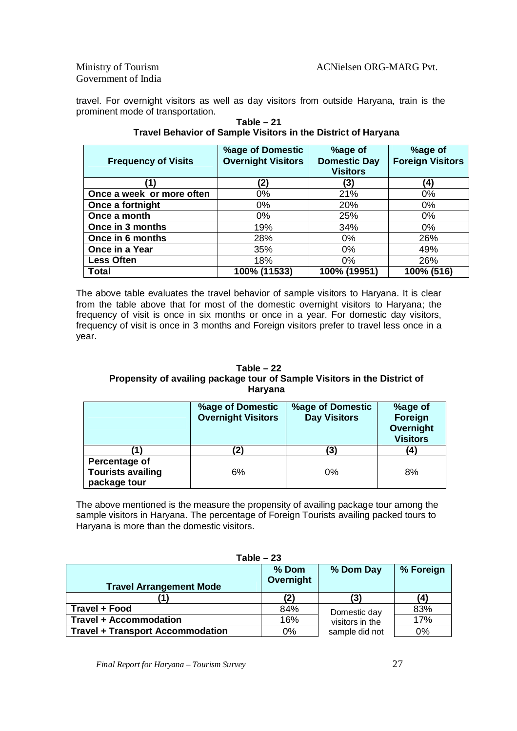travel. For overnight visitors as well as day visitors from outside Haryana, train is the prominent mode of transportation.

**Table – 21**
**Travel Behavior of Sample Visitors in the District of Haryana**

| Frequency of Visits | %age of Domestic Overnight Visitors | %age of Domestic Day Visitors | %age of Foreign Visitors |
|---|---|---|---|
| (1) | (2) | (3) | (4) |
| Once a week or more often | 0% | 21% | 0% |
| Once a fortnight | 0% | 20% | 0% |
| Once a month | 0% | 25% | 0% |
| Once in 3 months | 19% | 34% | 0% |
| Once in 6 months | 28% | 0% | 26% |
| Once in a Year | 35% | 0% | 49% |
| Less Often | 18% | 0% | 26% |
| Total | 100% (11533) | 100% (19951) | 100% (516) |

The above table evaluates the travel behavior of sample visitors to Haryana. It is clear from the table above that for most of the domestic overnight visitors to Haryana; the frequency of visit is once in six months or once in a year. For domestic day visitors, frequency of visit is once in 3 months and Foreign visitors prefer to travel less once in a year.

**Table – 22**
**Propensity of availing package tour of Sample Visitors in the District of Haryana**

| | %age of Domestic Overnight Visitors | %age of Domestic Day Visitors | %age of Foreign Overnight Visitors |
|---|---|---|---|
| (1) | (2) | (3) | (4) |
| Percentage of Tourists availing package tour | 6% | 0% | 8% |

The above mentioned is the measure the propensity of availing package tour among the sample visitors in Haryana. The percentage of Foreign Tourists availing packed tours to Haryana is more than the domestic visitors.

**Table – 23**

| Travel Arrangement Mode | % Dom Overnight | % Dom Day | % Foreign |
|---|---|---|---|
| (1) | (2) | (3) | (4) |
| Travel + Food | 84% | Domestic day visitors in the sample did not | 83% |
| Travel + Accommodation | 16% | | 17% |
| Travel + Transport Accommodation | 0% | | 0% |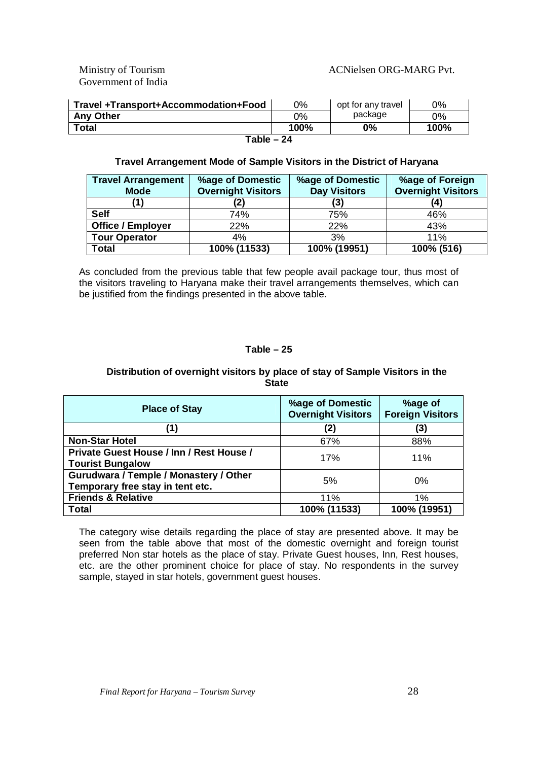| Travel +Transport+Accommodation+Food | 0% | opt for any travel package | 0% |
|---|---|---|---|
| Any Other | 0% | | 0% |
| Total | 100% | 0% | 100% |

**Table – 24**

**Travel Arrangement Mode of Sample Visitors in the District of Haryana**

| Travel Arrangement Mode | %age of Domestic Overnight Visitors | %age of Domestic Day Visitors | %age of Foreign Overnight Visitors |
|---|---|---|---|
| (1) | (2) | (3) | (4) |
| Self | 74% | 75% | 46% |
| Office / Employer | 22% | 22% | 43% |
| Tour Operator | 4% | 3% | 11% |
| Total | 100% (11533) | 100% (19951) | 100% (516) |

As concluded from the previous table that few people avail package tour, thus most of the visitors traveling to Haryana make their travel arrangements themselves, which can be justified from the findings presented in the above table.

**Table – 25**

**Distribution of overnight visitors by place of stay of Sample Visitors in the State**

| Place of Stay | %age of Domestic Overnight Visitors | %age of Foreign Visitors |
|---|---|---|
| (1) | (2) | (3) |
| Non-Star Hotel | 67% | 88% |
| Private Guest House / Inn / Rest House / Tourist Bungalow | 17% | 11% |
| Gurudwara / Temple / Monastery / Other Temporary free stay in tent etc. | 5% | 0% |
| Friends & Relative | 11% | 1% |
| Total | 100% (11533) | 100% (19951) |

The category wise details regarding the place of stay are presented above. It may be seen from the table above that most of the domestic overnight and foreign tourist preferred Non star hotels as the place of stay. Private Guest houses, Inn, Rest houses, etc. are the other prominent choice for place of stay. No respondents in the survey sample, stayed in star hotels, government guest houses.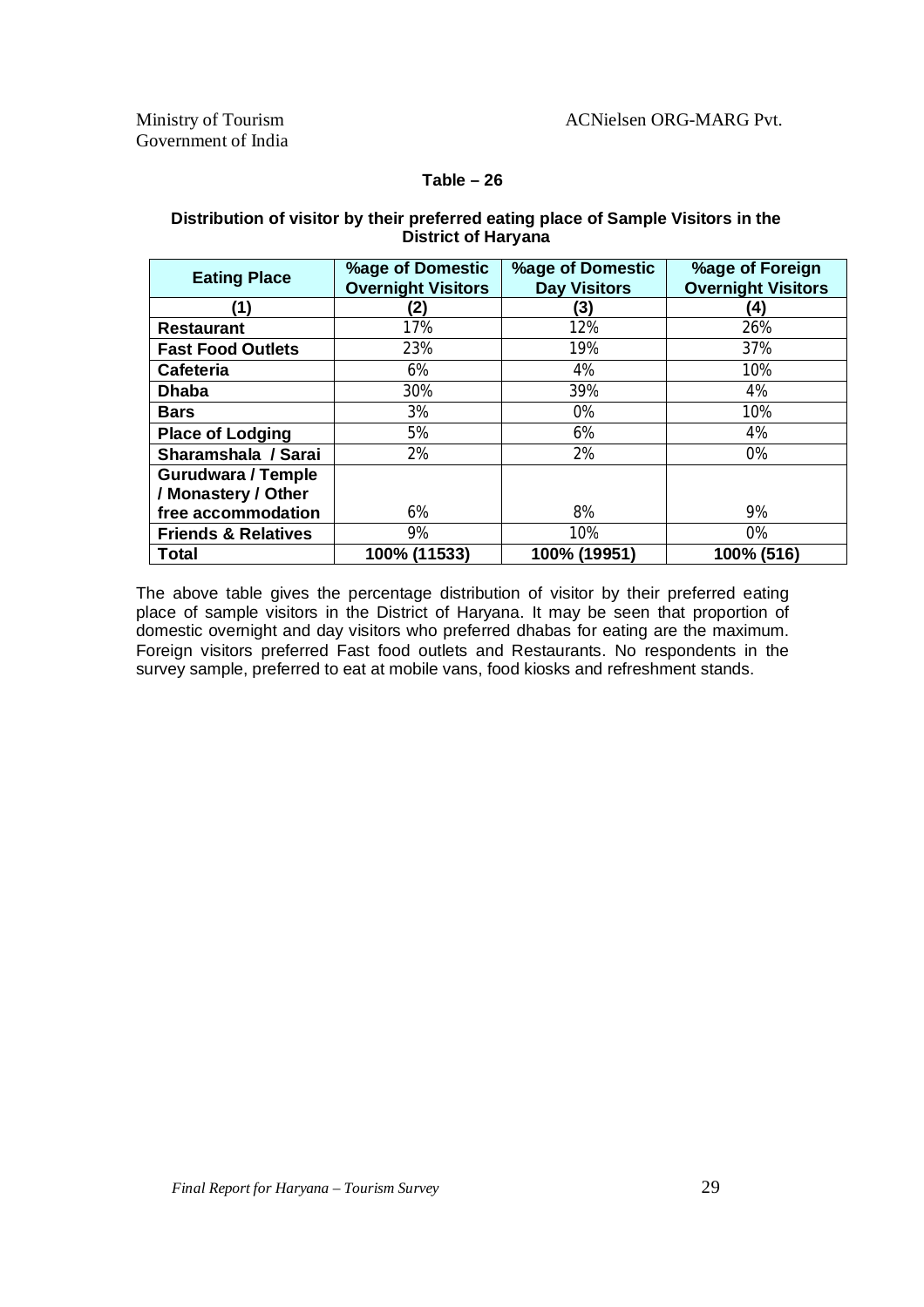**Table – 26**

**Distribution of visitor by their preferred eating place of Sample Visitors in the District of Haryana**

| Eating Place | %age of Domestic Overnight Visitors | %age of Domestic Day Visitors | %age of Foreign Overnight Visitors |
|---|---|---|---|
| (1) | (2) | (3) | (4) |
| **Restaurant** | 17% | 12% | 26% |
| **Fast Food Outlets** | 23% | 19% | 37% |
| **Cafeteria** | 6% | 4% | 10% |
| **Dhaba** | 30% | 39% | 4% |
| **Bars** | 3% | 0% | 10% |
| **Place of Lodging** | 5% | 6% | 4% |
| **Sharamshala / Sarai** | 2% | 2% | 0% |
| **Gurudwara / Temple / Monastery / Other free accommodation** | 6% | 8% | 9% |
| **Friends & Relatives** | 9% | 10% | 0% |
| **Total** | **100% (11533)** | **100% (19951)** | **100% (516)** |

The above table gives the percentage distribution of visitor by their preferred eating place of sample visitors in the District of Haryana. It may be seen that proportion of domestic overnight and day visitors who preferred dhabas for eating are the maximum. Foreign visitors preferred Fast food outlets and Restaurants. No respondents in the survey sample, preferred to eat at mobile vans, food kiosks and refreshment stands.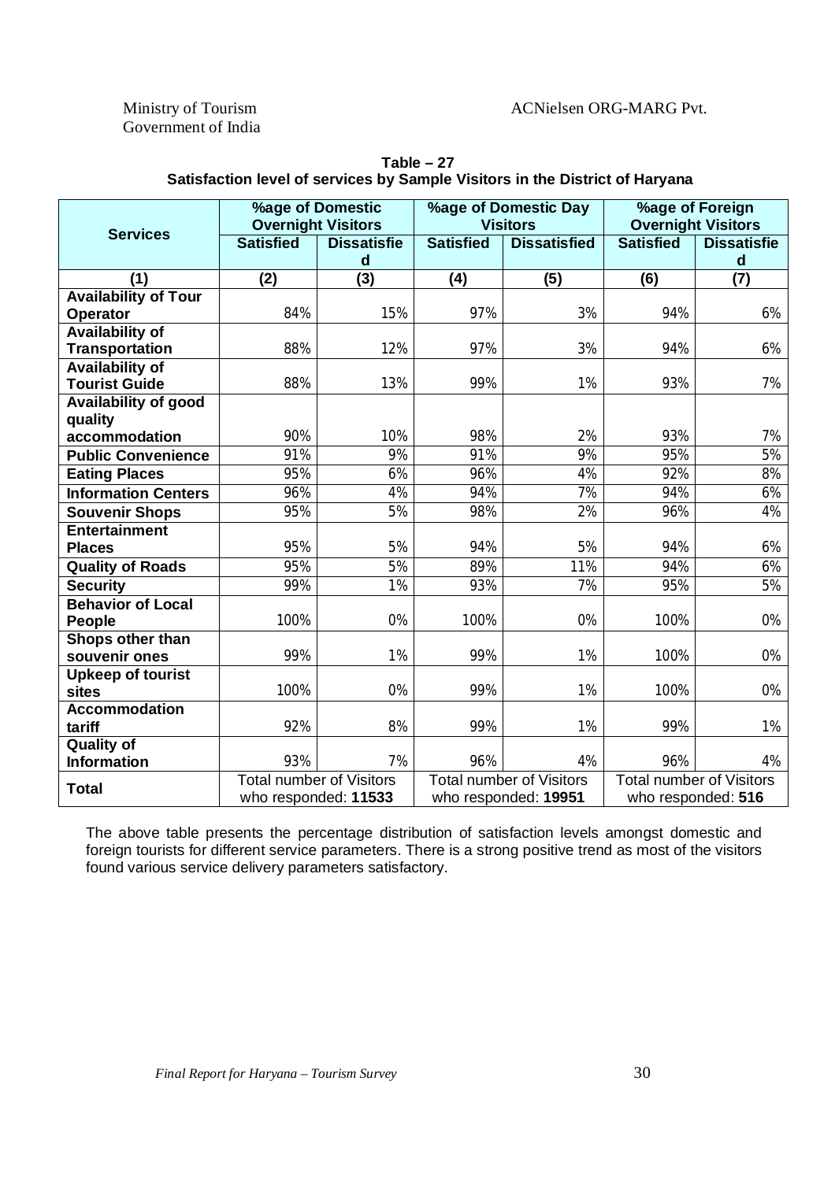**Table – 27**
**Satisfaction level of services by Sample Visitors in the District of Haryana**

| Services | %age of Domestic Overnight Visitors | | %age of Domestic Day Visitors | | %age of Foreign Overnight Visitors | |
|---|---|---|---|---|---|---|
| | Satisfied | Dissatisfied | Satisfied | Dissatisfied | Satisfied | Dissatisfied |
| (1) | (2) | (3) | (4) | (5) | (6) | (7) |
| Availability of Tour Operator | 84% | 15% | 97% | 3% | 94% | 6% |
| Availability of Transportation | 88% | 12% | 97% | 3% | 94% | 6% |
| Availability of Tourist Guide | 88% | 13% | 99% | 1% | 93% | 7% |
| Availability of good quality accommodation | 90% | 10% | 98% | 2% | 93% | 7% |
| Public Convenience | 91% | 9% | 91% | 9% | 95% | 5% |
| Eating Places | 95% | 6% | 96% | 4% | 92% | 8% |
| Information Centers | 96% | 4% | 94% | 7% | 94% | 6% |
| Souvenir Shops | 95% | 5% | 98% | 2% | 96% | 4% |
| Entertainment Places | 95% | 5% | 94% | 5% | 94% | 6% |
| Quality of Roads | 95% | 5% | 89% | 11% | 94% | 6% |
| Security | 99% | 1% | 93% | 7% | 95% | 5% |
| Behavior of Local People | 100% | 0% | 100% | 0% | 100% | 0% |
| Shops other than souvenir ones | 99% | 1% | 99% | 1% | 100% | 0% |
| Upkeep of tourist sites | 100% | 0% | 99% | 1% | 100% | 0% |
| Accommodation tariff | 92% | 8% | 99% | 1% | 99% | 1% |
| Quality of Information | 93% | 7% | 96% | 4% | 96% | 4% |
| **Total** | Total number of Visitors who responded: **11533** | | Total number of Visitors who responded: **19951** | | Total number of Visitors who responded: **516** | |

The above table presents the percentage distribution of satisfaction levels amongst domestic and foreign tourists for different service parameters. There is a strong positive trend as most of the visitors found various service delivery parameters satisfactory.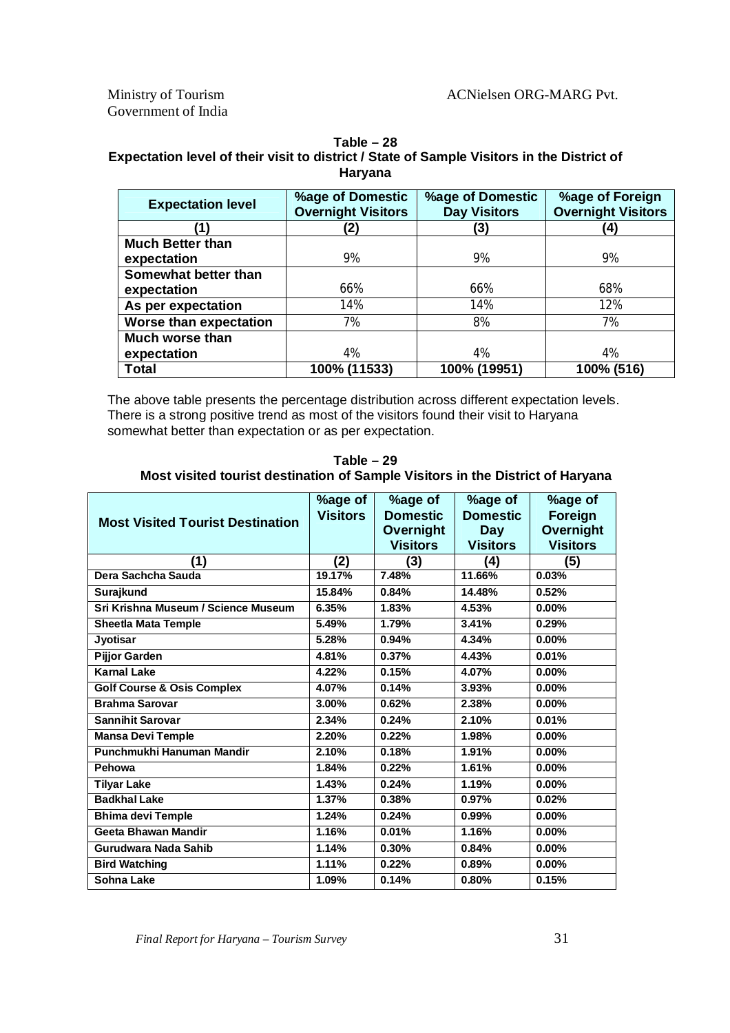**Table – 28**
**Expectation level of their visit to district / State of Sample Visitors in the District of Haryana**

| Expectation level | %age of Domestic Overnight Visitors | %age of Domestic Day Visitors | %age of Foreign Overnight Visitors |
|---|---|---|---|
| (1) | (2) | (3) | (4) |
| Much Better than expectation | 9% | 9% | 9% |
| Somewhat better than expectation | 66% | 66% | 68% |
| As per expectation | 14% | 14% | 12% |
| Worse than expectation | 7% | 8% | 7% |
| Much worse than expectation | 4% | 4% | 4% |
| **Total** | **100% (11533)** | **100% (19951)** | **100% (516)** |

The above table presents the percentage distribution across different expectation levels. There is a strong positive trend as most of the visitors found their visit to Haryana somewhat better than expectation or as per expectation.

**Table – 29**
**Most visited tourist destination of Sample Visitors in the District of Haryana**

| Most Visited Tourist Destination | %age of Visitors | %age of Domestic Overnight Visitors | %age of Domestic Day Visitors | %age of Foreign Overnight Visitors |
|---|---|---|---|---|
| (1) | (2) | (3) | (4) | (5) |
| Dera Sachcha Sauda | 19.17% | 7.48% | 11.66% | 0.03% |
| Surajkund | 15.84% | 0.84% | 14.48% | 0.52% |
| Sri Krishna Museum / Science Museum | 6.35% | 1.83% | 4.53% | 0.00% |
| Sheetla Mata Temple | 5.49% | 1.79% | 3.41% | 0.29% |
| Jyotisar | 5.28% | 0.94% | 4.34% | 0.00% |
| Pijjor Garden | 4.81% | 0.37% | 4.43% | 0.01% |
| Karnal Lake | 4.22% | 0.15% | 4.07% | 0.00% |
| Golf Course & Osis Complex | 4.07% | 0.14% | 3.93% | 0.00% |
| Brahma Sarovar | 3.00% | 0.62% | 2.38% | 0.00% |
| Sannihit Sarovar | 2.34% | 0.24% | 2.10% | 0.01% |
| Mansa Devi Temple | 2.20% | 0.22% | 1.98% | 0.00% |
| Punchmukhi Hanuman Mandir | 2.10% | 0.18% | 1.91% | 0.00% |
| Pehowa | 1.84% | 0.22% | 1.61% | 0.00% |
| Tilyar Lake | 1.43% | 0.24% | 1.19% | 0.00% |
| Badkhal Lake | 1.37% | 0.38% | 0.97% | 0.02% |
| Bhima devi Temple | 1.24% | 0.24% | 0.99% | 0.00% |
| Geeta Bhawan Mandir | 1.16% | 0.01% | 1.16% | 0.00% |
| Gurudwara Nada Sahib | 1.14% | 0.30% | 0.84% | 0.00% |
| Bird Watching | 1.11% | 0.22% | 0.89% | 0.00% |
| Sohna Lake | 1.09% | 0.14% | 0.80% | 0.15% |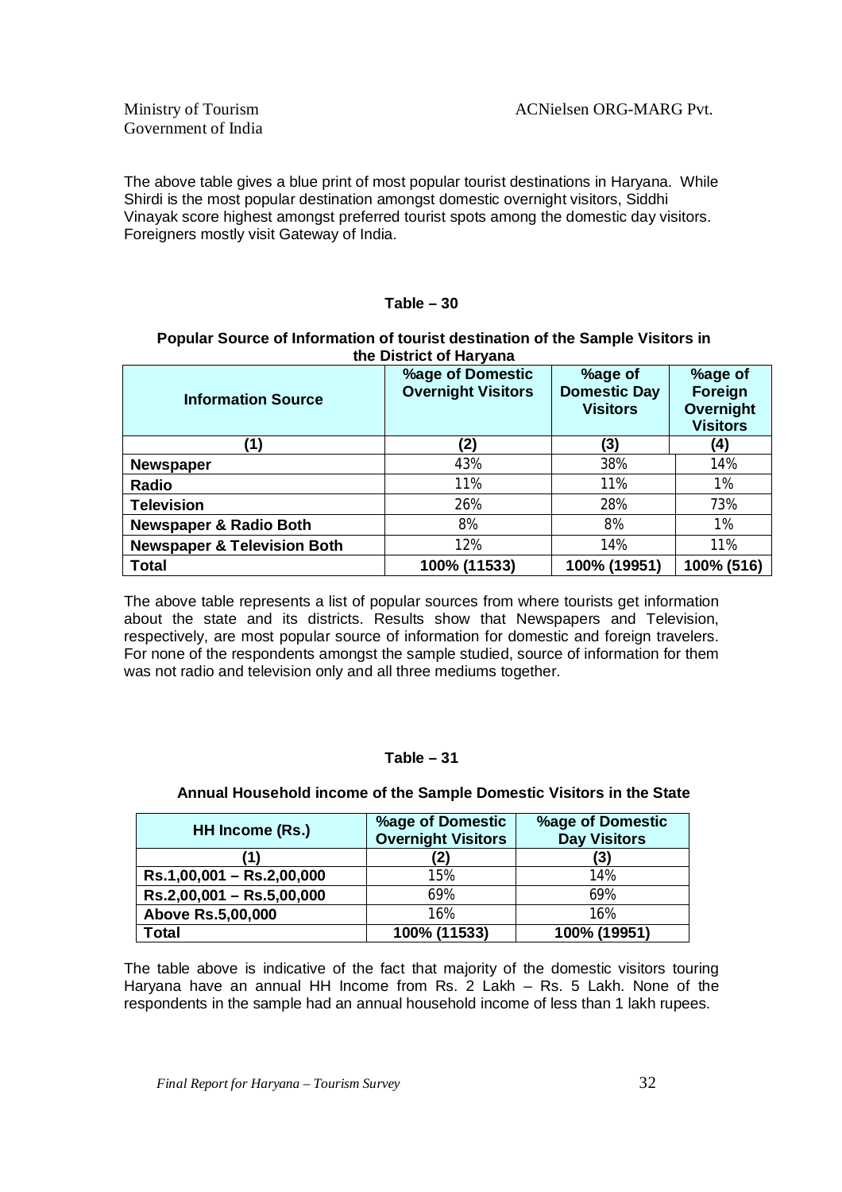The above table gives a blue print of most popular tourist destinations in Haryana. While Shirdi is the most popular destination amongst domestic overnight visitors, Siddhi Vinayak score highest amongst preferred tourist spots among the domestic day visitors. Foreigners mostly visit Gateway of India.

### Table – 30

**Popular Source of Information of tourist destination of the Sample Visitors in the District of Haryana**

| Information Source | %age of Domestic Overnight Visitors | %age of Domestic Day Visitors | %age of Foreign Overnight Visitors |
|---|---|---|---|
| (1) | (2) | (3) | (4) |
| **Newspaper** | 43% | 38% | 14% |
| **Radio** | 11% | 11% | 1% |
| **Television** | 26% | 28% | 73% |
| **Newspaper & Radio Both** | 8% | 8% | 1% |
| **Newspaper & Television Both** | 12% | 14% | 11% |
| **Total** | **100% (11533)** | **100% (19951)** | **100% (516)** |

The above table represents a list of popular sources from where tourists get information about the state and its districts. Results show that Newspapers and Television, respectively, are most popular source of information for domestic and foreign travelers. For none of the respondents amongst the sample studied, source of information for them was not radio and television only and all three mediums together.

### Table – 31

**Annual Household income of the Sample Domestic Visitors in the State**

| HH Income (Rs.) | %age of Domestic Overnight Visitors | %age of Domestic Day Visitors |
|---|---|---|
| (1) | (2) | (3) |
| **Rs.1,00,001 – Rs.2,00,000** | 15% | 14% |
| **Rs.2,00,001 – Rs.5,00,000** | 69% | 69% |
| **Above Rs.5,00,000** | 16% | 16% |
| **Total** | **100% (11533)** | **100% (19951)** |

The table above is indicative of the fact that majority of the domestic visitors touring Haryana have an annual HH Income from Rs. 2 Lakh – Rs. 5 Lakh. None of the respondents in the sample had an annual household income of less than 1 lakh rupees.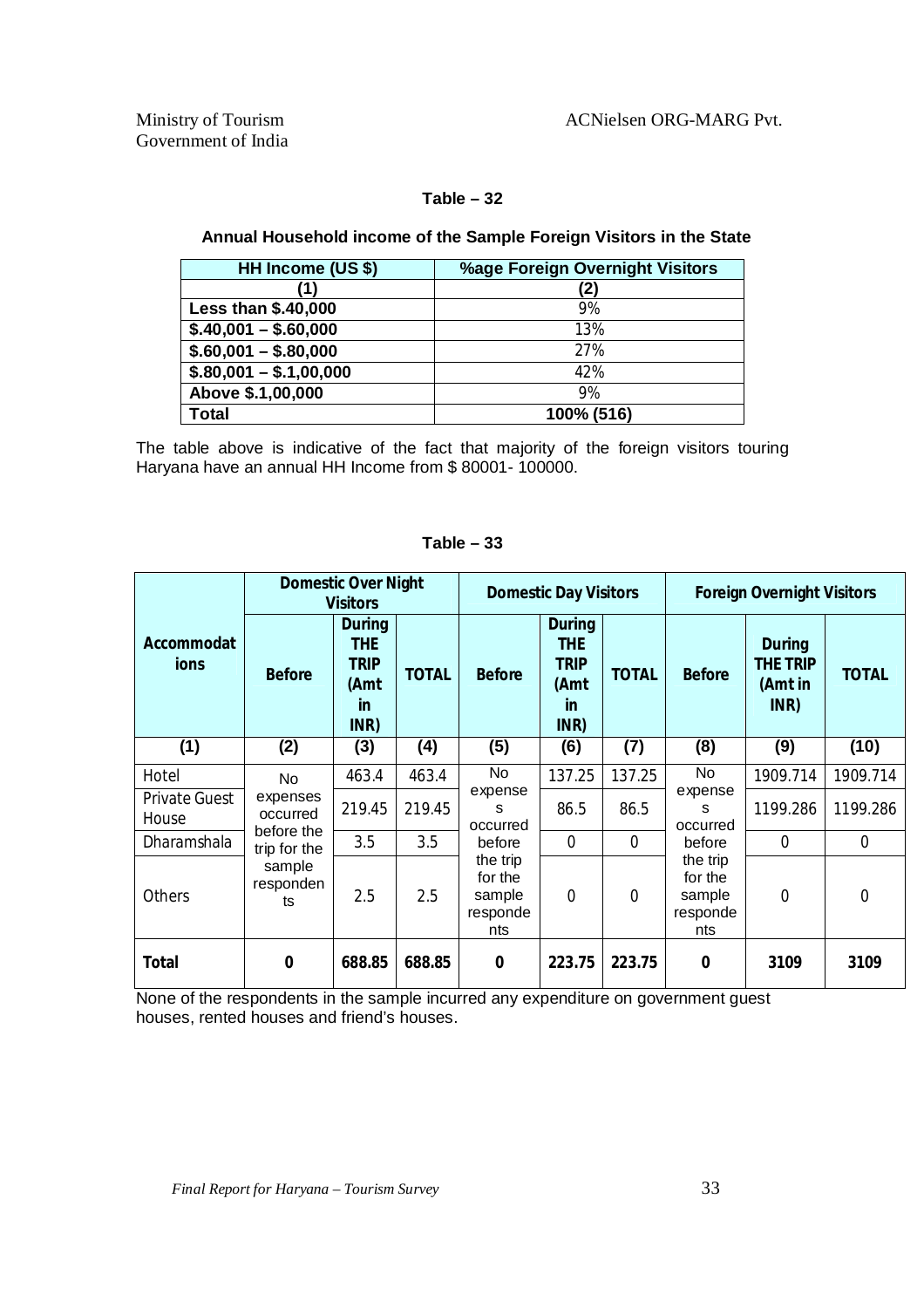**Table – 32**

**Annual Household income of the Sample Foreign Visitors in the State**

| HH Income (US $) | %age Foreign Overnight Visitors |
|---|---|
| (1) | (2) |
| Less than $.40,000 | 9% |
| $.40,001 – $.60,000 | 13% |
| $.60,001 – $.80,000 | 27% |
| $.80,001 – $.1,00,000 | 42% |
| Above $.1,00,000 | 9% |
| Total | 100% (516) |

The table above is indicative of the fact that majority of the foreign visitors touring Haryana have an annual HH Income from $ 80001- 100000.

**Table – 33**

| Accommodations | Domestic Over Night Visitors | | | Domestic Day Visitors | | | Foreign Overnight Visitors | | |
|---|---|---|---|---|---|---|---|---|---|
| | Before | During THE TRIP (Amt in INR) | TOTAL | Before | During THE TRIP (Amt in INR) | TOTAL | Before | During THE TRIP (Amt in INR) | TOTAL |
| (1) | (2) | (3) | (4) | (5) | (6) | (7) | (8) | (9) | (10) |
| Hotel | No expenses occurred before the trip for the sample respondents | 463.4 | 463.4 | No expenses occurred before the trip for the sample respondents | 137.25 | 137.25 | No expenses occurred before the trip for the sample respondents | 1909.714 | 1909.714 |
| Private Guest House | | 219.45 | 219.45 | | 86.5 | 86.5 | | 1199.286 | 1199.286 |
| Dharamshala | | 3.5 | 3.5 | | 0 | 0 | | 0 | 0 |
| Others | | 2.5 | 2.5 | | 0 | 0 | | 0 | 0 |
| **Total** | **0** | **688.85** | **688.85** | **0** | **223.75** | **223.75** | **0** | **3109** | **3109** |

None of the respondents in the sample incurred any expenditure on government guest houses, rented houses and friend's houses.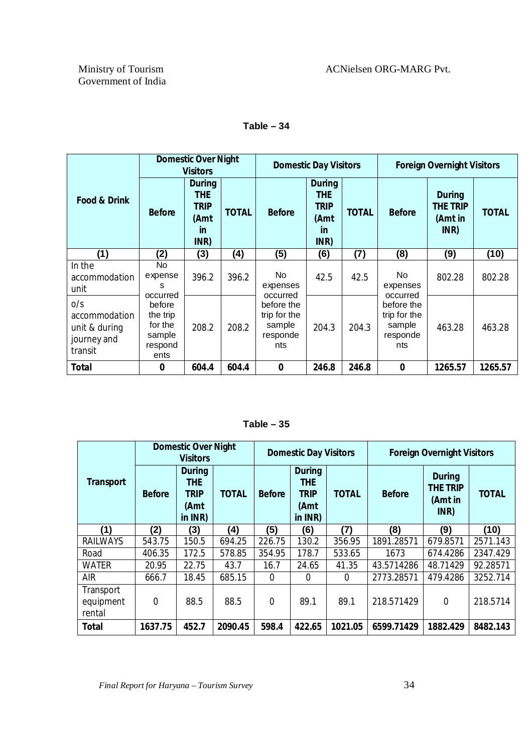**Table – 34**

| Food & Drink | Domestic Over Night Visitors | | | Domestic Day Visitors | | | Foreign Overnight Visitors | | |
|---|---|---|---|---|---|---|---|---|---|
| | Before | During THE TRIP (Amt in INR) | TOTAL | Before | During THE TRIP (Amt in INR) | TOTAL | Before | During THE TRIP (Amt in INR) | TOTAL |
| (1) | (2) | (3) | (4) | (5) | (6) | (7) | (8) | (9) | (10) |
| In the accommodation unit | No expenses occurred before the trip for the sample respondents | 396.2 | 396.2 | No expenses occurred before the trip for the sample respondents | 42.5 | 42.5 | No expenses occurred before the trip for the sample respondents | 802.28 | 802.28 |
| o/s accommodation unit & during journey and transit | | 208.2 | 208.2 | | 204.3 | 204.3 | | 463.28 | 463.28 |
| **Total** | **0** | **604.4** | **604.4** | **0** | **246.8** | **246.8** | **0** | **1265.57** | **1265.57** |

**Table – 35**

| Transport | Domestic Over Night Visitors | | | Domestic Day Visitors | | | Foreign Overnight Visitors | | |
|---|---|---|---|---|---|---|---|---|---|
| | Before | During THE TRIP (Amt in INR) | TOTAL | Before | During THE TRIP (Amt in INR) | TOTAL | Before | During THE TRIP (Amt in INR) | TOTAL |
| (1) | (2) | (3) | (4) | (5) | (6) | (7) | (8) | (9) | (10) |
| RAILWAYS | 543.75 | 150.5 | 694.25 | 226.75 | 130.2 | 356.95 | 1891.28571 | 679.8571 | 2571.143 |
| Road | 406.35 | 172.5 | 578.85 | 354.95 | 178.7 | 533.65 | 1673 | 674.4286 | 2347.429 |
| WATER | 20.95 | 22.75 | 43.7 | 16.7 | 24.65 | 41.35 | 43.5714286 | 48.71429 | 92.28571 |
| AIR | 666.7 | 18.45 | 685.15 | 0 | 0 | 0 | 2773.28571 | 479.4286 | 3252.714 |
| Transport equipment rental | 0 | 88.5 | 88.5 | 0 | 89.1 | 89.1 | 218.571429 | 0 | 218.5714 |
| **Total** | **1637.75** | **452.7** | **2090.45** | **598.4** | **422.65** | **1021.05** | **6599.71429** | **1882.429** | **8482.143** |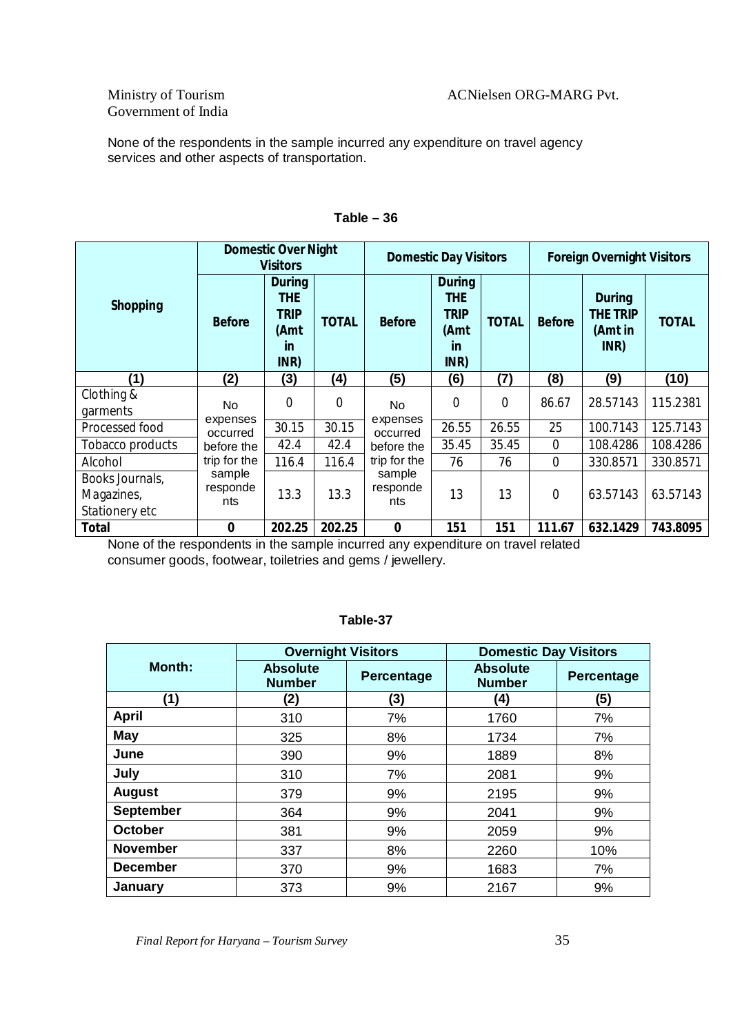None of the respondents in the sample incurred any expenditure on travel agency services and other aspects of transportation.

**Table – 36**

| Shopping | Domestic Over Night Visitors | | | Domestic Day Visitors | | | Foreign Overnight Visitors | | |
|---|---|---|---|---|---|---|---|---|---|
| | Before | During THE TRIP (Amt in INR) | TOTAL | Before | During THE TRIP (Amt in INR) | TOTAL | Before | During THE TRIP (Amt in INR) | TOTAL |
| (1) | (2) | (3) | (4) | (5) | (6) | (7) | (8) | (9) | (10) |
| Clothing & garments | No expenses occurred before the trip for the sample respondents | 0 | 0 | No expenses occurred before the trip for the sample respondents | 0 | 0 | 86.67 | 28.57143 | 115.2381 |
| Processed food | | 30.15 | 30.15 | | 26.55 | 26.55 | 25 | 100.7143 | 125.7143 |
| Tobacco products | | 42.4 | 42.4 | | 35.45 | 35.45 | 0 | 108.4286 | 108.4286 |
| Alcohol | | 116.4 | 116.4 | | 76 | 76 | 0 | 330.8571 | 330.8571 |
| Books Journals, Magazines, Stationery etc | | 13.3 | 13.3 | | 13 | 13 | 0 | 63.57143 | 63.57143 |
| **Total** | **0** | **202.25** | **202.25** | **0** | **151** | **151** | **111.67** | **632.1429** | **743.8095** |

None of the respondents in the sample incurred any expenditure on travel related consumer goods, footwear, toiletries and gems / jewellery.

**Table-37**

| Month: | Overnight Visitors | | Domestic Day Visitors | |
|---|---|---|---|---|
| | Absolute Number | Percentage | Absolute Number | Percentage |
| (1) | (2) | (3) | (4) | (5) |
| **April** | 310 | 7% | 1760 | 7% |
| **May** | 325 | 8% | 1734 | 7% |
| **June** | 390 | 9% | 1889 | 8% |
| **July** | 310 | 7% | 2081 | 9% |
| **August** | 379 | 9% | 2195 | 9% |
| **September** | 364 | 9% | 2041 | 9% |
| **October** | 381 | 9% | 2059 | 9% |
| **November** | 337 | 8% | 2260 | 10% |
| **December** | 370 | 9% | 1683 | 7% |
| **January** | 373 | 9% | 2167 | 9% |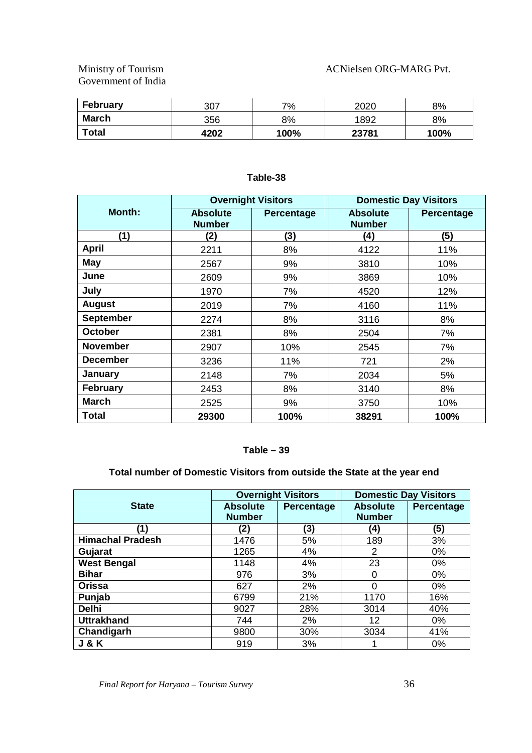| February | 307 | 7% | 2020 | 8% |
|---|---|---|---|---|
| March | 356 | 8% | 1892 | 8% |
| **Total** | **4202** | **100%** | **23781** | **100%** |

**Table-38**

| Month: | Overnight Visitors | | Domestic Day Visitors | |
|---|---|---|---|---|
| | Absolute Number | Percentage | Absolute Number | Percentage |
| (1) | (2) | (3) | (4) | (5) |
| April | 2211 | 8% | 4122 | 11% |
| May | 2567 | 9% | 3810 | 10% |
| June | 2609 | 9% | 3869 | 10% |
| July | 1970 | 7% | 4520 | 12% |
| August | 2019 | 7% | 4160 | 11% |
| September | 2274 | 8% | 3116 | 8% |
| October | 2381 | 8% | 2504 | 7% |
| November | 2907 | 10% | 2545 | 7% |
| December | 3236 | 11% | 721 | 2% |
| January | 2148 | 7% | 2034 | 5% |
| February | 2453 | 8% | 3140 | 8% |
| March | 2525 | 9% | 3750 | 10% |
| **Total** | **29300** | **100%** | **38291** | **100%** |

**Table – 39**

**Total number of Domestic Visitors from outside the State at the year end**

| State | Overnight Visitors | | Domestic Day Visitors | |
|---|---|---|---|---|
| | Absolute Number | Percentage | Absolute Number | Percentage |
| (1) | (2) | (3) | (4) | (5) |
| Himachal Pradesh | 1476 | 5% | 189 | 3% |
| Gujarat | 1265 | 4% | 2 | 0% |
| West Bengal | 1148 | 4% | 23 | 0% |
| Bihar | 976 | 3% | 0 | 0% |
| Orissa | 627 | 2% | 0 | 0% |
| Punjab | 6799 | 21% | 1170 | 16% |
| Delhi | 9027 | 28% | 3014 | 40% |
| Uttrakhand | 744 | 2% | 12 | 0% |
| Chandigarh | 9800 | 30% | 3034 | 41% |
| J & K | 919 | 3% | 1 | 0% |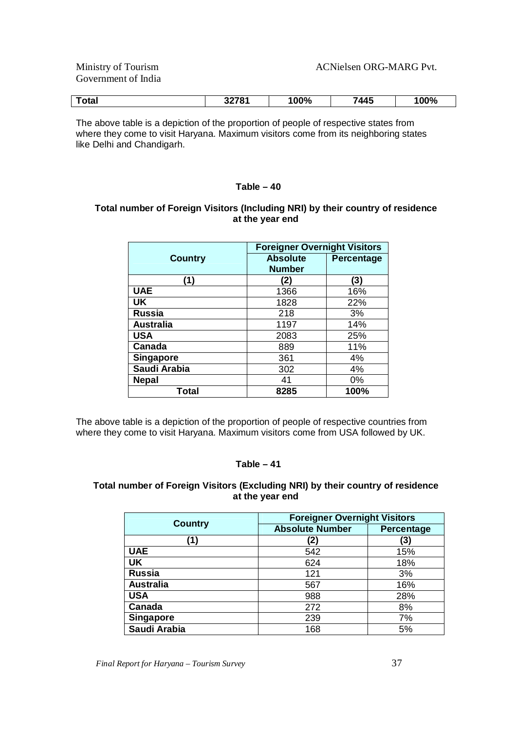| Total | 32781 | 100% | 7445 | 100% |
|---|---|---|---|---|

The above table is a depiction of the proportion of people of respective states from where they come to visit Haryana. Maximum visitors come from its neighboring states like Delhi and Chandigarh.

### Table – 40

**Total number of Foreign Visitors (Including NRI) by their country of residence at the year end**

| Country | Foreigner Overnight Visitors | |
|---|---|---|
| | Absolute Number | Percentage |
| (1) | (2) | (3) |
| UAE | 1366 | 16% |
| UK | 1828 | 22% |
| Russia | 218 | 3% |
| Australia | 1197 | 14% |
| USA | 2083 | 25% |
| Canada | 889 | 11% |
| Singapore | 361 | 4% |
| Saudi Arabia | 302 | 4% |
| Nepal | 41 | 0% |
| **Total** | **8285** | **100%** |

The above table is a depiction of the proportion of people of respective countries from where they come to visit Haryana. Maximum visitors come from USA followed by UK.

### Table – 41

**Total number of Foreign Visitors (Excluding NRI) by their country of residence at the year end**

| Country | Foreigner Overnight Visitors | |
|---|---|---|
| | Absolute Number | Percentage |
| (1) | (2) | (3) |
| UAE | 542 | 15% |
| UK | 624 | 18% |
| Russia | 121 | 3% |
| Australia | 567 | 16% |
| USA | 988 | 28% |
| Canada | 272 | 8% |
| Singapore | 239 | 7% |
| Saudi Arabia | 168 | 5% |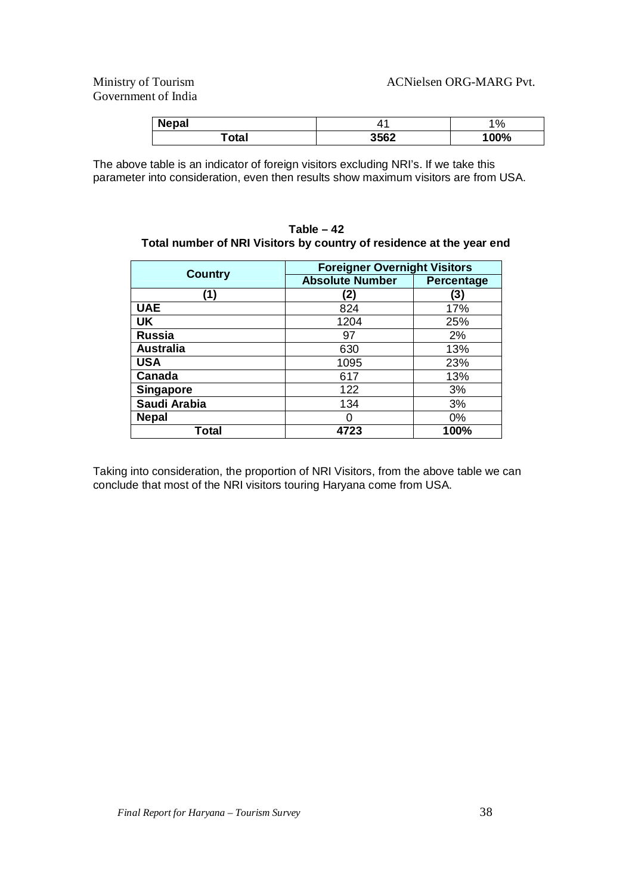| Nepal | 41 | 1% |
|---|---|---|
| **Total** | **3562** | **100%** |

The above table is an indicator of foreign visitors excluding NRI's. If we take this parameter into consideration, even then results show maximum visitors are from USA.

**Table – 42**
**Total number of NRI Visitors by country of residence at the year end**

| Country | Foreigner Overnight Visitors | |
|---|---|---|
| | Absolute Number | Percentage |
| (1) | (2) | (3) |
| **UAE** | 824 | 17% |
| **UK** | 1204 | 25% |
| **Russia** | 97 | 2% |
| **Australia** | 630 | 13% |
| **USA** | 1095 | 23% |
| **Canada** | 617 | 13% |
| **Singapore** | 122 | 3% |
| **Saudi Arabia** | 134 | 3% |
| **Nepal** | 0 | 0% |
| **Total** | **4723** | **100%** |

Taking into consideration, the proportion of NRI Visitors, from the above table we can conclude that most of the NRI visitors touring Haryana come from USA.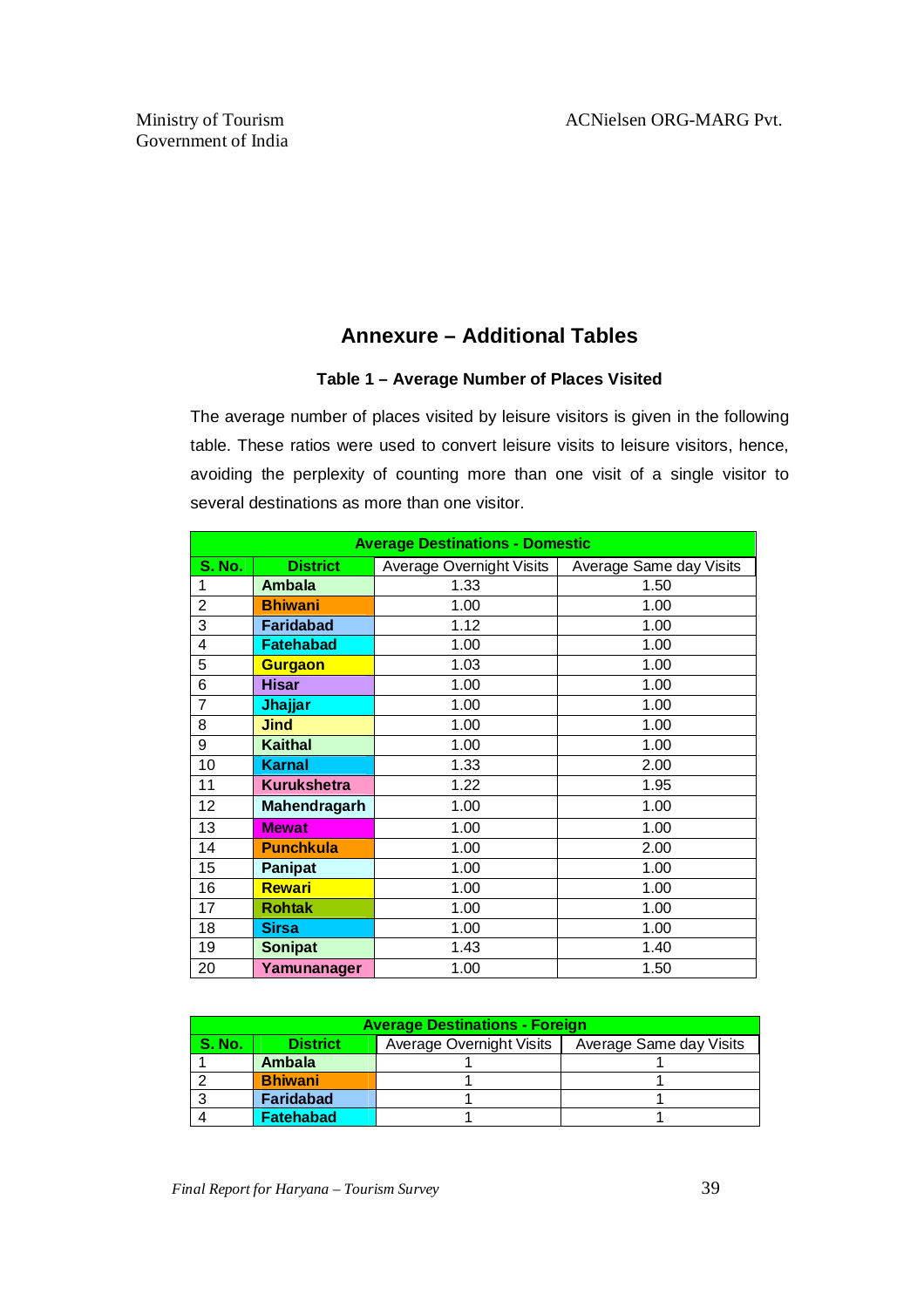## Annexure – Additional Tables

### Table 1 – Average Number of Places Visited

The average number of places visited by leisure visitors is given in the following table. These ratios were used to convert leisure visits to leisure visitors, hence, avoiding the perplexity of counting more than one visit of a single visitor to several destinations as more than one visitor.

| **Average Destinations - Domestic** | | | |
|---|---|---|---|
| **S. No.** | **District** | Average Overnight Visits | Average Same day Visits |
| 1 | **Ambala** | 1.33 | 1.50 |
| 2 | **Bhiwani** | 1.00 | 1.00 |
| 3 | **Faridabad** | 1.12 | 1.00 |
| 4 | **Fatehabad** | 1.00 | 1.00 |
| 5 | **Gurgaon** | 1.03 | 1.00 |
| 6 | **Hisar** | 1.00 | 1.00 |
| 7 | **Jhajjar** | 1.00 | 1.00 |
| 8 | **Jind** | 1.00 | 1.00 |
| 9 | **Kaithal** | 1.00 | 1.00 |
| 10 | **Karnal** | 1.33 | 2.00 |
| 11 | **Kurukshetra** | 1.22 | 1.95 |
| 12 | **Mahendragarh** | 1.00 | 1.00 |
| 13 | **Mewat** | 1.00 | 1.00 |
| 14 | **Punchkula** | 1.00 | 2.00 |
| 15 | **Panipat** | 1.00 | 1.00 |
| 16 | **Rewari** | 1.00 | 1.00 |
| 17 | **Rohtak** | 1.00 | 1.00 |
| 18 | **Sirsa** | 1.00 | 1.00 |
| 19 | **Sonipat** | 1.43 | 1.40 |
| 20 | **Yamunanager** | 1.00 | 1.50 |

| **Average Destinations - Foreign** | | | |
|---|---|---|---|
| **S. No.** | **District** | Average Overnight Visits | Average Same day Visits |
| 1 | **Ambala** | 1 | 1 |
| 2 | **Bhiwani** | 1 | 1 |
| 3 | **Faridabad** | 1 | 1 |
| 4 | **Fatehabad** | 1 | 1 |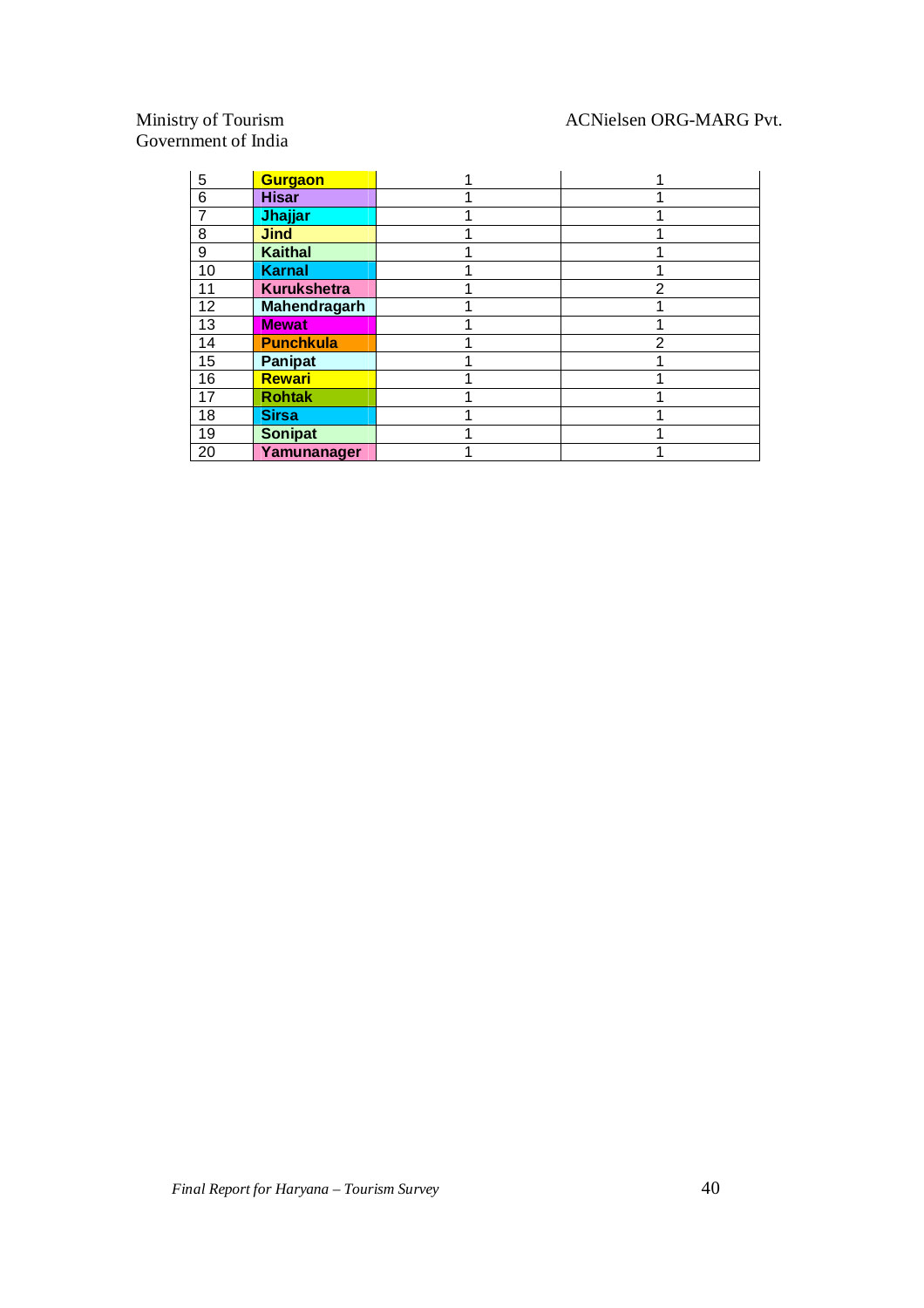| | | | |
|---|---|---|---|
| 5 | **Gurgaon** | 1 | 1 |
| 6 | **Hisar** | 1 | 1 |
| 7 | **Jhajjar** | 1 | 1 |
| 8 | **Jind** | 1 | 1 |
| 9 | **Kaithal** | 1 | 1 |
| 10 | **Karnal** | 1 | 1 |
| 11 | **Kurukshetra** | 1 | 2 |
| 12 | **Mahendragarh** | 1 | 1 |
| 13 | **Mewat** | 1 | 1 |
| 14 | **Punchkula** | 1 | 2 |
| 15 | **Panipat** | 1 | 1 |
| 16 | **Rewari** | 1 | 1 |
| 17 | **Rohtak** | 1 | 1 |
| 18 | **Sirsa** | 1 | 1 |
| 19 | **Sonipat** | 1 | 1 |
| 20 | **Yamunanager** | 1 | 1 |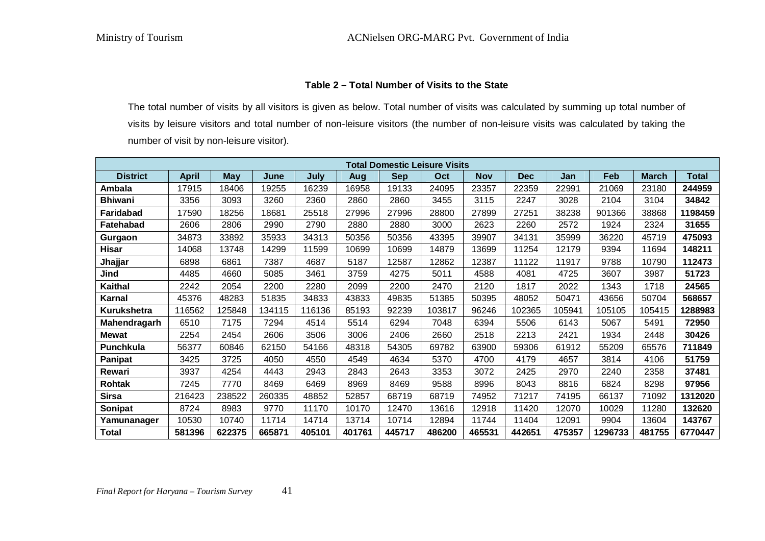### Table 2 – Total Number of Visits to the State

The total number of visits by all visitors is given as below. Total number of visits was calculated by summing up total number of visits by leisure visitors and total number of non-leisure visitors (the number of non-leisure visits was calculated by taking the number of visit by non-leisure visitor).

| Total Domestic Leisure Visits | | | | | | | | | | | | | |
|---|---|---|---|---|---|---|---|---|---|---|---|---|---|
| **District** | **April** | **May** | **June** | **July** | **Aug** | **Sep** | **Oct** | **Nov** | **Dec** | **Jan** | **Feb** | **March** | **Total** |
| **Ambala** | 17915 | 18406 | 19255 | 16239 | 16958 | 19133 | 24095 | 23357 | 22359 | 22991 | 21069 | 23180 | **244959** |
| **Bhiwani** | 3356 | 3093 | 3260 | 2360 | 2860 | 2860 | 3455 | 3115 | 2247 | 3028 | 2104 | 3104 | **34842** |
| **Faridabad** | 17590 | 18256 | 18681 | 25518 | 27996 | 27996 | 28800 | 27899 | 27251 | 38238 | 901366 | 38868 | **1198459** |
| **Fatehabad** | 2606 | 2806 | 2990 | 2790 | 2880 | 2880 | 3000 | 2623 | 2260 | 2572 | 1924 | 2324 | **31655** |
| **Gurgaon** | 34873 | 33892 | 35933 | 34313 | 50356 | 50356 | 43395 | 39907 | 34131 | 35999 | 36220 | 45719 | **475093** |
| **Hisar** | 14068 | 13748 | 14299 | 11599 | 10699 | 10699 | 14879 | 13699 | 11254 | 12179 | 9394 | 11694 | **148211** |
| **Jhajjar** | 6898 | 6861 | 7387 | 4687 | 5187 | 12587 | 12862 | 12387 | 11122 | 11917 | 9788 | 10790 | **112473** |
| **Jind** | 4485 | 4660 | 5085 | 3461 | 3759 | 4275 | 5011 | 4588 | 4081 | 4725 | 3607 | 3987 | **51723** |
| **Kaithal** | 2242 | 2054 | 2200 | 2280 | 2099 | 2200 | 2470 | 2120 | 1817 | 2022 | 1343 | 1718 | **24565** |
| **Karnal** | 45376 | 48283 | 51835 | 34833 | 43833 | 49835 | 51385 | 50395 | 48052 | 50471 | 43656 | 50704 | **568657** |
| **Kurukshetra** | 116562 | 125848 | 134115 | 116136 | 85193 | 92239 | 103817 | 96246 | 102365 | 105941 | 105105 | 105415 | **1288983** |
| **Mahendragarh** | 6510 | 7175 | 7294 | 4514 | 5514 | 6294 | 7048 | 6394 | 5506 | 6143 | 5067 | 5491 | **72950** |
| **Mewat** | 2254 | 2454 | 2606 | 3506 | 3006 | 2406 | 2660 | 2518 | 2213 | 2421 | 1934 | 2448 | **30426** |
| **Punchkula** | 56377 | 60846 | 62150 | 54166 | 48318 | 54305 | 69782 | 63900 | 59306 | 61912 | 55209 | 65576 | **711849** |
| **Panipat** | 3425 | 3725 | 4050 | 4550 | 4549 | 4634 | 5370 | 4700 | 4179 | 4657 | 3814 | 4106 | **51759** |
| **Rewari** | 3937 | 4254 | 4443 | 2943 | 2843 | 2643 | 3353 | 3072 | 2425 | 2970 | 2240 | 2358 | **37481** |
| **Rohtak** | 7245 | 7770 | 8469 | 6469 | 8969 | 8469 | 9588 | 8996 | 8043 | 8816 | 6824 | 8298 | **97956** |
| **Sirsa** | 216423 | 238522 | 260335 | 48852 | 52857 | 68719 | 68719 | 74952 | 71217 | 74195 | 66137 | 71092 | **1312020** |
| **Sonipat** | 8724 | 8983 | 9770 | 11170 | 10170 | 12470 | 13616 | 12918 | 11420 | 12070 | 10029 | 11280 | **132620** |
| **Yamunanager** | 10530 | 10740 | 11714 | 14714 | 13714 | 10714 | 12894 | 11744 | 11404 | 12091 | 9904 | 13604 | **143767** |
| **Total** | **581396** | **622375** | **665871** | **405101** | **401761** | **445717** | **486200** | **465531** | **442651** | **475357** | **1296733** | **481755** | **6770447** |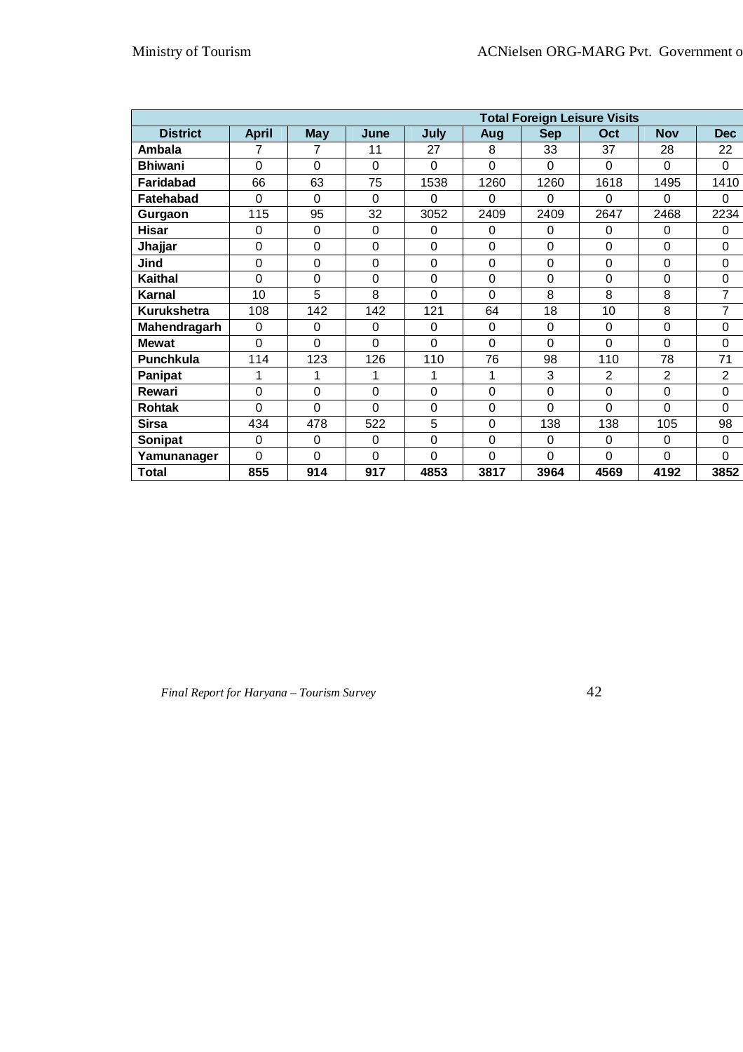| | Total Foreign Leisure Visits | | | | | | | | |
|---|---|---|---|---|---|---|---|---|---|
| **District** | **April** | **May** | **June** | **July** | **Aug** | **Sep** | **Oct** | **Nov** | **Dec** |
| **Ambala** | 7 | 7 | 11 | 27 | 8 | 33 | 37 | 28 | 22 |
| **Bhiwani** | 0 | 0 | 0 | 0 | 0 | 0 | 0 | 0 | 0 |
| **Faridabad** | 66 | 63 | 75 | 1538 | 1260 | 1260 | 1618 | 1495 | 1410 |
| **Fatehabad** | 0 | 0 | 0 | 0 | 0 | 0 | 0 | 0 | 0 |
| **Gurgaon** | 115 | 95 | 32 | 3052 | 2409 | 2409 | 2647 | 2468 | 2234 |
| **Hisar** | 0 | 0 | 0 | 0 | 0 | 0 | 0 | 0 | 0 |
| **Jhajjar** | 0 | 0 | 0 | 0 | 0 | 0 | 0 | 0 | 0 |
| **Jind** | 0 | 0 | 0 | 0 | 0 | 0 | 0 | 0 | 0 |
| **Kaithal** | 0 | 0 | 0 | 0 | 0 | 0 | 0 | 0 | 0 |
| **Karnal** | 10 | 5 | 8 | 0 | 0 | 8 | 8 | 8 | 7 |
| **Kurukshetra** | 108 | 142 | 142 | 121 | 64 | 18 | 10 | 8 | 7 |
| **Mahendragarh** | 0 | 0 | 0 | 0 | 0 | 0 | 0 | 0 | 0 |
| **Mewat** | 0 | 0 | 0 | 0 | 0 | 0 | 0 | 0 | 0 |
| **Punchkula** | 114 | 123 | 126 | 110 | 76 | 98 | 110 | 78 | 71 |
| **Panipat** | 1 | 1 | 1 | 1 | 1 | 3 | 2 | 2 | 2 |
| **Rewari** | 0 | 0 | 0 | 0 | 0 | 0 | 0 | 0 | 0 |
| **Rohtak** | 0 | 0 | 0 | 0 | 0 | 0 | 0 | 0 | 0 |
| **Sirsa** | 434 | 478 | 522 | 5 | 0 | 138 | 138 | 105 | 98 |
| **Sonipat** | 0 | 0 | 0 | 0 | 0 | 0 | 0 | 0 | 0 |
| **Yamunanager** | 0 | 0 | 0 | 0 | 0 | 0 | 0 | 0 | 0 |
| **Total** | **855** | **914** | **917** | **4853** | **3817** | **3964** | **4569** | **4192** | **3852** |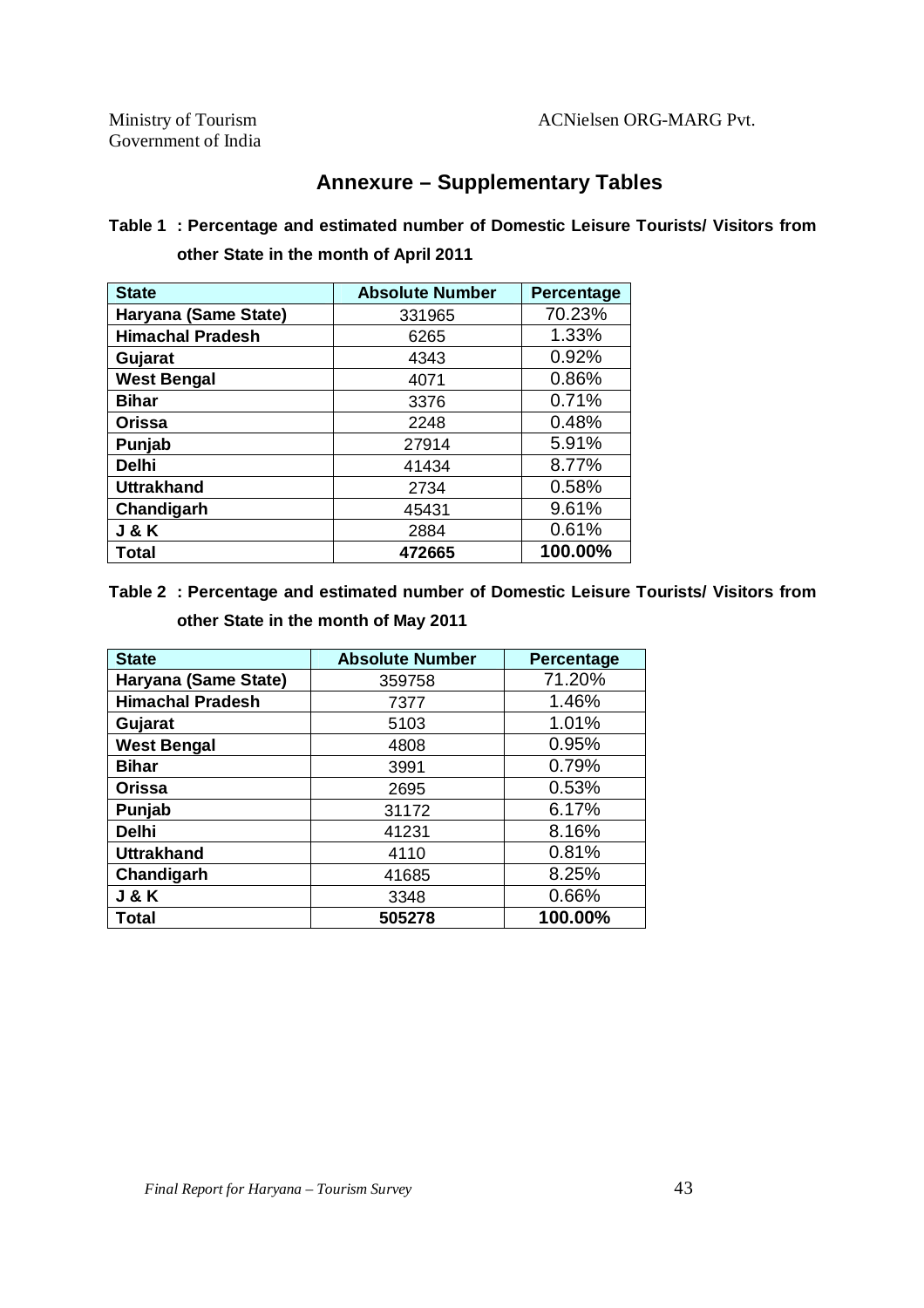# Annexure – Supplementary Tables

**Table 1 : Percentage and estimated number of Domestic Leisure Tourists/ Visitors from other State in the month of April 2011**

| State | Absolute Number | Percentage |
|---|---|---|
| Haryana (Same State) | 331965 | 70.23% |
| Himachal Pradesh | 6265 | 1.33% |
| Gujarat | 4343 | 0.92% |
| West Bengal | 4071 | 0.86% |
| Bihar | 3376 | 0.71% |
| Orissa | 2248 | 0.48% |
| Punjab | 27914 | 5.91% |
| Delhi | 41434 | 8.77% |
| Uttrakhand | 2734 | 0.58% |
| Chandigarh | 45431 | 9.61% |
| J & K | 2884 | 0.61% |
| **Total** | **472665** | **100.00%** |

**Table 2 : Percentage and estimated number of Domestic Leisure Tourists/ Visitors from other State in the month of May 2011**

| State | Absolute Number | Percentage |
|---|---|---|
| Haryana (Same State) | 359758 | 71.20% |
| Himachal Pradesh | 7377 | 1.46% |
| Gujarat | 5103 | 1.01% |
| West Bengal | 4808 | 0.95% |
| Bihar | 3991 | 0.79% |
| Orissa | 2695 | 0.53% |
| Punjab | 31172 | 6.17% |
| Delhi | 41231 | 8.16% |
| Uttrakhand | 4110 | 0.81% |
| Chandigarh | 41685 | 8.25% |
| J & K | 3348 | 0.66% |
| **Total** | **505278** | **100.00%** |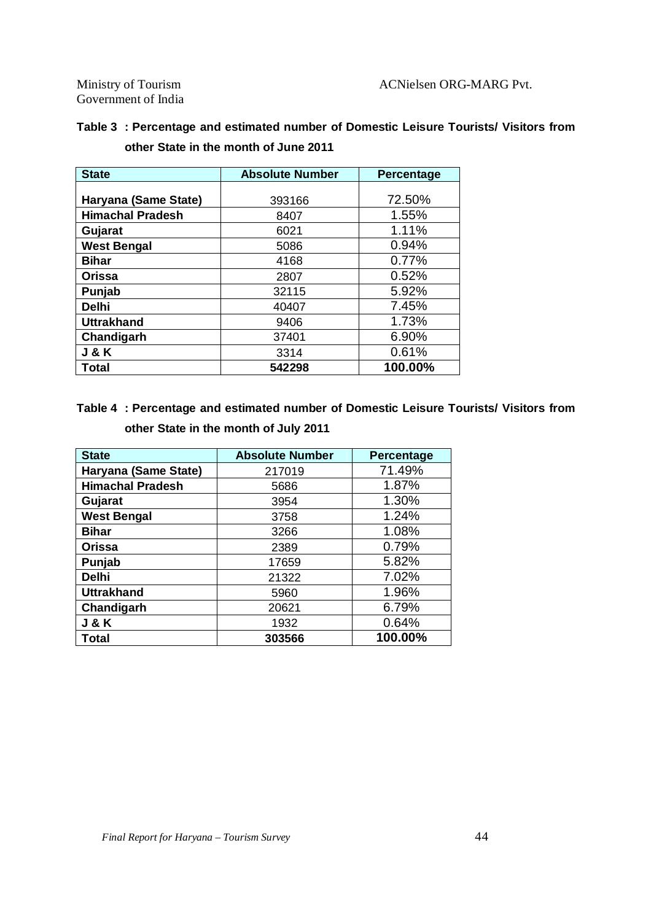**Table 3 : Percentage and estimated number of Domestic Leisure Tourists/ Visitors from other State in the month of June 2011**

| State | Absolute Number | Percentage |
|---|---|---|
| Haryana (Same State) | 393166 | 72.50% |
| Himachal Pradesh | 8407 | 1.55% |
| Gujarat | 6021 | 1.11% |
| West Bengal | 5086 | 0.94% |
| Bihar | 4168 | 0.77% |
| Orissa | 2807 | 0.52% |
| Punjab | 32115 | 5.92% |
| Delhi | 40407 | 7.45% |
| Uttrakhand | 9406 | 1.73% |
| Chandigarh | 37401 | 6.90% |
| J & K | 3314 | 0.61% |
| **Total** | **542298** | **100.00%** |

**Table 4 : Percentage and estimated number of Domestic Leisure Tourists/ Visitors from other State in the month of July 2011**

| State | Absolute Number | Percentage |
|---|---|---|
| Haryana (Same State) | 217019 | 71.49% |
| Himachal Pradesh | 5686 | 1.87% |
| Gujarat | 3954 | 1.30% |
| West Bengal | 3758 | 1.24% |
| Bihar | 3266 | 1.08% |
| Orissa | 2389 | 0.79% |
| Punjab | 17659 | 5.82% |
| Delhi | 21322 | 7.02% |
| Uttrakhand | 5960 | 1.96% |
| Chandigarh | 20621 | 6.79% |
| J & K | 1932 | 0.64% |
| **Total** | **303566** | **100.00%** |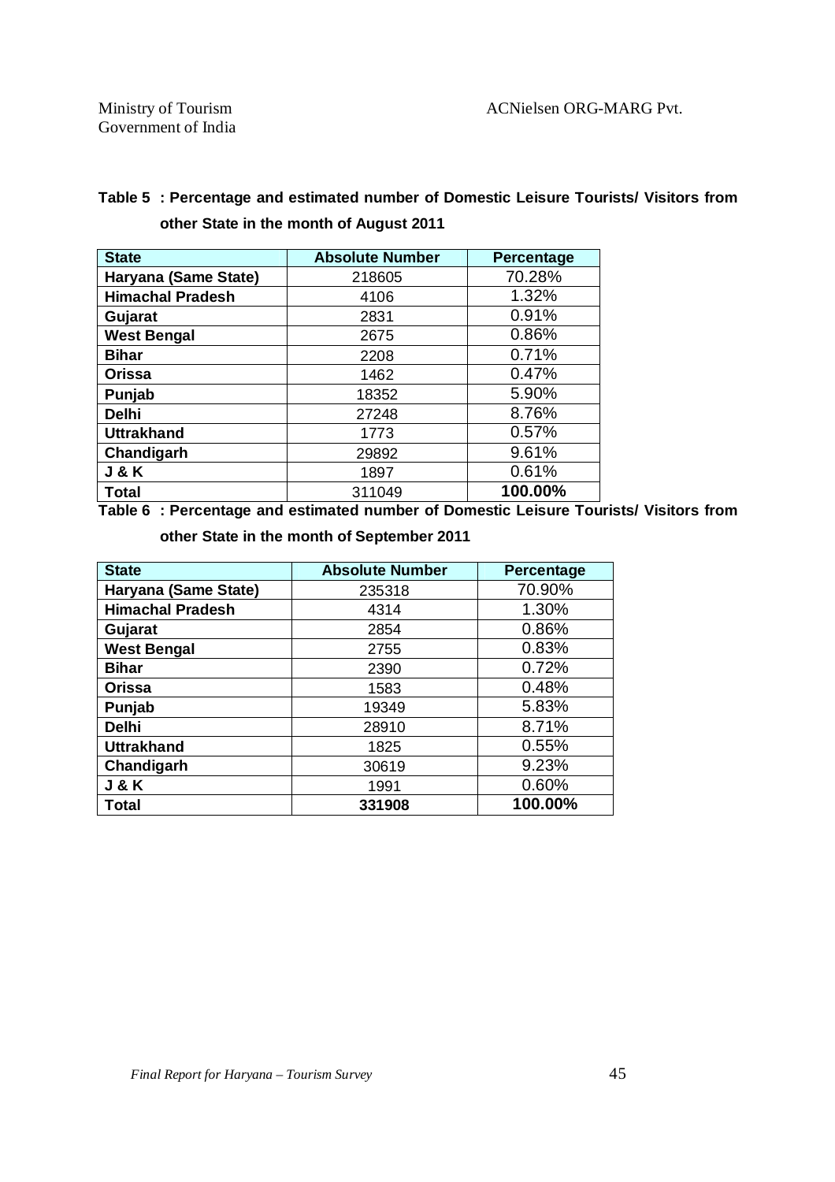**Table 5 : Percentage and estimated number of Domestic Leisure Tourists/ Visitors from other State in the month of August 2011**

| State | Absolute Number | Percentage |
|---|---|---|
| Haryana (Same State) | 218605 | 70.28% |
| Himachal Pradesh | 4106 | 1.32% |
| Gujarat | 2831 | 0.91% |
| West Bengal | 2675 | 0.86% |
| Bihar | 2208 | 0.71% |
| Orissa | 1462 | 0.47% |
| Punjab | 18352 | 5.90% |
| Delhi | 27248 | 8.76% |
| Uttrakhand | 1773 | 0.57% |
| Chandigarh | 29892 | 9.61% |
| J & K | 1897 | 0.61% |
| Total | 311049 | **100.00%** |

**Table 6 : Percentage and estimated number of Domestic Leisure Tourists/ Visitors from other State in the month of September 2011**

| State | Absolute Number | Percentage |
|---|---|---|
| Haryana (Same State) | 235318 | 70.90% |
| Himachal Pradesh | 4314 | 1.30% |
| Gujarat | 2854 | 0.86% |
| West Bengal | 2755 | 0.83% |
| Bihar | 2390 | 0.72% |
| Orissa | 1583 | 0.48% |
| Punjab | 19349 | 5.83% |
| Delhi | 28910 | 8.71% |
| Uttrakhand | 1825 | 0.55% |
| Chandigarh | 30619 | 9.23% |
| J & K | 1991 | 0.60% |
| Total | **331908** | **100.00%** |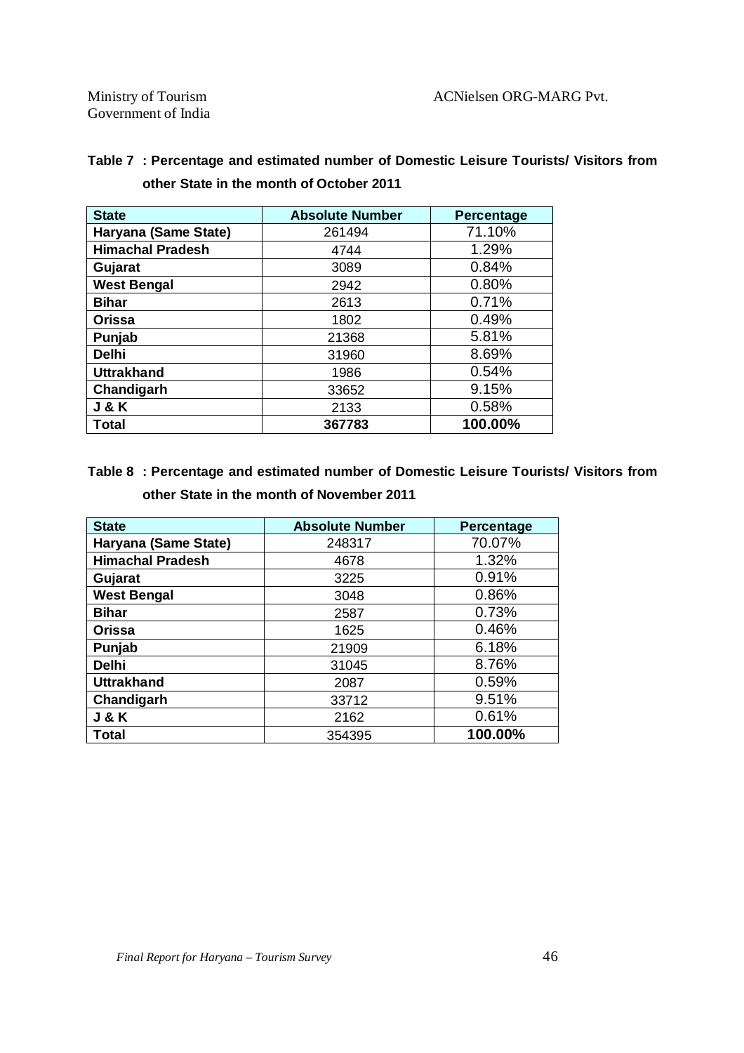**Table 7 : Percentage and estimated number of Domestic Leisure Tourists/ Visitors from other State in the month of October 2011**

| State | Absolute Number | Percentage |
|---|---|---|
| **Haryana (Same State)** | 261494 | 71.10% |
| **Himachal Pradesh** | 4744 | 1.29% |
| **Gujarat** | 3089 | 0.84% |
| **West Bengal** | 2942 | 0.80% |
| **Bihar** | 2613 | 0.71% |
| **Orissa** | 1802 | 0.49% |
| **Punjab** | 21368 | 5.81% |
| **Delhi** | 31960 | 8.69% |
| **Uttrakhand** | 1986 | 0.54% |
| **Chandigarh** | 33652 | 9.15% |
| **J & K** | 2133 | 0.58% |
| **Total** | **367783** | **100.00%** |

**Table 8 : Percentage and estimated number of Domestic Leisure Tourists/ Visitors from other State in the month of November 2011**

| State | Absolute Number | Percentage |
|---|---|---|
| **Haryana (Same State)** | 248317 | 70.07% |
| **Himachal Pradesh** | 4678 | 1.32% |
| **Gujarat** | 3225 | 0.91% |
| **West Bengal** | 3048 | 0.86% |
| **Bihar** | 2587 | 0.73% |
| **Orissa** | 1625 | 0.46% |
| **Punjab** | 21909 | 6.18% |
| **Delhi** | 31045 | 8.76% |
| **Uttrakhand** | 2087 | 0.59% |
| **Chandigarh** | 33712 | 9.51% |
| **J & K** | 2162 | 0.61% |
| **Total** | 354395 | **100.00%** |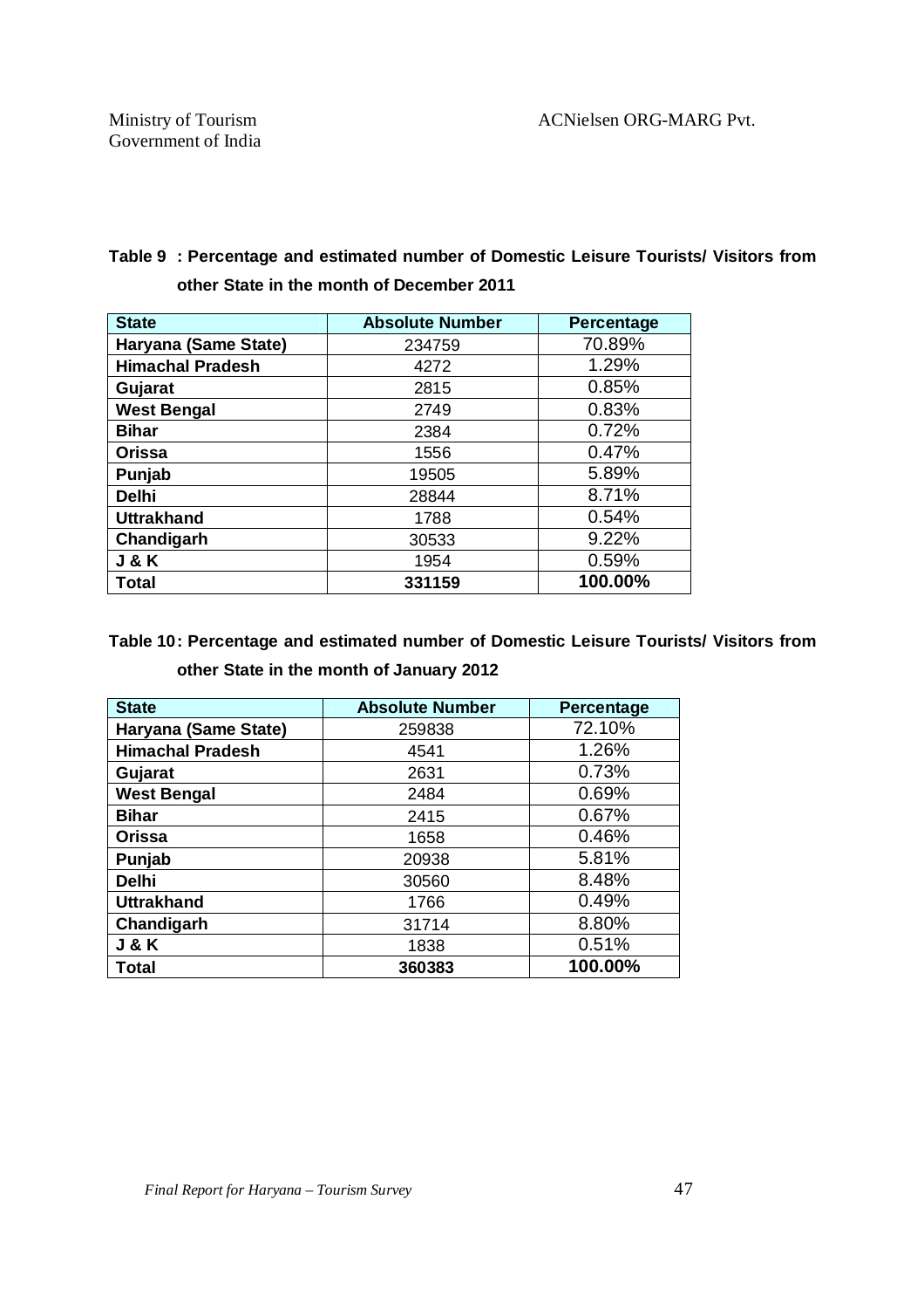**Table 9 : Percentage and estimated number of Domestic Leisure Tourists/ Visitors from other State in the month of December 2011**

| State | Absolute Number | Percentage |
|---|---|---|
| Haryana (Same State) | 234759 | 70.89% |
| Himachal Pradesh | 4272 | 1.29% |
| Gujarat | 2815 | 0.85% |
| West Bengal | 2749 | 0.83% |
| Bihar | 2384 | 0.72% |
| Orissa | 1556 | 0.47% |
| Punjab | 19505 | 5.89% |
| Delhi | 28844 | 8.71% |
| Uttrakhand | 1788 | 0.54% |
| Chandigarh | 30533 | 9.22% |
| J & K | 1954 | 0.59% |
| **Total** | **331159** | **100.00%** |

**Table 10: Percentage and estimated number of Domestic Leisure Tourists/ Visitors from other State in the month of January 2012**

| State | Absolute Number | Percentage |
|---|---|---|
| Haryana (Same State) | 259838 | 72.10% |
| Himachal Pradesh | 4541 | 1.26% |
| Gujarat | 2631 | 0.73% |
| West Bengal | 2484 | 0.69% |
| Bihar | 2415 | 0.67% |
| Orissa | 1658 | 0.46% |
| Punjab | 20938 | 5.81% |
| Delhi | 30560 | 8.48% |
| Uttrakhand | 1766 | 0.49% |
| Chandigarh | 31714 | 8.80% |
| J & K | 1838 | 0.51% |
| **Total** | **360383** | **100.00%** |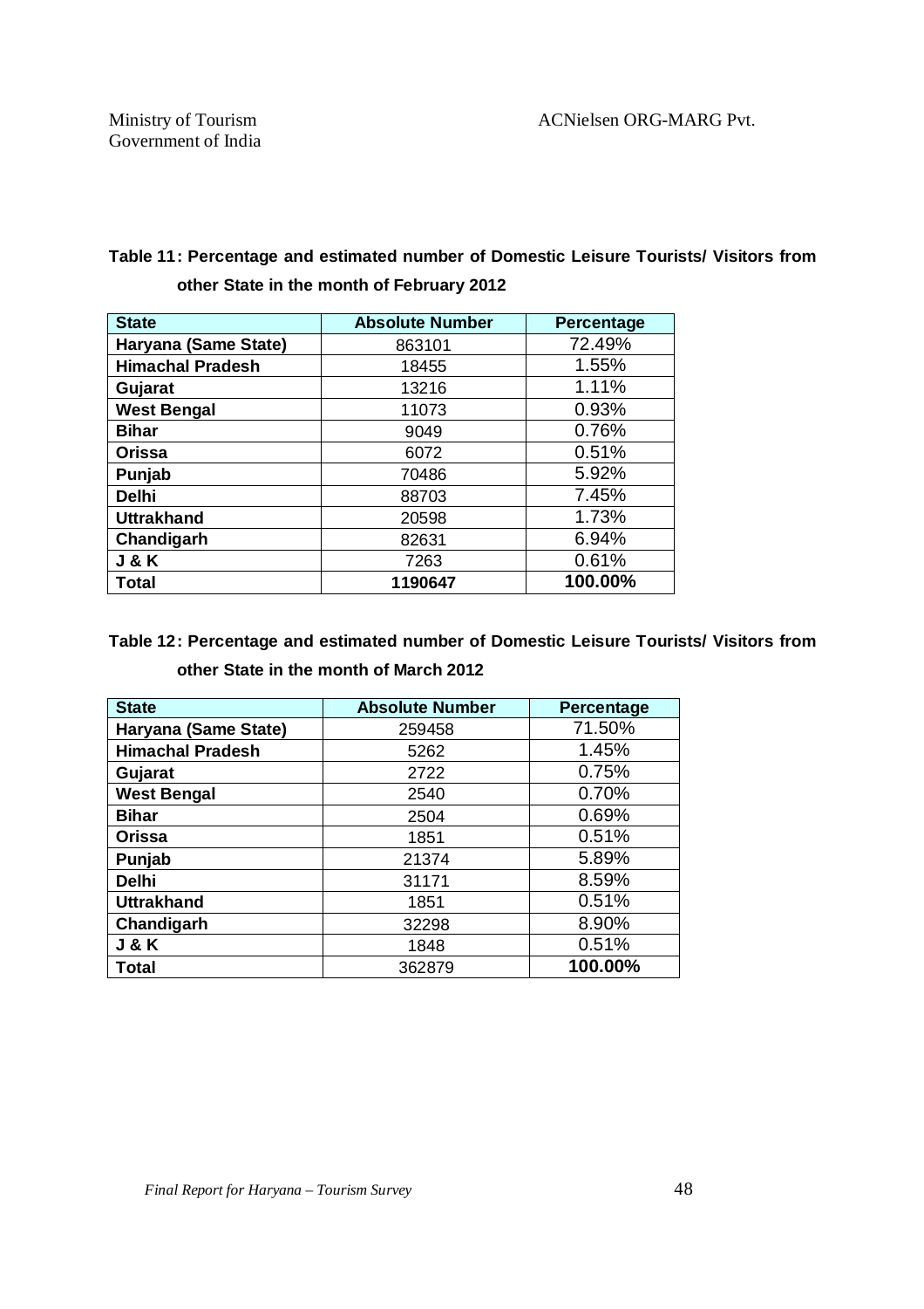**Table 11: Percentage and estimated number of Domestic Leisure Tourists/ Visitors from other State in the month of February 2012**

| State | Absolute Number | Percentage |
|---|---|---|
| Haryana (Same State) | 863101 | 72.49% |
| Himachal Pradesh | 18455 | 1.55% |
| Gujarat | 13216 | 1.11% |
| West Bengal | 11073 | 0.93% |
| Bihar | 9049 | 0.76% |
| Orissa | 6072 | 0.51% |
| Punjab | 70486 | 5.92% |
| Delhi | 88703 | 7.45% |
| Uttrakhand | 20598 | 1.73% |
| Chandigarh | 82631 | 6.94% |
| J & K | 7263 | 0.61% |
| **Total** | **1190647** | **100.00%** |

**Table 12: Percentage and estimated number of Domestic Leisure Tourists/ Visitors from other State in the month of March 2012**

| State | Absolute Number | Percentage |
|---|---|---|
| Haryana (Same State) | 259458 | 71.50% |
| Himachal Pradesh | 5262 | 1.45% |
| Gujarat | 2722 | 0.75% |
| West Bengal | 2540 | 0.70% |
| Bihar | 2504 | 0.69% |
| Orissa | 1851 | 0.51% |
| Punjab | 21374 | 5.89% |
| Delhi | 31171 | 8.59% |
| Uttrakhand | 1851 | 0.51% |
| Chandigarh | 32298 | 8.90% |
| J & K | 1848 | 0.51% |
| **Total** | 362879 | **100.00%** |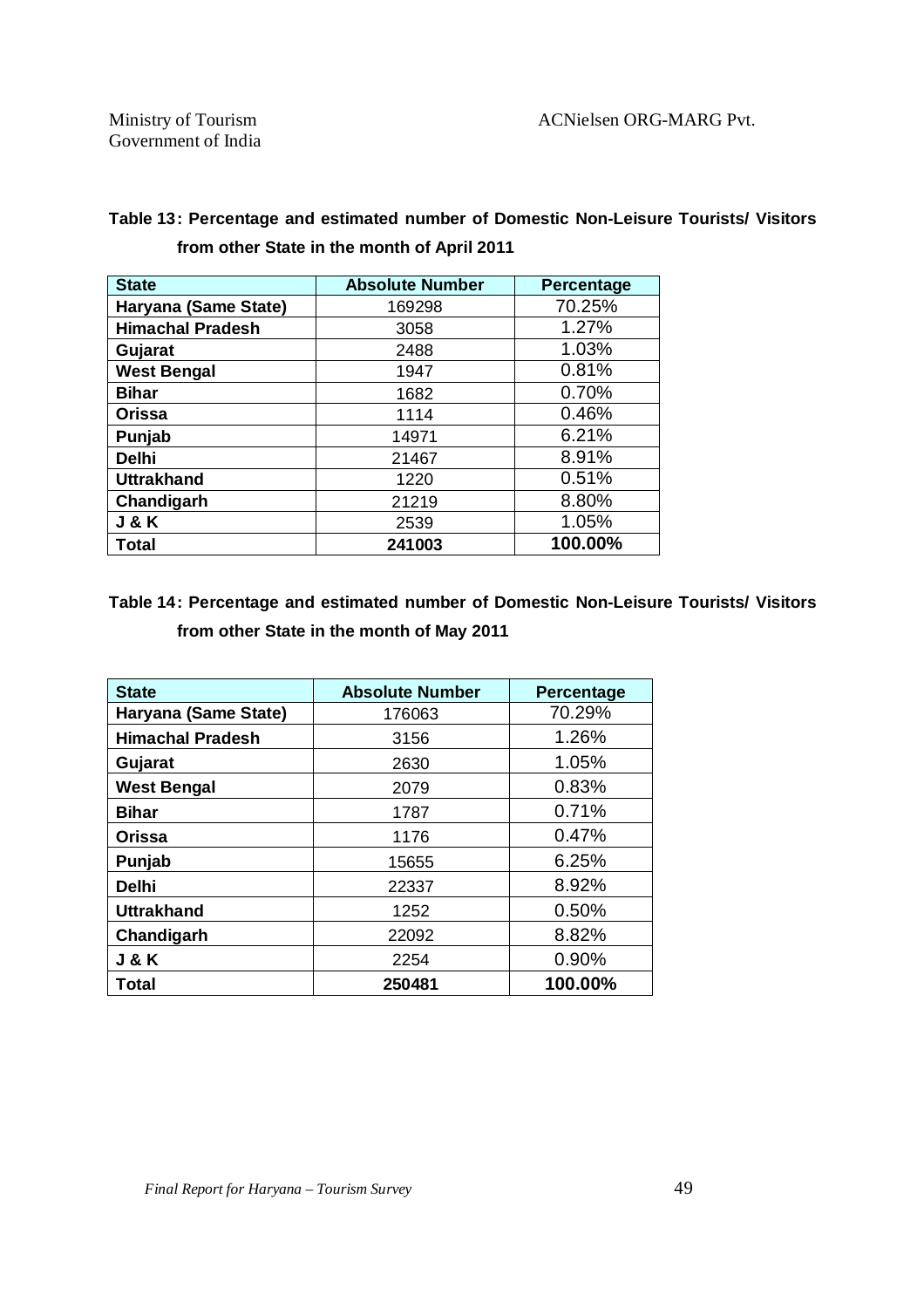**Table 13: Percentage and estimated number of Domestic Non-Leisure Tourists/ Visitors from other State in the month of April 2011**

| State | Absolute Number | Percentage |
|---|---|---|
| Haryana (Same State) | 169298 | 70.25% |
| Himachal Pradesh | 3058 | 1.27% |
| Gujarat | 2488 | 1.03% |
| West Bengal | 1947 | 0.81% |
| Bihar | 1682 | 0.70% |
| Orissa | 1114 | 0.46% |
| Punjab | 14971 | 6.21% |
| Delhi | 21467 | 8.91% |
| Uttrakhand | 1220 | 0.51% |
| Chandigarh | 21219 | 8.80% |
| J & K | 2539 | 1.05% |
| **Total** | **241003** | **100.00%** |

**Table 14: Percentage and estimated number of Domestic Non-Leisure Tourists/ Visitors from other State in the month of May 2011**

| State | Absolute Number | Percentage |
|---|---|---|
| Haryana (Same State) | 176063 | 70.29% |
| Himachal Pradesh | 3156 | 1.26% |
| Gujarat | 2630 | 1.05% |
| West Bengal | 2079 | 0.83% |
| Bihar | 1787 | 0.71% |
| Orissa | 1176 | 0.47% |
| Punjab | 15655 | 6.25% |
| Delhi | 22337 | 8.92% |
| Uttrakhand | 1252 | 0.50% |
| Chandigarh | 22092 | 8.82% |
| J & K | 2254 | 0.90% |
| **Total** | **250481** | **100.00%** |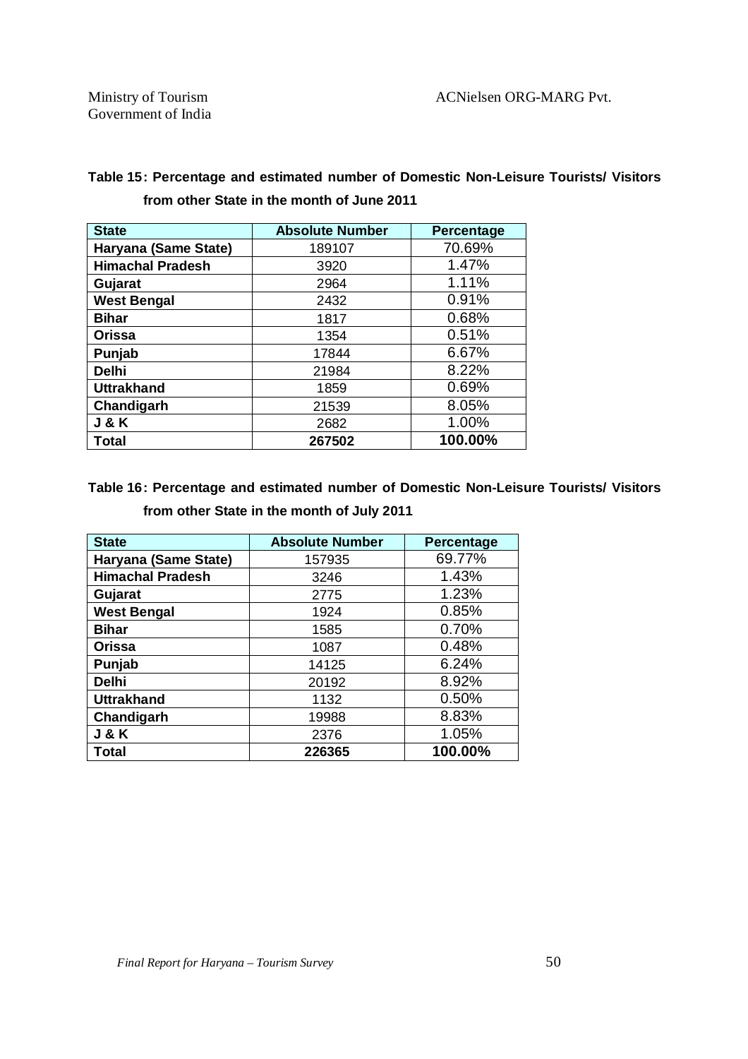**Table 15: Percentage and estimated number of Domestic Non-Leisure Tourists/ Visitors from other State in the month of June 2011**

| State | Absolute Number | Percentage |
|---|---|---|
| Haryana (Same State) | 189107 | 70.69% |
| Himachal Pradesh | 3920 | 1.47% |
| Gujarat | 2964 | 1.11% |
| West Bengal | 2432 | 0.91% |
| Bihar | 1817 | 0.68% |
| Orissa | 1354 | 0.51% |
| Punjab | 17844 | 6.67% |
| Delhi | 21984 | 8.22% |
| Uttrakhand | 1859 | 0.69% |
| Chandigarh | 21539 | 8.05% |
| J & K | 2682 | 1.00% |
| **Total** | **267502** | **100.00%** |

**Table 16: Percentage and estimated number of Domestic Non-Leisure Tourists/ Visitors from other State in the month of July 2011**

| State | Absolute Number | Percentage |
|---|---|---|
| Haryana (Same State) | 157935 | 69.77% |
| Himachal Pradesh | 3246 | 1.43% |
| Gujarat | 2775 | 1.23% |
| West Bengal | 1924 | 0.85% |
| Bihar | 1585 | 0.70% |
| Orissa | 1087 | 0.48% |
| Punjab | 14125 | 6.24% |
| Delhi | 20192 | 8.92% |
| Uttrakhand | 1132 | 0.50% |
| Chandigarh | 19988 | 8.83% |
| J & K | 2376 | 1.05% |
| **Total** | **226365** | **100.00%** |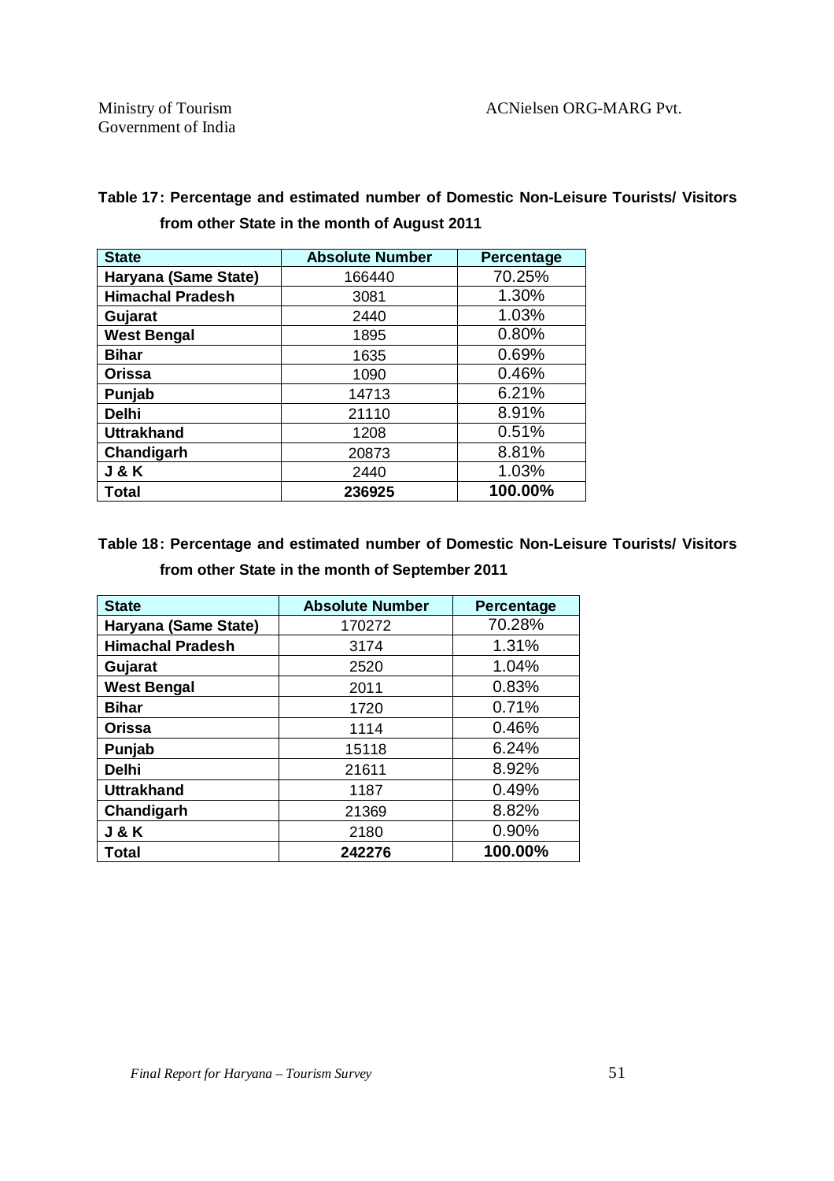**Table 17: Percentage and estimated number of Domestic Non-Leisure Tourists/ Visitors from other State in the month of August 2011**

| State | Absolute Number | Percentage |
|---|---|---|
| Haryana (Same State) | 166440 | 70.25% |
| Himachal Pradesh | 3081 | 1.30% |
| Gujarat | 2440 | 1.03% |
| West Bengal | 1895 | 0.80% |
| Bihar | 1635 | 0.69% |
| Orissa | 1090 | 0.46% |
| Punjab | 14713 | 6.21% |
| Delhi | 21110 | 8.91% |
| Uttrakhand | 1208 | 0.51% |
| Chandigarh | 20873 | 8.81% |
| J & K | 2440 | 1.03% |
| **Total** | **236925** | **100.00%** |

**Table 18: Percentage and estimated number of Domestic Non-Leisure Tourists/ Visitors from other State in the month of September 2011**

| State | Absolute Number | Percentage |
|---|---|---|
| Haryana (Same State) | 170272 | 70.28% |
| Himachal Pradesh | 3174 | 1.31% |
| Gujarat | 2520 | 1.04% |
| West Bengal | 2011 | 0.83% |
| Bihar | 1720 | 0.71% |
| Orissa | 1114 | 0.46% |
| Punjab | 15118 | 6.24% |
| Delhi | 21611 | 8.92% |
| Uttrakhand | 1187 | 0.49% |
| Chandigarh | 21369 | 8.82% |
| J & K | 2180 | 0.90% |
| **Total** | **242276** | **100.00%** |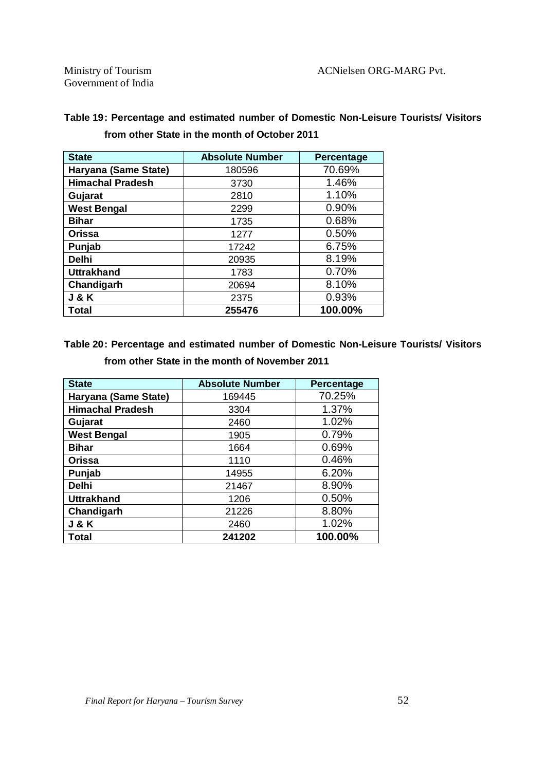**Table 19: Percentage and estimated number of Domestic Non-Leisure Tourists/ Visitors from other State in the month of October 2011**

| State | Absolute Number | Percentage |
|---|---|---|
| Haryana (Same State) | 180596 | 70.69% |
| Himachal Pradesh | 3730 | 1.46% |
| Gujarat | 2810 | 1.10% |
| West Bengal | 2299 | 0.90% |
| Bihar | 1735 | 0.68% |
| Orissa | 1277 | 0.50% |
| Punjab | 17242 | 6.75% |
| Delhi | 20935 | 8.19% |
| Uttrakhand | 1783 | 0.70% |
| Chandigarh | 20694 | 8.10% |
| J & K | 2375 | 0.93% |
| **Total** | **255476** | **100.00%** |

**Table 20: Percentage and estimated number of Domestic Non-Leisure Tourists/ Visitors from other State in the month of November 2011**

| State | Absolute Number | Percentage |
|---|---|---|
| Haryana (Same State) | 169445 | 70.25% |
| Himachal Pradesh | 3304 | 1.37% |
| Gujarat | 2460 | 1.02% |
| West Bengal | 1905 | 0.79% |
| Bihar | 1664 | 0.69% |
| Orissa | 1110 | 0.46% |
| Punjab | 14955 | 6.20% |
| Delhi | 21467 | 8.90% |
| Uttrakhand | 1206 | 0.50% |
| Chandigarh | 21226 | 8.80% |
| J & K | 2460 | 1.02% |
| **Total** | **241202** | **100.00%** |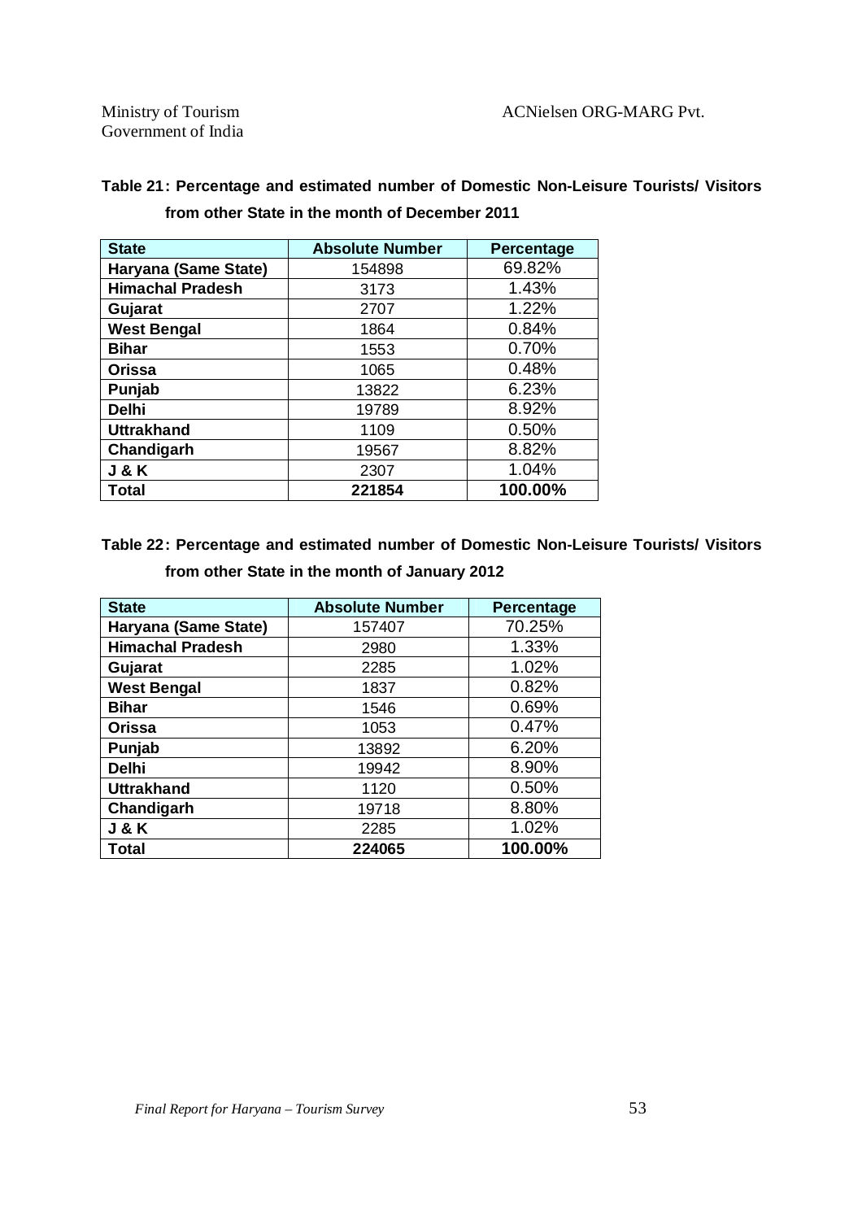**Table 21: Percentage and estimated number of Domestic Non-Leisure Tourists/ Visitors from other State in the month of December 2011**

| State | Absolute Number | Percentage |
|---|---|---|
| Haryana (Same State) | 154898 | 69.82% |
| Himachal Pradesh | 3173 | 1.43% |
| Gujarat | 2707 | 1.22% |
| West Bengal | 1864 | 0.84% |
| Bihar | 1553 | 0.70% |
| Orissa | 1065 | 0.48% |
| Punjab | 13822 | 6.23% |
| Delhi | 19789 | 8.92% |
| Uttrakhand | 1109 | 0.50% |
| Chandigarh | 19567 | 8.82% |
| J & K | 2307 | 1.04% |
| **Total** | **221854** | **100.00%** |

**Table 22: Percentage and estimated number of Domestic Non-Leisure Tourists/ Visitors from other State in the month of January 2012**

| State | Absolute Number | Percentage |
|---|---|---|
| Haryana (Same State) | 157407 | 70.25% |
| Himachal Pradesh | 2980 | 1.33% |
| Gujarat | 2285 | 1.02% |
| West Bengal | 1837 | 0.82% |
| Bihar | 1546 | 0.69% |
| Orissa | 1053 | 0.47% |
| Punjab | 13892 | 6.20% |
| Delhi | 19942 | 8.90% |
| Uttrakhand | 1120 | 0.50% |
| Chandigarh | 19718 | 8.80% |
| J & K | 2285 | 1.02% |
| **Total** | **224065** | **100.00%** |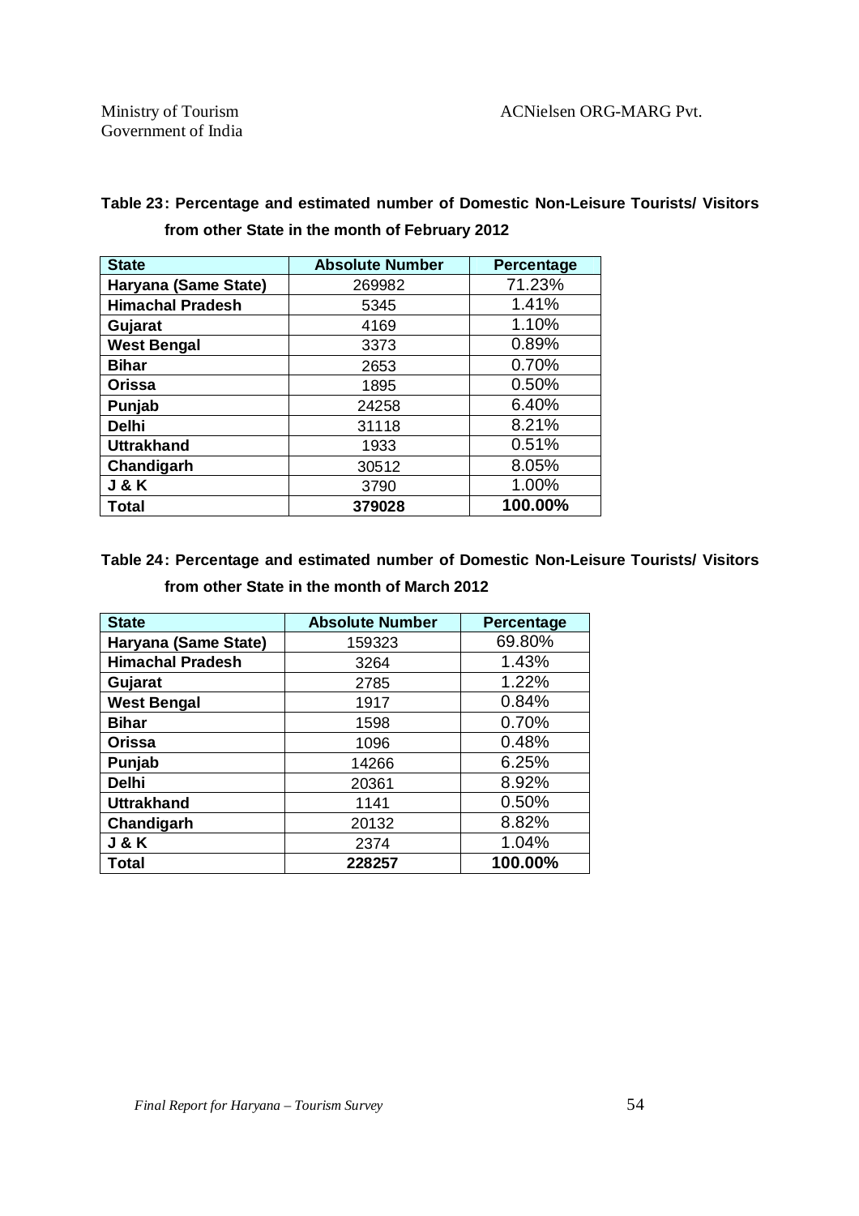**Table 23: Percentage and estimated number of Domestic Non-Leisure Tourists/ Visitors from other State in the month of February 2012**

| State | Absolute Number | Percentage |
|---|---|---|
| Haryana (Same State) | 269982 | 71.23% |
| Himachal Pradesh | 5345 | 1.41% |
| Gujarat | 4169 | 1.10% |
| West Bengal | 3373 | 0.89% |
| Bihar | 2653 | 0.70% |
| Orissa | 1895 | 0.50% |
| Punjab | 24258 | 6.40% |
| Delhi | 31118 | 8.21% |
| Uttrakhand | 1933 | 0.51% |
| Chandigarh | 30512 | 8.05% |
| J & K | 3790 | 1.00% |
| **Total** | **379028** | **100.00%** |

**Table 24: Percentage and estimated number of Domestic Non-Leisure Tourists/ Visitors from other State in the month of March 2012**

| State | Absolute Number | Percentage |
|---|---|---|
| Haryana (Same State) | 159323 | 69.80% |
| Himachal Pradesh | 3264 | 1.43% |
| Gujarat | 2785 | 1.22% |
| West Bengal | 1917 | 0.84% |
| Bihar | 1598 | 0.70% |
| Orissa | 1096 | 0.48% |
| Punjab | 14266 | 6.25% |
| Delhi | 20361 | 8.92% |
| Uttrakhand | 1141 | 0.50% |
| Chandigarh | 20132 | 8.82% |
| J & K | 2374 | 1.04% |
| **Total** | **228257** | **100.00%** |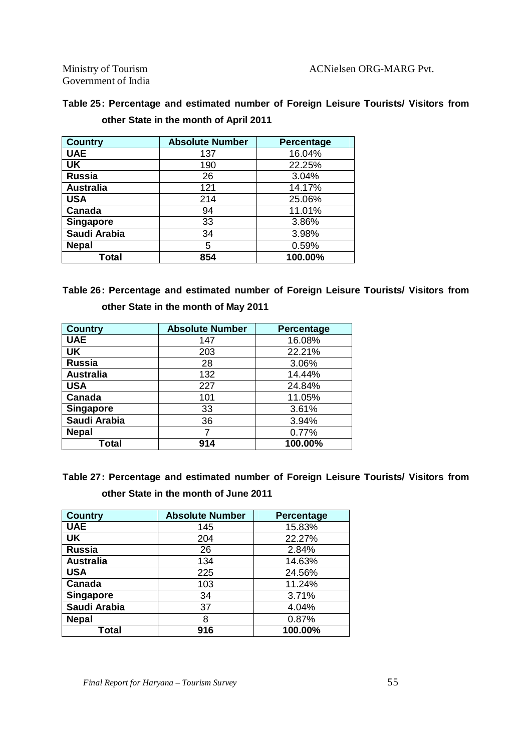**Table 25: Percentage and estimated number of Foreign Leisure Tourists/ Visitors from other State in the month of April 2011**

| Country | Absolute Number | Percentage |
|---|---|---|
| UAE | 137 | 16.04% |
| UK | 190 | 22.25% |
| Russia | 26 | 3.04% |
| Australia | 121 | 14.17% |
| USA | 214 | 25.06% |
| Canada | 94 | 11.01% |
| Singapore | 33 | 3.86% |
| Saudi Arabia | 34 | 3.98% |
| Nepal | 5 | 0.59% |
| **Total** | **854** | **100.00%** |

**Table 26: Percentage and estimated number of Foreign Leisure Tourists/ Visitors from other State in the month of May 2011**

| Country | Absolute Number | Percentage |
|---|---|---|
| UAE | 147 | 16.08% |
| UK | 203 | 22.21% |
| Russia | 28 | 3.06% |
| Australia | 132 | 14.44% |
| USA | 227 | 24.84% |
| Canada | 101 | 11.05% |
| Singapore | 33 | 3.61% |
| Saudi Arabia | 36 | 3.94% |
| Nepal | 7 | 0.77% |
| **Total** | **914** | **100.00%** |

**Table 27: Percentage and estimated number of Foreign Leisure Tourists/ Visitors from other State in the month of June 2011**

| Country | Absolute Number | Percentage |
|---|---|---|
| UAE | 145 | 15.83% |
| UK | 204 | 22.27% |
| Russia | 26 | 2.84% |
| Australia | 134 | 14.63% |
| USA | 225 | 24.56% |
| Canada | 103 | 11.24% |
| Singapore | 34 | 3.71% |
| Saudi Arabia | 37 | 4.04% |
| Nepal | 8 | 0.87% |
| **Total** | **916** | **100.00%** |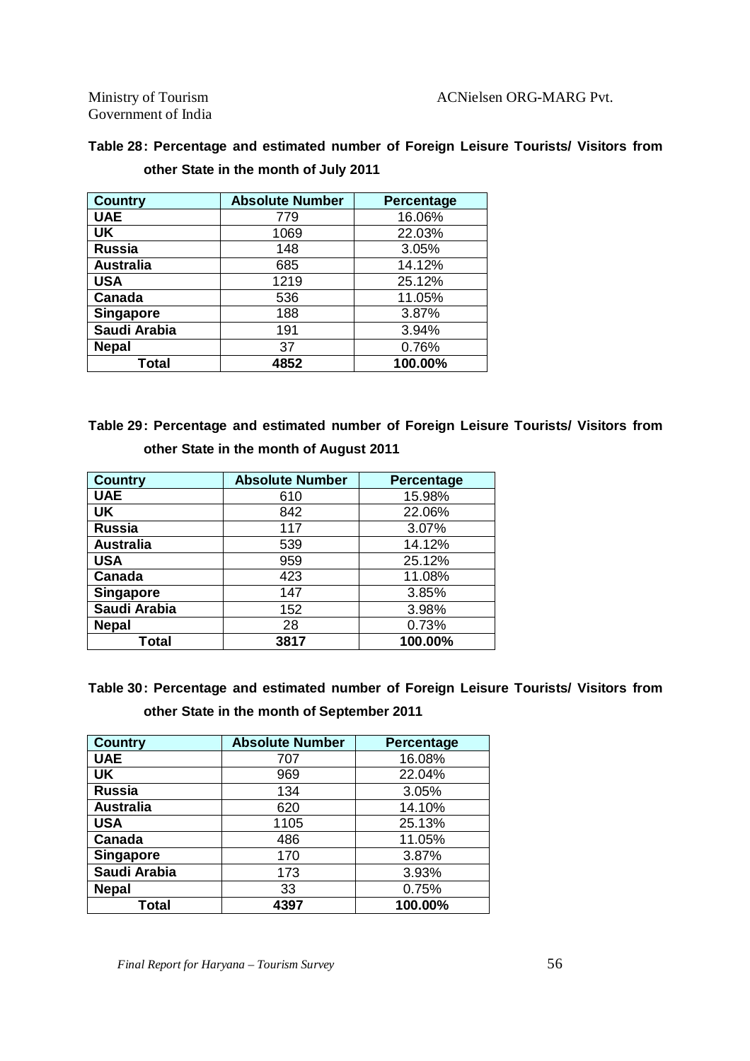**Table 28: Percentage and estimated number of Foreign Leisure Tourists/ Visitors from other State in the month of July 2011**

| Country | Absolute Number | Percentage |
|---|---|---|
| **UAE** | 779 | 16.06% |
| **UK** | 1069 | 22.03% |
| **Russia** | 148 | 3.05% |
| **Australia** | 685 | 14.12% |
| **USA** | 1219 | 25.12% |
| **Canada** | 536 | 11.05% |
| **Singapore** | 188 | 3.87% |
| **Saudi Arabia** | 191 | 3.94% |
| **Nepal** | 37 | 0.76% |
| **Total** | **4852** | **100.00%** |

**Table 29: Percentage and estimated number of Foreign Leisure Tourists/ Visitors from other State in the month of August 2011**

| Country | Absolute Number | Percentage |
|---|---|---|
| **UAE** | 610 | 15.98% |
| **UK** | 842 | 22.06% |
| **Russia** | 117 | 3.07% |
| **Australia** | 539 | 14.12% |
| **USA** | 959 | 25.12% |
| **Canada** | 423 | 11.08% |
| **Singapore** | 147 | 3.85% |
| **Saudi Arabia** | 152 | 3.98% |
| **Nepal** | 28 | 0.73% |
| **Total** | **3817** | **100.00%** |

**Table 30: Percentage and estimated number of Foreign Leisure Tourists/ Visitors from other State in the month of September 2011**

| Country | Absolute Number | Percentage |
|---|---|---|
| **UAE** | 707 | 16.08% |
| **UK** | 969 | 22.04% |
| **Russia** | 134 | 3.05% |
| **Australia** | 620 | 14.10% |
| **USA** | 1105 | 25.13% |
| **Canada** | 486 | 11.05% |
| **Singapore** | 170 | 3.87% |
| **Saudi Arabia** | 173 | 3.93% |
| **Nepal** | 33 | 0.75% |
| **Total** | **4397** | **100.00%** |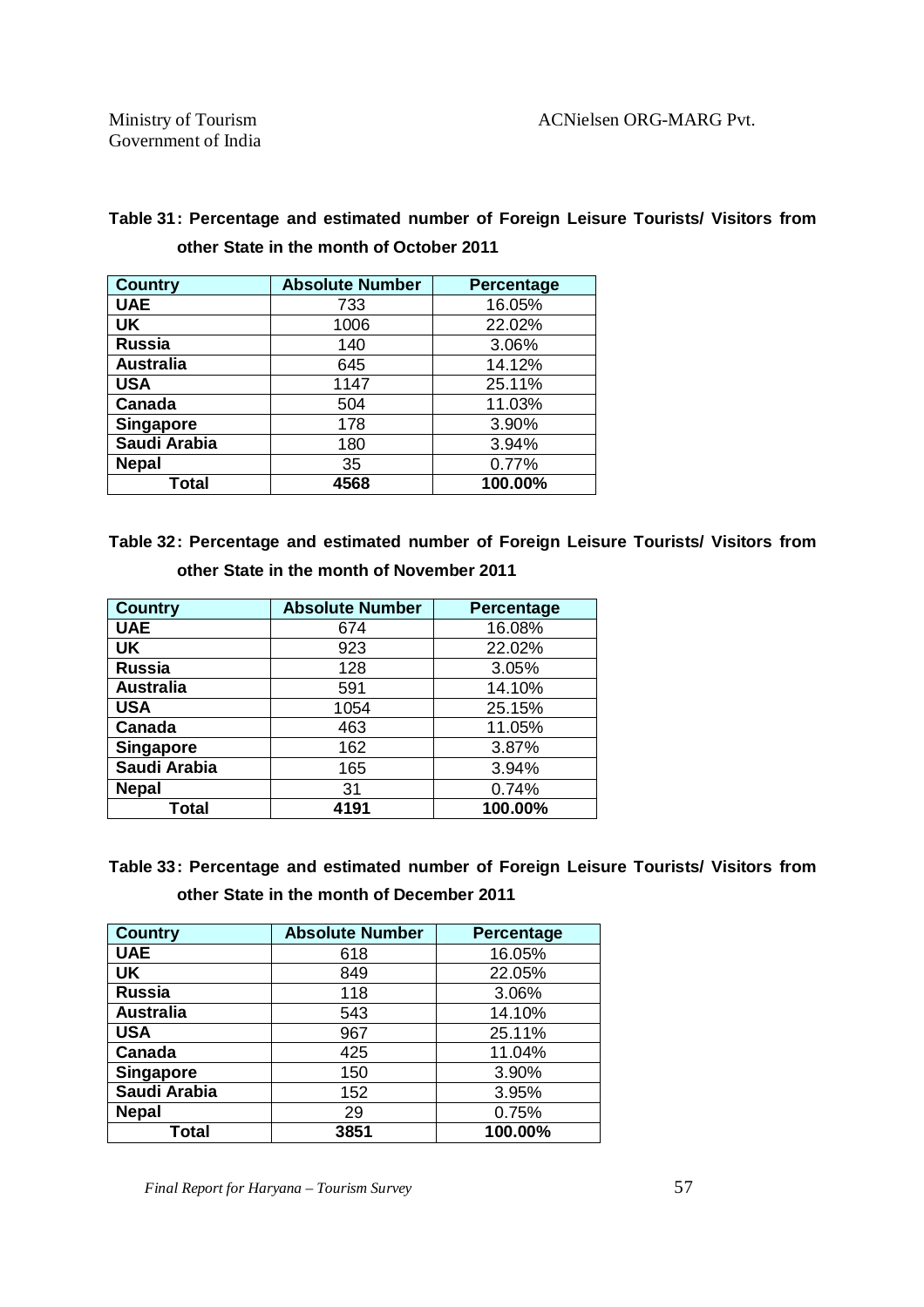**Table 31: Percentage and estimated number of Foreign Leisure Tourists/ Visitors from other State in the month of October 2011**

| Country | Absolute Number | Percentage |
|---|---|---|
| UAE | 733 | 16.05% |
| UK | 1006 | 22.02% |
| Russia | 140 | 3.06% |
| Australia | 645 | 14.12% |
| USA | 1147 | 25.11% |
| Canada | 504 | 11.03% |
| Singapore | 178 | 3.90% |
| Saudi Arabia | 180 | 3.94% |
| Nepal | 35 | 0.77% |
| **Total** | **4568** | **100.00%** |

**Table 32: Percentage and estimated number of Foreign Leisure Tourists/ Visitors from other State in the month of November 2011**

| Country | Absolute Number | Percentage |
|---|---|---|
| UAE | 674 | 16.08% |
| UK | 923 | 22.02% |
| Russia | 128 | 3.05% |
| Australia | 591 | 14.10% |
| USA | 1054 | 25.15% |
| Canada | 463 | 11.05% |
| Singapore | 162 | 3.87% |
| Saudi Arabia | 165 | 3.94% |
| Nepal | 31 | 0.74% |
| **Total** | **4191** | **100.00%** |

**Table 33: Percentage and estimated number of Foreign Leisure Tourists/ Visitors from other State in the month of December 2011**

| Country | Absolute Number | Percentage |
|---|---|---|
| UAE | 618 | 16.05% |
| UK | 849 | 22.05% |
| Russia | 118 | 3.06% |
| Australia | 543 | 14.10% |
| USA | 967 | 25.11% |
| Canada | 425 | 11.04% |
| Singapore | 150 | 3.90% |
| Saudi Arabia | 152 | 3.95% |
| Nepal | 29 | 0.75% |
| **Total** | **3851** | **100.00%** |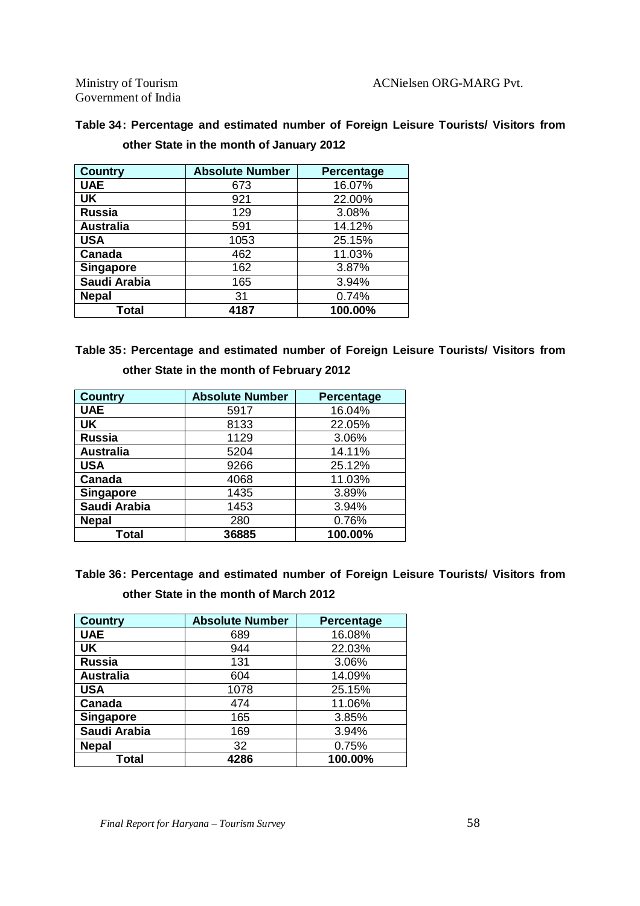**Table 34: Percentage and estimated number of Foreign Leisure Tourists/ Visitors from other State in the month of January 2012**

| Country | Absolute Number | Percentage |
|---|---|---|
| UAE | 673 | 16.07% |
| UK | 921 | 22.00% |
| Russia | 129 | 3.08% |
| Australia | 591 | 14.12% |
| USA | 1053 | 25.15% |
| Canada | 462 | 11.03% |
| Singapore | 162 | 3.87% |
| Saudi Arabia | 165 | 3.94% |
| Nepal | 31 | 0.74% |
| **Total** | **4187** | **100.00%** |

**Table 35: Percentage and estimated number of Foreign Leisure Tourists/ Visitors from other State in the month of February 2012**

| Country | Absolute Number | Percentage |
|---|---|---|
| UAE | 5917 | 16.04% |
| UK | 8133 | 22.05% |
| Russia | 1129 | 3.06% |
| Australia | 5204 | 14.11% |
| USA | 9266 | 25.12% |
| Canada | 4068 | 11.03% |
| Singapore | 1435 | 3.89% |
| Saudi Arabia | 1453 | 3.94% |
| Nepal | 280 | 0.76% |
| **Total** | **36885** | **100.00%** |

**Table 36: Percentage and estimated number of Foreign Leisure Tourists/ Visitors from other State in the month of March 2012**

| Country | Absolute Number | Percentage |
|---|---|---|
| UAE | 689 | 16.08% |
| UK | 944 | 22.03% |
| Russia | 131 | 3.06% |
| Australia | 604 | 14.09% |
| USA | 1078 | 25.15% |
| Canada | 474 | 11.06% |
| Singapore | 165 | 3.85% |
| Saudi Arabia | 169 | 3.94% |
| Nepal | 32 | 0.75% |
| **Total** | **4286** | **100.00%** |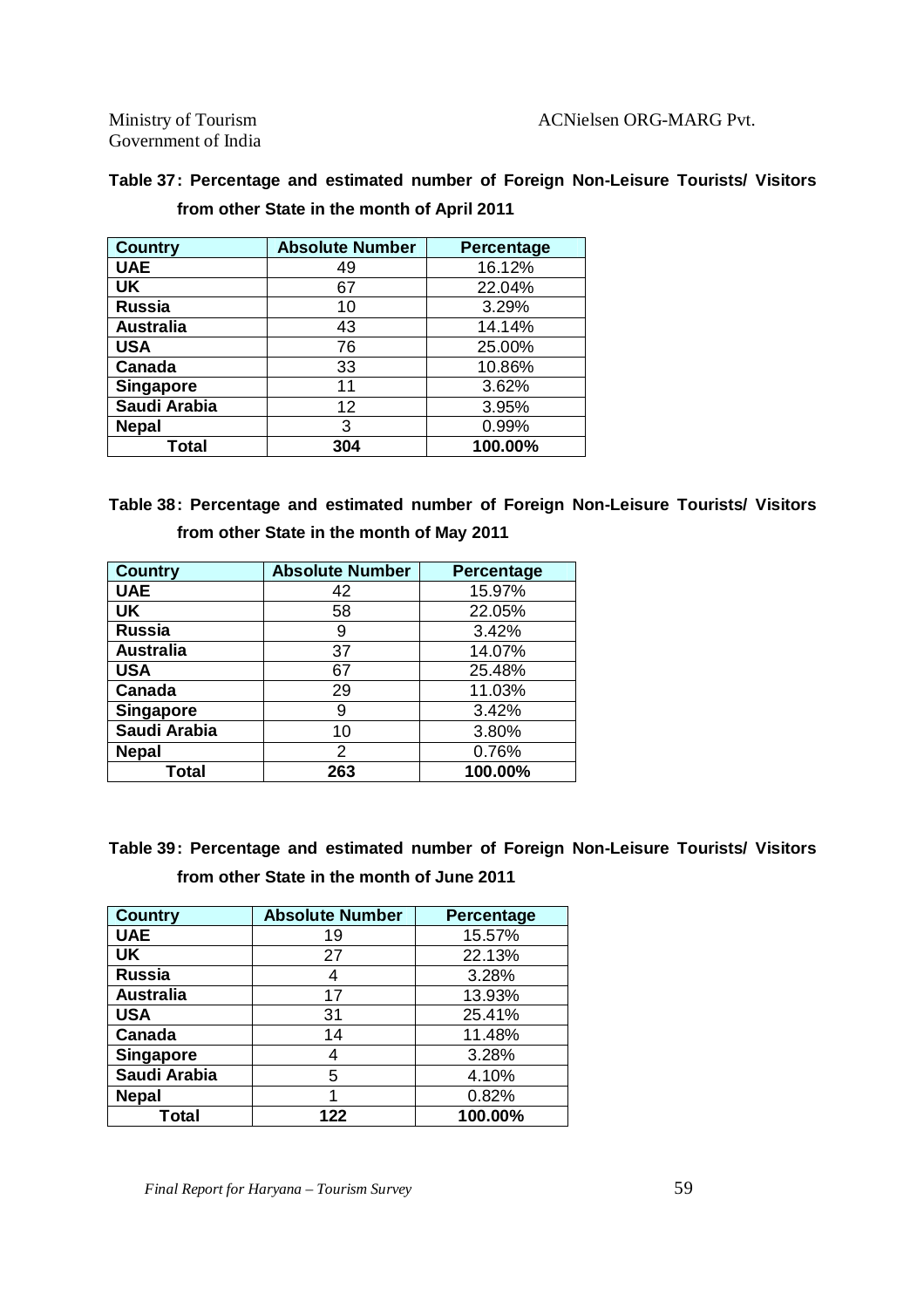**Table 37: Percentage and estimated number of Foreign Non-Leisure Tourists/ Visitors from other State in the month of April 2011**

| Country | Absolute Number | Percentage |
|---|---|---|
| UAE | 49 | 16.12% |
| UK | 67 | 22.04% |
| Russia | 10 | 3.29% |
| Australia | 43 | 14.14% |
| USA | 76 | 25.00% |
| Canada | 33 | 10.86% |
| Singapore | 11 | 3.62% |
| Saudi Arabia | 12 | 3.95% |
| Nepal | 3 | 0.99% |
| **Total** | **304** | **100.00%** |

**Table 38: Percentage and estimated number of Foreign Non-Leisure Tourists/ Visitors from other State in the month of May 2011**

| Country | Absolute Number | Percentage |
|---|---|---|
| UAE | 42 | 15.97% |
| UK | 58 | 22.05% |
| Russia | 9 | 3.42% |
| Australia | 37 | 14.07% |
| USA | 67 | 25.48% |
| Canada | 29 | 11.03% |
| Singapore | 9 | 3.42% |
| Saudi Arabia | 10 | 3.80% |
| Nepal | 2 | 0.76% |
| **Total** | **263** | **100.00%** |

**Table 39: Percentage and estimated number of Foreign Non-Leisure Tourists/ Visitors from other State in the month of June 2011**

| Country | Absolute Number | Percentage |
|---|---|---|
| UAE | 19 | 15.57% |
| UK | 27 | 22.13% |
| Russia | 4 | 3.28% |
| Australia | 17 | 13.93% |
| USA | 31 | 25.41% |
| Canada | 14 | 11.48% |
| Singapore | 4 | 3.28% |
| Saudi Arabia | 5 | 4.10% |
| Nepal | 1 | 0.82% |
| **Total** | **122** | **100.00%** |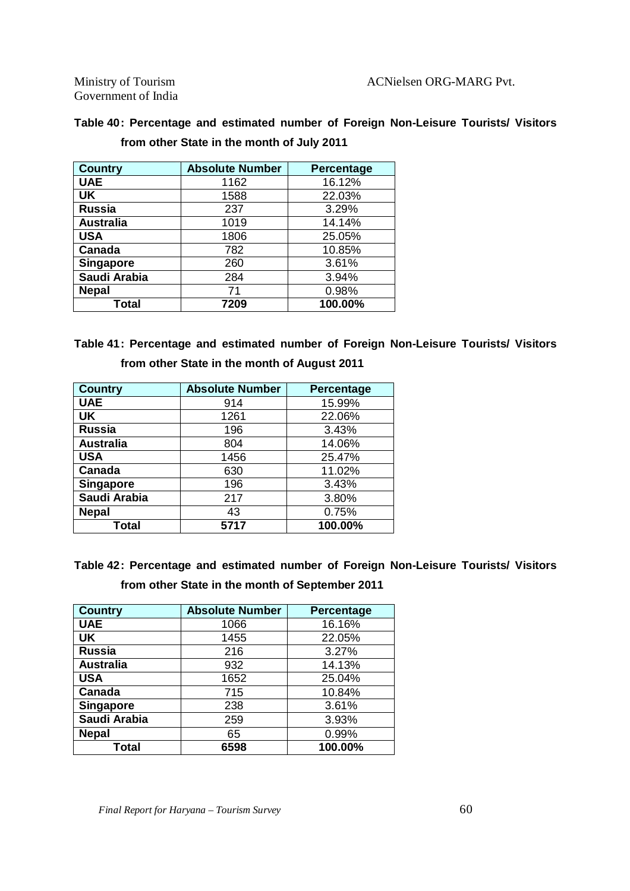**Table 40: Percentage and estimated number of Foreign Non-Leisure Tourists/ Visitors from other State in the month of July 2011**

| Country | Absolute Number | Percentage |
|---|---|---|
| UAE | 1162 | 16.12% |
| UK | 1588 | 22.03% |
| Russia | 237 | 3.29% |
| Australia | 1019 | 14.14% |
| USA | 1806 | 25.05% |
| Canada | 782 | 10.85% |
| Singapore | 260 | 3.61% |
| Saudi Arabia | 284 | 3.94% |
| Nepal | 71 | 0.98% |
| **Total** | **7209** | **100.00%** |

**Table 41: Percentage and estimated number of Foreign Non-Leisure Tourists/ Visitors from other State in the month of August 2011**

| Country | Absolute Number | Percentage |
|---|---|---|
| UAE | 914 | 15.99% |
| UK | 1261 | 22.06% |
| Russia | 196 | 3.43% |
| Australia | 804 | 14.06% |
| USA | 1456 | 25.47% |
| Canada | 630 | 11.02% |
| Singapore | 196 | 3.43% |
| Saudi Arabia | 217 | 3.80% |
| Nepal | 43 | 0.75% |
| **Total** | **5717** | **100.00%** |

**Table 42: Percentage and estimated number of Foreign Non-Leisure Tourists/ Visitors from other State in the month of September 2011**

| Country | Absolute Number | Percentage |
|---|---|---|
| UAE | 1066 | 16.16% |
| UK | 1455 | 22.05% |
| Russia | 216 | 3.27% |
| Australia | 932 | 14.13% |
| USA | 1652 | 25.04% |
| Canada | 715 | 10.84% |
| Singapore | 238 | 3.61% |
| Saudi Arabia | 259 | 3.93% |
| Nepal | 65 | 0.99% |
| **Total** | **6598** | **100.00%** |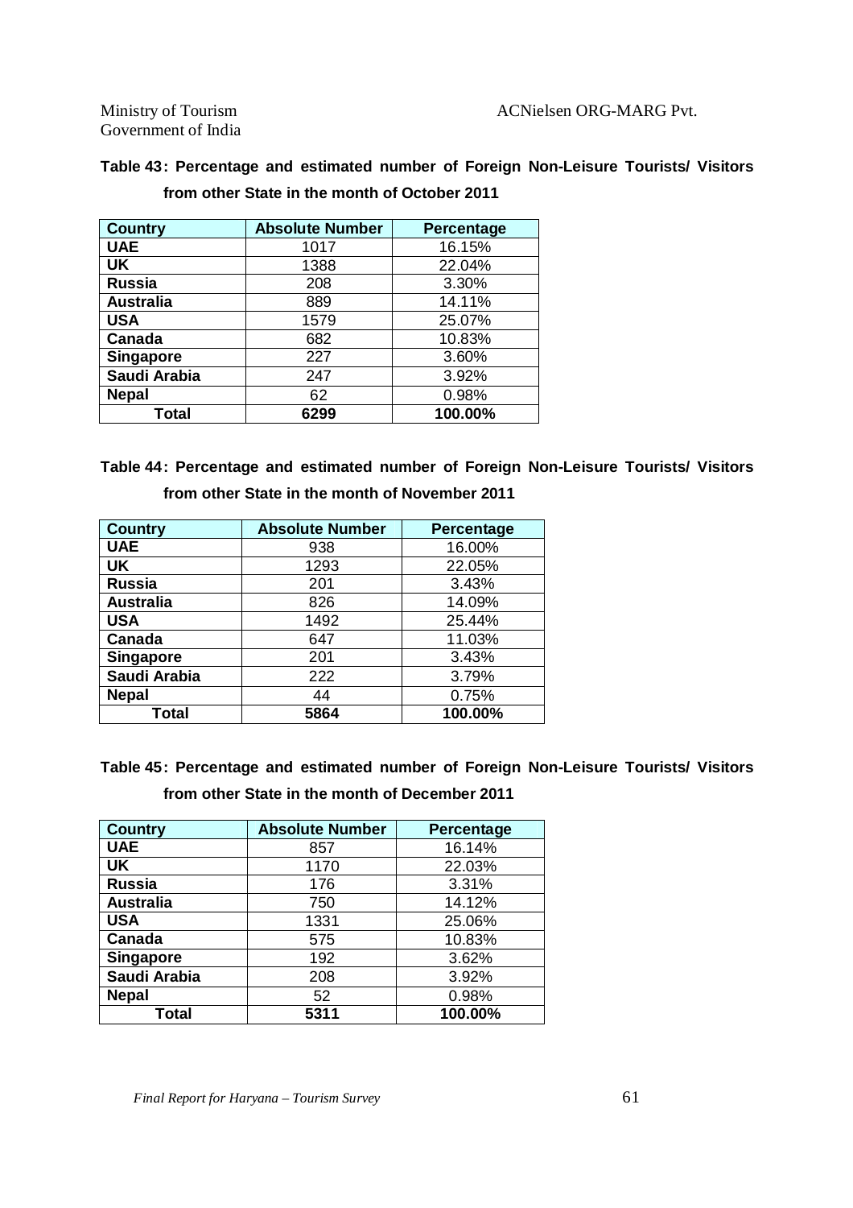**Table 43: Percentage and estimated number of Foreign Non-Leisure Tourists/ Visitors from other State in the month of October 2011**

| Country | Absolute Number | Percentage |
|---|---|---|
| **UAE** | 1017 | 16.15% |
| **UK** | 1388 | 22.04% |
| **Russia** | 208 | 3.30% |
| **Australia** | 889 | 14.11% |
| **USA** | 1579 | 25.07% |
| **Canada** | 682 | 10.83% |
| **Singapore** | 227 | 3.60% |
| **Saudi Arabia** | 247 | 3.92% |
| **Nepal** | 62 | 0.98% |
| **Total** | **6299** | **100.00%** |

**Table 44: Percentage and estimated number of Foreign Non-Leisure Tourists/ Visitors from other State in the month of November 2011**

| Country | Absolute Number | Percentage |
|---|---|---|
| **UAE** | 938 | 16.00% |
| **UK** | 1293 | 22.05% |
| **Russia** | 201 | 3.43% |
| **Australia** | 826 | 14.09% |
| **USA** | 1492 | 25.44% |
| **Canada** | 647 | 11.03% |
| **Singapore** | 201 | 3.43% |
| **Saudi Arabia** | 222 | 3.79% |
| **Nepal** | 44 | 0.75% |
| **Total** | **5864** | **100.00%** |

**Table 45: Percentage and estimated number of Foreign Non-Leisure Tourists/ Visitors from other State in the month of December 2011**

| Country | Absolute Number | Percentage |
|---|---|---|
| **UAE** | 857 | 16.14% |
| **UK** | 1170 | 22.03% |
| **Russia** | 176 | 3.31% |
| **Australia** | 750 | 14.12% |
| **USA** | 1331 | 25.06% |
| **Canada** | 575 | 10.83% |
| **Singapore** | 192 | 3.62% |
| **Saudi Arabia** | 208 | 3.92% |
| **Nepal** | 52 | 0.98% |
| **Total** | **5311** | **100.00%** |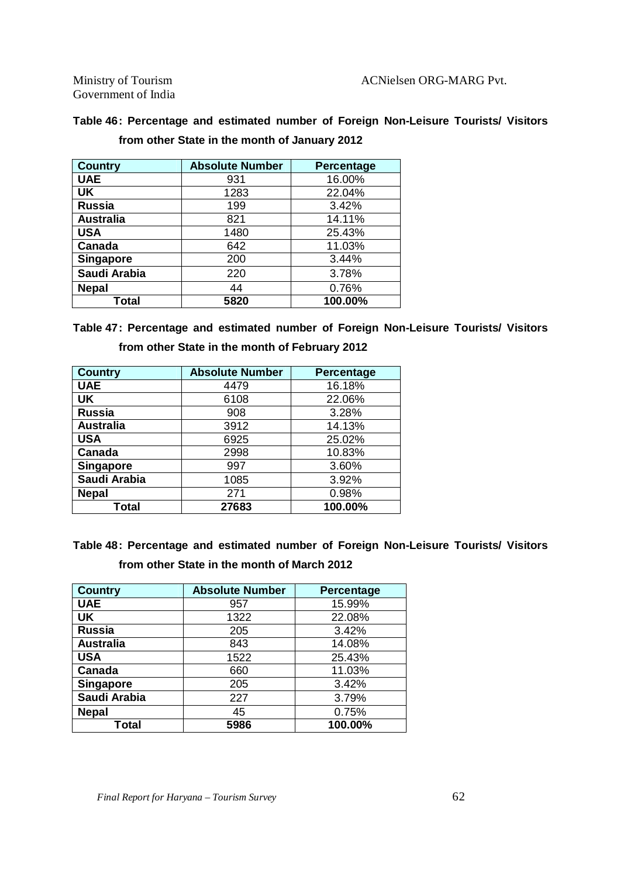**Table 46: Percentage and estimated number of Foreign Non-Leisure Tourists/ Visitors from other State in the month of January 2012**

| Country | Absolute Number | Percentage |
|---|---|---|
| **UAE** | 931 | 16.00% |
| **UK** | 1283 | 22.04% |
| **Russia** | 199 | 3.42% |
| **Australia** | 821 | 14.11% |
| **USA** | 1480 | 25.43% |
| **Canada** | 642 | 11.03% |
| **Singapore** | 200 | 3.44% |
| **Saudi Arabia** | 220 | 3.78% |
| **Nepal** | 44 | 0.76% |
| **Total** | **5820** | **100.00%** |

**Table 47: Percentage and estimated number of Foreign Non-Leisure Tourists/ Visitors from other State in the month of February 2012**

| Country | Absolute Number | Percentage |
|---|---|---|
| **UAE** | 4479 | 16.18% |
| **UK** | 6108 | 22.06% |
| **Russia** | 908 | 3.28% |
| **Australia** | 3912 | 14.13% |
| **USA** | 6925 | 25.02% |
| **Canada** | 2998 | 10.83% |
| **Singapore** | 997 | 3.60% |
| **Saudi Arabia** | 1085 | 3.92% |
| **Nepal** | 271 | 0.98% |
| **Total** | **27683** | **100.00%** |

**Table 48: Percentage and estimated number of Foreign Non-Leisure Tourists/ Visitors from other State in the month of March 2012**

| Country | Absolute Number | Percentage |
|---|---|---|
| **UAE** | 957 | 15.99% |
| **UK** | 1322 | 22.08% |
| **Russia** | 205 | 3.42% |
| **Australia** | 843 | 14.08% |
| **USA** | 1522 | 25.43% |
| **Canada** | 660 | 11.03% |
| **Singapore** | 205 | 3.42% |
| **Saudi Arabia** | 227 | 3.79% |
| **Nepal** | 45 | 0.75% |
| **Total** | **5986** | **100.00%** |